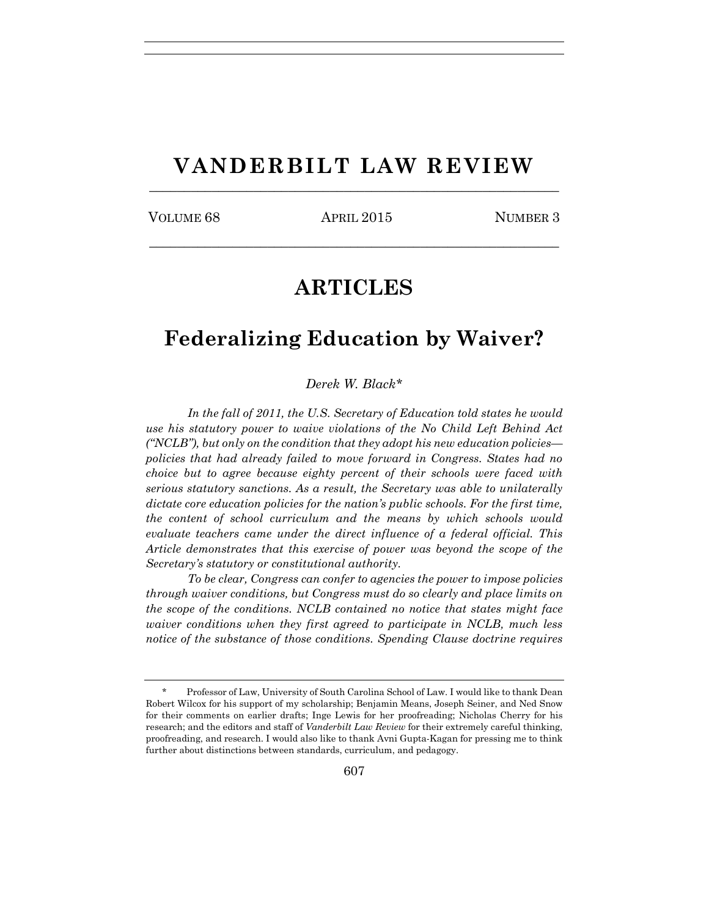# VANDERBILT LAW REVIEW

VOLUME 68 APRIL 2015 NUMBER 3

## ARTICLES

## Federalizing Education by Waiver?

*Derek W. Black\**

*In the fall of 2011, the U.S. Secretary of Education told states he would use his statutory power to waive violations of the No Child Left Behind Act ("NCLB"), but only on the condition that they adopt his new education policies—policies that had already failed to move forward in Congress. States had no choice but to agree because eighty percent of their schools were faced with serious statutory sanctions. As a result, the Secretary was able to unilaterally dictate core education policies for the nation's public schools. For the first time, the content of school curriculum and the means by which schools would evaluate teachers came under the direct influence of a federal official. This Article demonstrates that this exercise of power was beyond the scope of the Secretary's statutory or constitutional authority.*

*To be clear, Congress can confer to agencies the power to impose policies through waiver conditions, but Congress must do so clearly and place limits on the scope of the conditions. NCLB contained no notice that states might face waiver conditions when they first agreed to participate in NCLB, much less notice of the substance of those conditions. Spending Clause doctrine requires*

---

\* Professor of Law, University of South Carolina School of Law. I would like to thank Dean Robert Wilcox for his support of my scholarship; Benjamin Means, Joseph Seiner, and Ned Snow for their comments on earlier drafts; Inge Lewis for her proofreading; Nicholas Cherry for his research; and the editors and staff of *Vanderbilt Law Review* for their extremely careful thinking, proofreading, and research. I would also like to thank Avni Gupta-Kagan for pressing me to think further about distinctions between standards, curriculum, and pedagogy.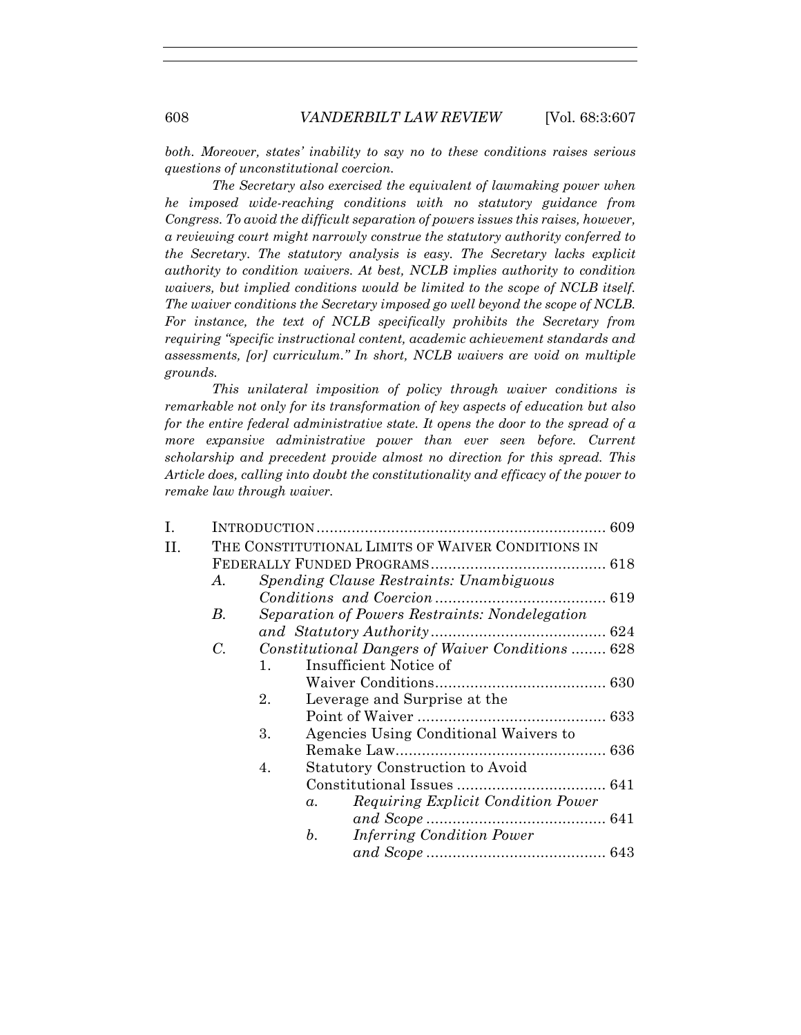*both. Moreover, states' inability to say no to these conditions raises serious questions of unconstitutional coercion.*

*The Secretary also exercised the equivalent of lawmaking power when he imposed wide-reaching conditions with no statutory guidance from Congress. To avoid the difficult separation of powers issues this raises, however, a reviewing court might narrowly construe the statutory authority conferred to the Secretary. The statutory analysis is easy. The Secretary lacks explicit authority to condition waivers. At best, NCLB implies authority to condition waivers, but implied conditions would be limited to the scope of NCLB itself. The waiver conditions the Secretary imposed go well beyond the scope of NCLB. For instance, the text of NCLB specifically prohibits the Secretary from requiring "specific instructional content, academic achievement standards and assessments, [or] curriculum." In short, NCLB waivers are void on multiple grounds.*

*This unilateral imposition of policy through waiver conditions is remarkable not only for its transformation of key aspects of education but also for the entire federal administrative state. It opens the door to the spread of a more expansive administrative power than ever seen before. Current scholarship and precedent provide almost no direction for this spread. This Article does, calling into doubt the constitutionality and efficacy of the power to remake law through waiver.*

- I. INTRODUCTION .......... 609
- II. THE CONSTITUTIONAL LIMITS OF WAIVER CONDITIONS IN FEDERALLY FUNDED PROGRAMS .......... 618
  - A. *Spending Clause Restraints: Unambiguous Conditions and Coercion* .......... 619
  - B. *Separation of Powers Restraints: Nondelegation and Statutory Authority* .......... 624
  - C. *Constitutional Dangers of Waiver Conditions* .......... 628
    - 1. Insufficient Notice of Waiver Conditions .......... 630
    - 2. Leverage and Surprise at the Point of Waiver .......... 633
    - 3. Agencies Using Conditional Waivers to Remake Law .......... 636
    - 4. Statutory Construction to Avoid Constitutional Issues .......... 641
      - a. *Requiring Explicit Condition Power and Scope* .......... 641
      - b. *Inferring Condition Power and Scope* .......... 643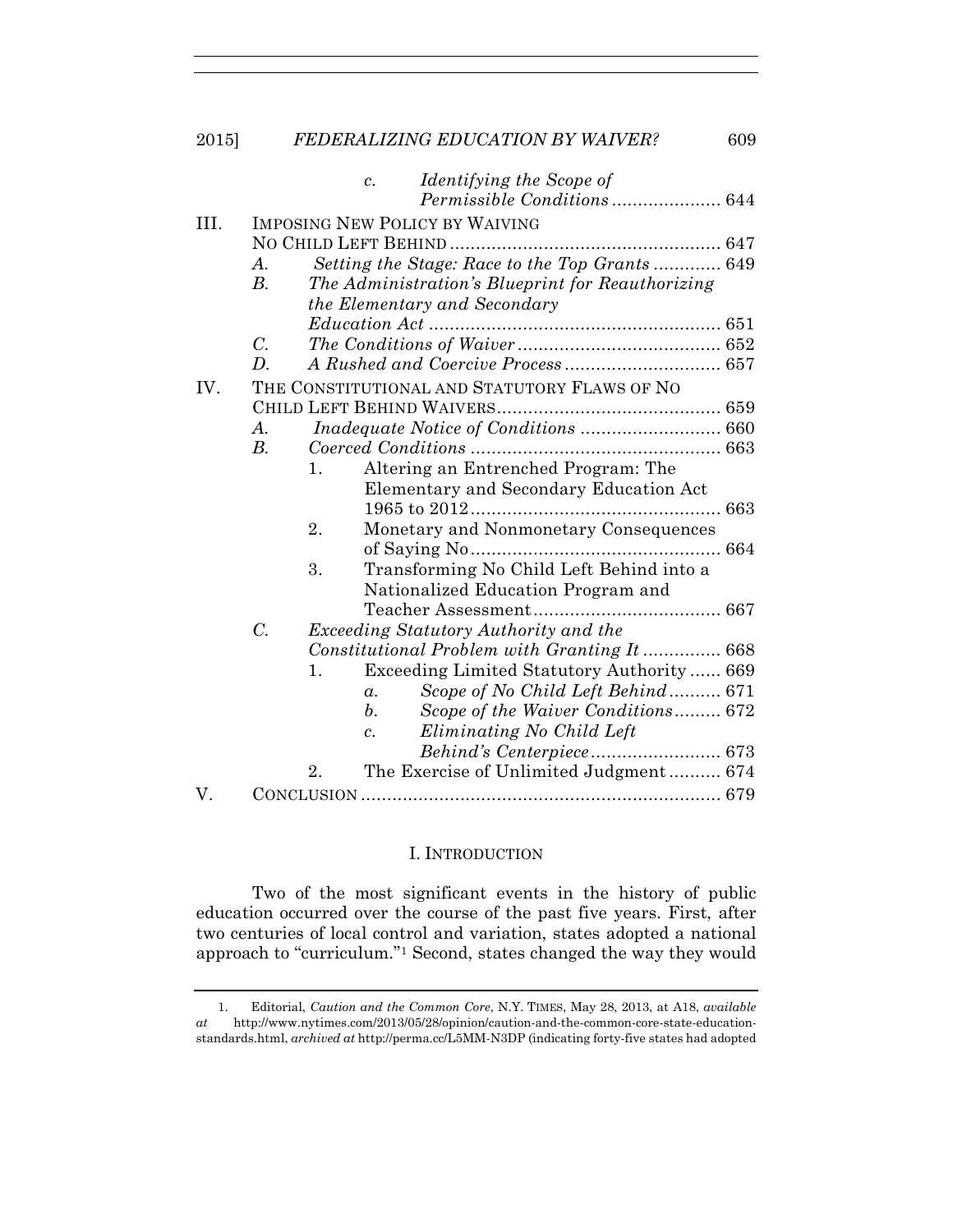c. *Identifying the Scope of Permissible Conditions* .................... 644

III. IMPOSING NEW POLICY BY WAIVING NO CHILD LEFT BEHIND .................................................. 647

A. *Setting the Stage: Race to the Top Grants* ............ 649

B. *The Administration's Blueprint for Reauthorizing the Elementary and Secondary Education Act* ....................................................... 651

C. *The Conditions of Waiver* ....................................... 652

D. *A Rushed and Coercive Process* ............................. 657

IV. THE CONSTITUTIONAL AND STATUTORY FLAWS OF NO CHILD LEFT BEHIND WAIVERS ......................................... 659

A. *Inadequate Notice of Conditions* .......................... 660

B. *Coerced Conditions* ............................................... 663

1. Altering an Entrenched Program: The Elementary and Secondary Education Act 1965 to 2012 ............................................... 663

2. Monetary and Nonmonetary Consequences of Saying No ............................................... 664

3. Transforming No Child Left Behind into a Nationalized Education Program and Teacher Assessment ................................... 667

C. *Exceeding Statutory Authority and the Constitutional Problem with Granting It* .............. 668

1. Exceeding Limited Statutory Authority ...... 669

a. *Scope of No Child Left Behind* .......... 671

b. *Scope of the Waiver Conditions* ......... 672

c. *Eliminating No Child Left Behind's Centerpiece* ........................ 673

2. The Exercise of Unlimited Judgment .......... 674

V. CONCLUSION .................................................................... 679

# I. INTRODUCTION

Two of the most significant events in the history of public education occurred over the course of the past five years. First, after two centuries of local control and variation, states adopted a national approach to "curriculum."[1] Second, states changed the way they would

---

1. Editorial, *Caution and the Common Core*, N.Y. TIMES, May 28, 2013, at A18, *available at* http://www.nytimes.com/2013/05/28/opinion/caution-and-the-common-core-state-education-standards.html, *archived at* http://perma.cc/L5MM-N3DP (indicating forty-five states had adopted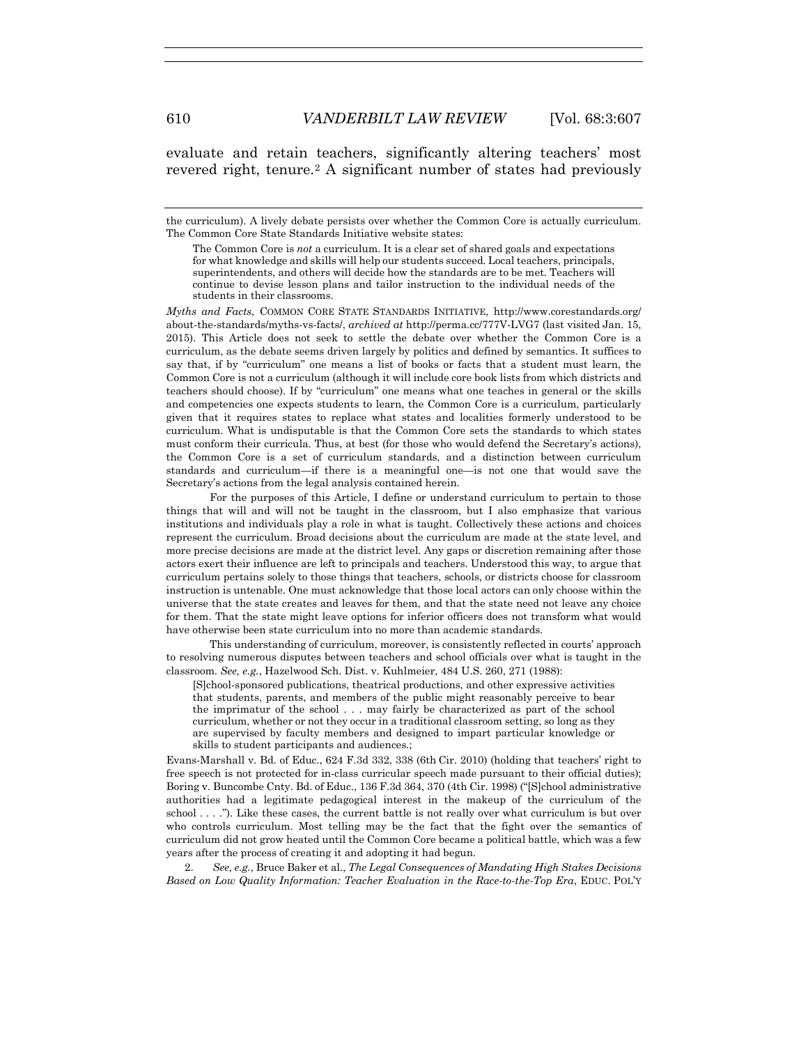evaluate and retain teachers, significantly altering teachers' most revered right, tenure.[2] A significant number of states had previously

---

the curriculum). A lively debate persists over whether the Common Core is actually curriculum. The Common Core State Standards Initiative website states:

> The Common Core is *not* a curriculum. It is a clear set of shared goals and expectations for what knowledge and skills will help our students succeed. Local teachers, principals, superintendents, and others will decide how the standards are to be met. Teachers will continue to devise lesson plans and tailor instruction to the individual needs of the students in their classrooms.

*Myths and Facts*, COMMON CORE STATE STANDARDS INITIATIVE, http://www.corestandards.org/about-the-standards/myths-vs-facts/, *archived at* http://perma.cc/777V-LVG7 (last visited Jan. 15, 2015). This Article does not seek to settle the debate over whether the Common Core is a curriculum, as the debate seems driven largely by politics and defined by semantics. It suffices to say that, if by "curriculum" one means a list of books or facts that a student must learn, the Common Core is not a curriculum (although it will include core book lists from which districts and teachers should choose). If by "curriculum" one means what one teaches in general or the skills and competencies one expects students to learn, the Common Core is a curriculum, particularly given that it requires states to replace what states and localities formerly understood to be curriculum. What is undisputable is that the Common Core sets the standards to which states must conform their curricula. Thus, at best (for those who would defend the Secretary's actions), the Common Core is a set of curriculum standards, and a distinction between curriculum standards and curriculum—if there is a meaningful one—is not one that would save the Secretary's actions from the legal analysis contained herein.

For the purposes of this Article, I define or understand curriculum to pertain to those things that will and will not be taught in the classroom, but I also emphasize that various institutions and individuals play a role in what is taught. Collectively these actions and choices represent the curriculum. Broad decisions about the curriculum are made at the state level, and more precise decisions are made at the district level. Any gaps or discretion remaining after those actors exert their influence are left to principals and teachers. Understood this way, to argue that curriculum pertains solely to those things that teachers, schools, or districts choose for classroom instruction is untenable. One must acknowledge that those local actors can only choose within the universe that the state creates and leaves for them, and that the state need not leave any choice for them. That the state might leave options for inferior officers does not transform what would have otherwise been state curriculum into no more than academic standards.

This understanding of curriculum, moreover, is consistently reflected in courts' approach to resolving numerous disputes between teachers and school officials over what is taught in the classroom. *See, e.g.*, Hazelwood Sch. Dist. v. Kuhlmeier, 484 U.S. 260, 271 (1988):

> [S]chool-sponsored publications, theatrical productions, and other expressive activities that students, parents, and members of the public might reasonably perceive to bear the imprimatur of the school . . . may fairly be characterized as part of the school curriculum, whether or not they occur in a traditional classroom setting, so long as they are supervised by faculty members and designed to impart particular knowledge or skills to student participants and audiences.;

Evans-Marshall v. Bd. of Educ., 624 F.3d 332, 338 (6th Cir. 2010) (holding that teachers' right to free speech is not protected for in-class curricular speech made pursuant to their official duties); Boring v. Buncombe Cnty. Bd. of Educ., 136 F.3d 364, 370 (4th Cir. 1998) ("[S]chool administrative authorities had a legitimate pedagogical interest in the makeup of the curriculum of the school . . . ."). Like these cases, the current battle is not really over what curriculum is but over who controls curriculum. Most telling may be the fact that the fight over the semantics of curriculum did not grow heated until the Common Core became a political battle, which was a few years after the process of creating it and adopting it had begun.

2. *See, e.g.*, Bruce Baker et al., *The Legal Consequences of Mandating High Stakes Decisions Based on Low Quality Information: Teacher Evaluation in the Race-to-the-Top Era*, EDUC. POL'Y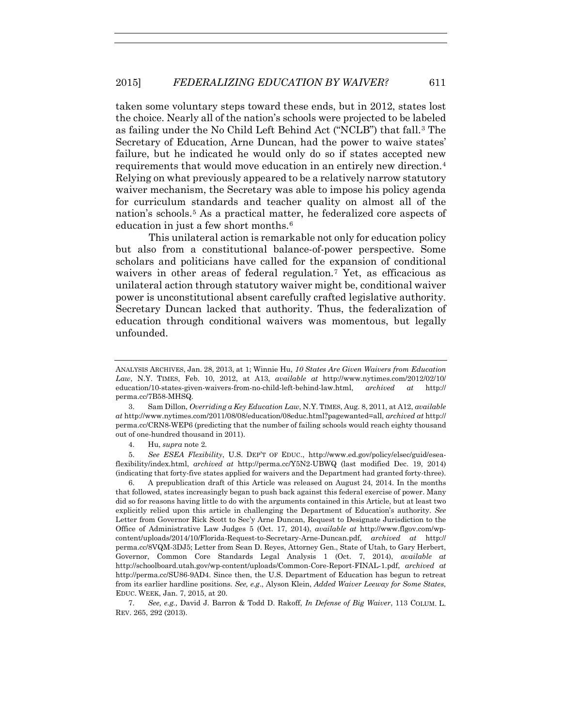taken some voluntary steps toward these ends, but in 2012, states lost the choice. Nearly all of the nation's schools were projected to be labeled as failing under the No Child Left Behind Act ("NCLB") that fall.[3] The Secretary of Education, Arne Duncan, had the power to waive states' failure, but he indicated he would only do so if states accepted new requirements that would move education in an entirely new direction.[4] Relying on what previously appeared to be a relatively narrow statutory waiver mechanism, the Secretary was able to impose his policy agenda for curriculum standards and teacher quality on almost all of the nation's schools.[5] As a practical matter, he federalized core aspects of education in just a few short months.[6]

This unilateral action is remarkable not only for education policy but also from a constitutional balance-of-power perspective. Some scholars and politicians have called for the expansion of conditional waivers in other areas of federal regulation.[7] Yet, as efficacious as unilateral action through statutory waiver might be, conditional waiver power is unconstitutional absent carefully crafted legislative authority. Secretary Duncan lacked that authority. Thus, the federalization of education through conditional waivers was momentous, but legally unfounded.

---

ANALYSIS ARCHIVES, Jan. 28, 2013, at 1; Winnie Hu, *10 States Are Given Waivers from Education Law*, N.Y. TIMES, Feb. 10, 2012, at A13, *available at* http://www.nytimes.com/2012/02/10/education/10-states-given-waivers-from-no-child-left-behind-law.html, *archived at* http://perma.cc/7B58-MHSQ.

3. Sam Dillon, *Overriding a Key Education Law*, N.Y. TIMES, Aug. 8, 2011, at A12, *available at* http://www.nytimes.com/2011/08/08/education/08educ.html?pagewanted=all, *archived at* http://perma.cc/CRN8-WEP6 (predicting that the number of failing schools would reach eighty thousand out of one-hundred thousand in 2011).

4. Hu, *supra* note 2.

5. *See ESEA Flexibility*, U.S. DEP'T OF EDUC., http://www.ed.gov/policy/elsec/guid/esea-flexibility/index.html, *archived at* http://perma.cc/Y5N2-UBWQ (last modified Dec. 19, 2014) (indicating that forty-five states applied for waivers and the Department had granted forty-three).

6. A prepublication draft of this Article was released on August 24, 2014. In the months that followed, states increasingly began to push back against this federal exercise of power. Many did so for reasons having little to do with the arguments contained in this Article, but at least two explicitly relied upon this article in challenging the Department of Education's authority. *See* Letter from Governor Rick Scott to Sec'y Arne Duncan, Request to Designate Jurisdiction to the Office of Administrative Law Judges 5 (Oct. 17, 2014), *available at* http://www.flgov.com/wp-content/uploads/2014/10/Florida-Request-to-Secretary-Arne-Duncan.pdf, *archived at* http://perma.cc/8VQM-3DJ5; Letter from Sean D. Reyes, Attorney Gen., State of Utah, to Gary Herbert, Governor, Common Core Standards Legal Analysis 1 (Oct. 7, 2014), *available at* http://schoolboard.utah.gov/wp-content/uploads/Common-Core-Report-FINAL-1.pdf, *archived at* http://perma.cc/SU86-9AD4. Since then, the U.S. Department of Education has begun to retreat from its earlier hardline positions. *See, e.g.*, Alyson Klein, *Added Waiver Leeway for Some States*, EDUC. WEEK, Jan. 7, 2015, at 20.

7. *See, e.g.*, David J. Barron & Todd D. Rakoff, *In Defense of Big Waiver*, 113 COLUM. L. REV. 265, 292 (2013).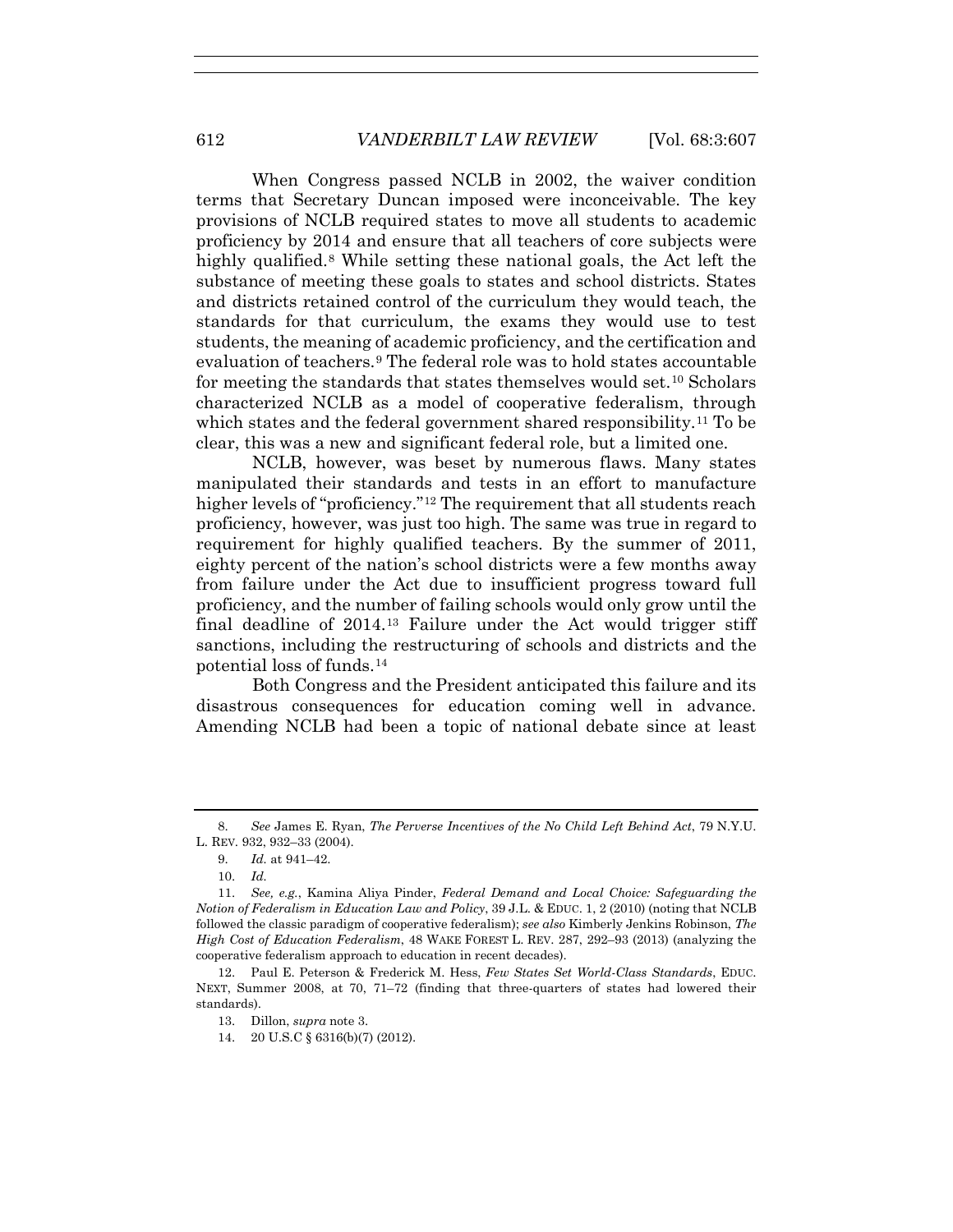When Congress passed NCLB in 2002, the waiver condition terms that Secretary Duncan imposed were inconceivable. The key provisions of NCLB required states to move all students to academic proficiency by 2014 and ensure that all teachers of core subjects were highly qualified.[8] While setting these national goals, the Act left the substance of meeting these goals to states and school districts. States and districts retained control of the curriculum they would teach, the standards for that curriculum, the exams they would use to test students, the meaning of academic proficiency, and the certification and evaluation of teachers.[9] The federal role was to hold states accountable for meeting the standards that states themselves would set.[10] Scholars characterized NCLB as a model of cooperative federalism, through which states and the federal government shared responsibility.[11] To be clear, this was a new and significant federal role, but a limited one.

NCLB, however, was beset by numerous flaws. Many states manipulated their standards and tests in an effort to manufacture higher levels of "proficiency."[12] The requirement that all students reach proficiency, however, was just too high. The same was true in regard to requirement for highly qualified teachers. By the summer of 2011, eighty percent of the nation's school districts were a few months away from failure under the Act due to insufficient progress toward full proficiency, and the number of failing schools would only grow until the final deadline of 2014.[13] Failure under the Act would trigger stiff sanctions, including the restructuring of schools and districts and the potential loss of funds.[14]

Both Congress and the President anticipated this failure and its disastrous consequences for education coming well in advance. Amending NCLB had been a topic of national debate since at least

---

8. *See* James E. Ryan, *The Perverse Incentives of the No Child Left Behind Act*, 79 N.Y.U. L. REV. 932, 932–33 (2004).

9. *Id.* at 941–42.

10. *Id.*

11. *See, e.g.*, Kamina Aliya Pinder, *Federal Demand and Local Choice: Safeguarding the Notion of Federalism in Education Law and Policy*, 39 J.L. & EDUC. 1, 2 (2010) (noting that NCLB followed the classic paradigm of cooperative federalism); *see also* Kimberly Jenkins Robinson, *The High Cost of Education Federalism*, 48 WAKE FOREST L. REV. 287, 292–93 (2013) (analyzing the cooperative federalism approach to education in recent decades).

12. Paul E. Peterson & Frederick M. Hess, *Few States Set World-Class Standards*, EDUC. NEXT, Summer 2008, at 70, 71–72 (finding that three-quarters of states had lowered their standards).

13. Dillon, *supra* note 3.

14. 20 U.S.C § 6316(b)(7) (2012).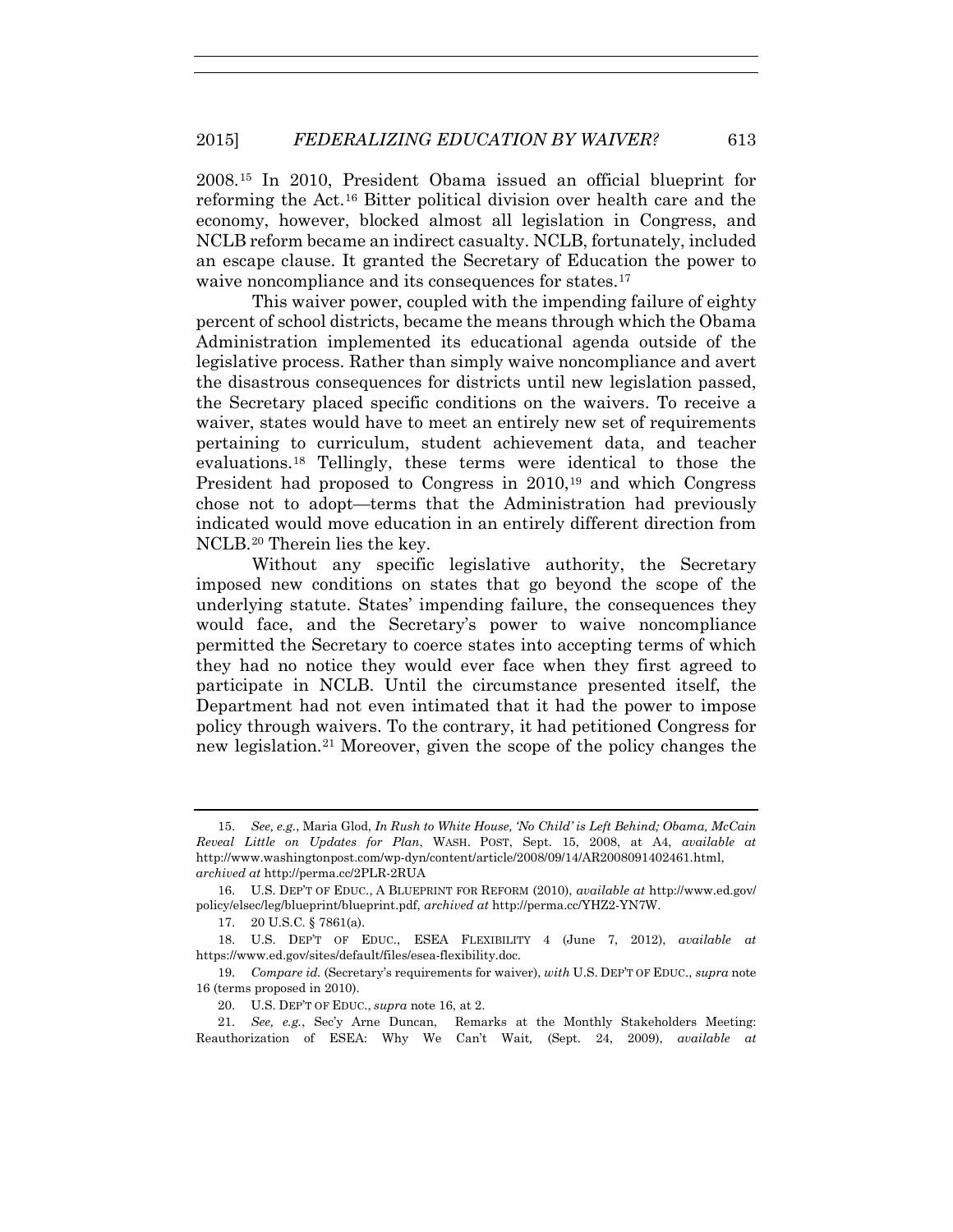2008.[15] In 2010, President Obama issued an official blueprint for reforming the Act.[16] Bitter political division over health care and the economy, however, blocked almost all legislation in Congress, and NCLB reform became an indirect casualty. NCLB, fortunately, included an escape clause. It granted the Secretary of Education the power to waive noncompliance and its consequences for states.[17]

This waiver power, coupled with the impending failure of eighty percent of school districts, became the means through which the Obama Administration implemented its educational agenda outside of the legislative process. Rather than simply waive noncompliance and avert the disastrous consequences for districts until new legislation passed, the Secretary placed specific conditions on the waivers. To receive a waiver, states would have to meet an entirely new set of requirements pertaining to curriculum, student achievement data, and teacher evaluations.[18] Tellingly, these terms were identical to those the President had proposed to Congress in 2010,[19] and which Congress chose not to adopt—terms that the Administration had previously indicated would move education in an entirely different direction from NCLB.[20] Therein lies the key.

Without any specific legislative authority, the Secretary imposed new conditions on states that go beyond the scope of the underlying statute. States' impending failure, the consequences they would face, and the Secretary's power to waive noncompliance permitted the Secretary to coerce states into accepting terms of which they had no notice they would ever face when they first agreed to participate in NCLB. Until the circumstance presented itself, the Department had not even intimated that it had the power to impose policy through waivers. To the contrary, it had petitioned Congress for new legislation.[21] Moreover, given the scope of the policy changes the

---

15. *See, e.g.*, Maria Glod, *In Rush to White House, 'No Child' is Left Behind; Obama, McCain Reveal Little on Updates for Plan*, WASH. POST, Sept. 15, 2008, at A4, *available at* http://www.washingtonpost.com/wp-dyn/content/article/2008/09/14/AR2008091402461.html, *archived at* http://perma.cc/2PLR-2RUA

16. U.S. DEP'T OF EDUC., A BLUEPRINT FOR REFORM (2010), *available at* http://www.ed.gov/policy/elsec/leg/blueprint/blueprint.pdf, *archived at* http://perma.cc/YHZ2-YN7W.

17. 20 U.S.C. § 7861(a).

18. U.S. DEP'T OF EDUC., ESEA FLEXIBILITY 4 (June 7, 2012), *available at* https://www.ed.gov/sites/default/files/esea-flexibility.doc.

19. *Compare id.* (Secretary's requirements for waiver), *with* U.S. DEP'T OF EDUC., *supra* note 16 (terms proposed in 2010).

20. U.S. DEP'T OF EDUC., *supra* note 16, at 2.

21. *See, e.g.*, Sec'y Arne Duncan, Remarks at the Monthly Stakeholders Meeting: Reauthorization of ESEA: Why We Can't Wait, (Sept. 24, 2009), *available at*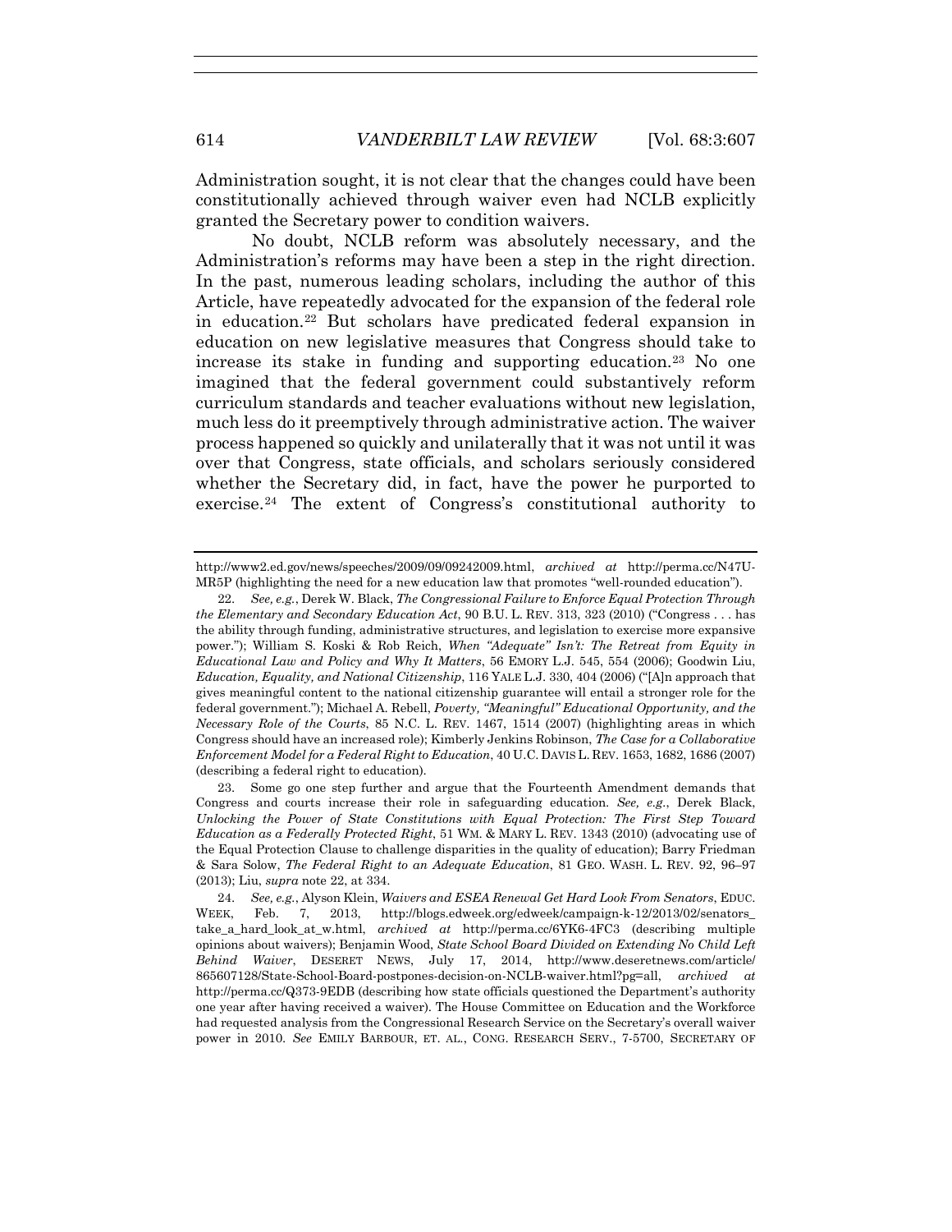Administration sought, it is not clear that the changes could have been constitutionally achieved through waiver even had NCLB explicitly granted the Secretary power to condition waivers.

No doubt, NCLB reform was absolutely necessary, and the Administration's reforms may have been a step in the right direction. In the past, numerous leading scholars, including the author of this Article, have repeatedly advocated for the expansion of the federal role in education.[22] But scholars have predicated federal expansion in education on new legislative measures that Congress should take to increase its stake in funding and supporting education.[23] No one imagined that the federal government could substantively reform curriculum standards and teacher evaluations without new legislation, much less do it preemptively through administrative action. The waiver process happened so quickly and unilaterally that it was not until it was over that Congress, state officials, and scholars seriously considered whether the Secretary did, in fact, have the power he purported to exercise.[24] The extent of Congress's constitutional authority to

---

http://www2.ed.gov/news/speeches/2009/09/09242009.html, *archived at* http://perma.cc/N47U-MR5P (highlighting the need for a new education law that promotes "well-rounded education").

22. *See, e.g.*, Derek W. Black, *The Congressional Failure to Enforce Equal Protection Through the Elementary and Secondary Education Act*, 90 B.U. L. REV. 313, 323 (2010) ("Congress . . . has the ability through funding, administrative structures, and legislation to exercise more expansive power."); William S. Koski & Rob Reich, *When "Adequate" Isn't: The Retreat from Equity in Educational Law and Policy and Why It Matters*, 56 EMORY L.J. 545, 554 (2006); Goodwin Liu, *Education, Equality, and National Citizenship*, 116 YALE L.J. 330, 404 (2006) ("[A]n approach that gives meaningful content to the national citizenship guarantee will entail a stronger role for the federal government."); Michael A. Rebell, *Poverty, "Meaningful" Educational Opportunity, and the Necessary Role of the Courts*, 85 N.C. L. REV. 1467, 1514 (2007) (highlighting areas in which Congress should have an increased role); Kimberly Jenkins Robinson, *The Case for a Collaborative Enforcement Model for a Federal Right to Education*, 40 U.C. DAVIS L. REV. 1653, 1682, 1686 (2007) (describing a federal right to education).

23. Some go one step further and argue that the Fourteenth Amendment demands that Congress and courts increase their role in safeguarding education. *See, e.g.*, Derek Black, *Unlocking the Power of State Constitutions with Equal Protection: The First Step Toward Education as a Federally Protected Right*, 51 WM. & MARY L. REV. 1343 (2010) (advocating use of the Equal Protection Clause to challenge disparities in the quality of education); Barry Friedman & Sara Solow, *The Federal Right to an Adequate Education*, 81 GEO. WASH. L. REV. 92, 96–97 (2013); Liu, *supra* note 22, at 334.

24. *See, e.g.*, Alyson Klein, *Waivers and ESEA Renewal Get Hard Look From Senators*, EDUC. WEEK, Feb. 7, 2013, http://blogs.edweek.org/edweek/campaign-k-12/2013/02/senators_take_a_hard_look_at_w.html, *archived at* http://perma.cc/6YK6-4FC3 (describing multiple opinions about waivers); Benjamin Wood, *State School Board Divided on Extending No Child Left Behind Waiver*, DESERET NEWS, July 17, 2014, http://www.deseretnews.com/article/865607128/State-School-Board-postpones-decision-on-NCLB-waiver.html?pg=all, *archived at* http://perma.cc/Q373-9EDB (describing how state officials questioned the Department's authority one year after having received a waiver). The House Committee on Education and the Workforce had requested analysis from the Congressional Research Service on the Secretary's overall waiver power in 2010. *See* EMILY BARBOUR, ET. AL., CONG. RESEARCH SERV., 7-5700, SECRETARY OF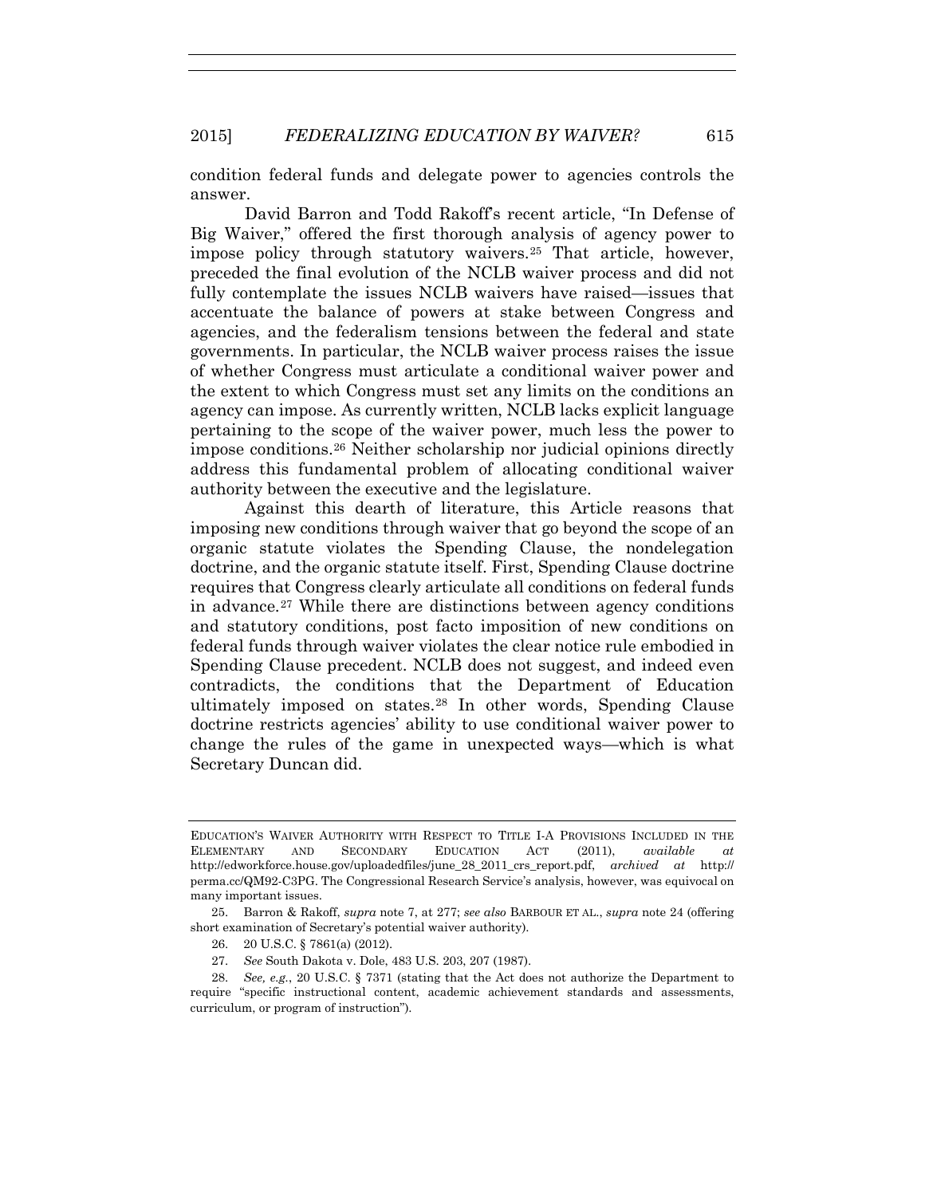condition federal funds and delegate power to agencies controls the answer.

David Barron and Todd Rakoff's recent article, "In Defense of Big Waiver," offered the first thorough analysis of agency power to impose policy through statutory waivers.[25] That article, however, preceded the final evolution of the NCLB waiver process and did not fully contemplate the issues NCLB waivers have raised—issues that accentuate the balance of powers at stake between Congress and agencies, and the federalism tensions between the federal and state governments. In particular, the NCLB waiver process raises the issue of whether Congress must articulate a conditional waiver power and the extent to which Congress must set any limits on the conditions an agency can impose. As currently written, NCLB lacks explicit language pertaining to the scope of the waiver power, much less the power to impose conditions.[26] Neither scholarship nor judicial opinions directly address this fundamental problem of allocating conditional waiver authority between the executive and the legislature.

Against this dearth of literature, this Article reasons that imposing new conditions through waiver that go beyond the scope of an organic statute violates the Spending Clause, the nondelegation doctrine, and the organic statute itself. First, Spending Clause doctrine requires that Congress clearly articulate all conditions on federal funds in advance.[27] While there are distinctions between agency conditions and statutory conditions, post facto imposition of new conditions on federal funds through waiver violates the clear notice rule embodied in Spending Clause precedent. NCLB does not suggest, and indeed even contradicts, the conditions that the Department of Education ultimately imposed on states.[28] In other words, Spending Clause doctrine restricts agencies' ability to use conditional waiver power to change the rules of the game in unexpected ways—which is what Secretary Duncan did.

---

EDUCATION'S WAIVER AUTHORITY WITH RESPECT TO TITLE I-A PROVISIONS INCLUDED IN THE ELEMENTARY AND SECONDARY EDUCATION ACT (2011), *available at* http://edworkforce.house.gov/uploadedfiles/june_28_2011_crs_report.pdf, *archived at* http://perma.cc/QM92-C3PG. The Congressional Research Service's analysis, however, was equivocal on many important issues.

25. Barron & Rakoff, *supra* note 7, at 277; *see also* BARBOUR ET AL., *supra* note 24 (offering short examination of Secretary's potential waiver authority).

26. 20 U.S.C. § 7861(a) (2012).

27. *See* South Dakota v. Dole, 483 U.S. 203, 207 (1987).

28. *See, e.g.*, 20 U.S.C. § 7371 (stating that the Act does not authorize the Department to require "specific instructional content, academic achievement standards and assessments, curriculum, or program of instruction").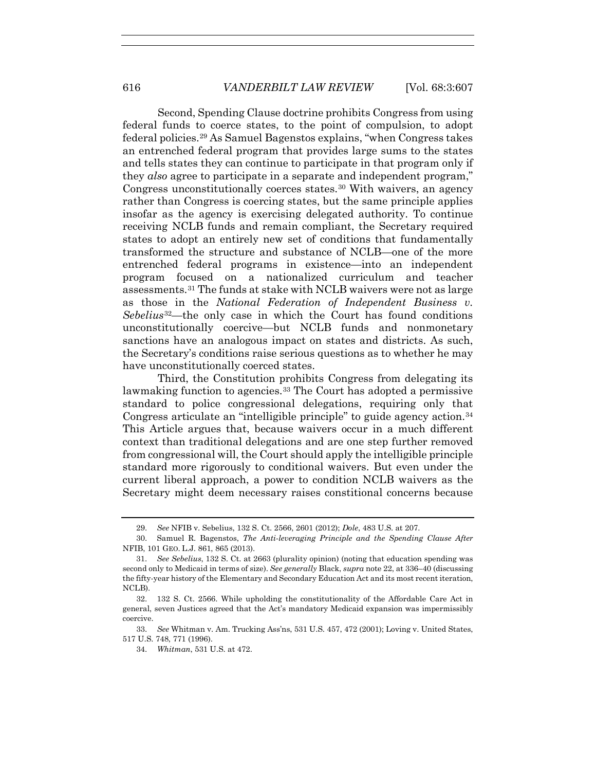Second, Spending Clause doctrine prohibits Congress from using federal funds to coerce states, to the point of compulsion, to adopt federal policies.[29] As Samuel Bagenstos explains, "when Congress takes an entrenched federal program that provides large sums to the states and tells states they can continue to participate in that program only if they *also* agree to participate in a separate and independent program," Congress unconstitutionally coerces states.[30] With waivers, an agency rather than Congress is coercing states, but the same principle applies insofar as the agency is exercising delegated authority. To continue receiving NCLB funds and remain compliant, the Secretary required states to adopt an entirely new set of conditions that fundamentally transformed the structure and substance of NCLB—one of the more entrenched federal programs in existence—into an independent program focused on a nationalized curriculum and teacher assessments.[31] The funds at stake with NCLB waivers were not as large as those in the *National Federation of Independent Business v. Sebelius*[32]—the only case in which the Court has found conditions unconstitutionally coercive—but NCLB funds and nonmonetary sanctions have an analogous impact on states and districts. As such, the Secretary's conditions raise serious questions as to whether he may have unconstitutionally coerced states.

Third, the Constitution prohibits Congress from delegating its lawmaking function to agencies.[33] The Court has adopted a permissive standard to police congressional delegations, requiring only that Congress articulate an "intelligible principle" to guide agency action.[34] This Article argues that, because waivers occur in a much different context than traditional delegations and are one step further removed from congressional will, the Court should apply the intelligible principle standard more rigorously to conditional waivers. But even under the current liberal approach, a power to condition NCLB waivers as the Secretary might deem necessary raises constitional concerns because

---

29. *See* NFIB v. Sebelius, 132 S. Ct. 2566, 2601 (2012); *Dole*, 483 U.S. at 207.

30. Samuel R. Bagenstos, *The Anti-leveraging Principle and the Spending Clause After* NFIB, 101 GEO. L.J. 861, 865 (2013).

31. *See Sebelius*, 132 S. Ct. at 2663 (plurality opinion) (noting that education spending was second only to Medicaid in terms of size). *See generally* Black, *supra* note 22, at 336–40 (discussing the fifty-year history of the Elementary and Secondary Education Act and its most recent iteration, NCLB).

32. 132 S. Ct. 2566. While upholding the constitutionality of the Affordable Care Act in general, seven Justices agreed that the Act's mandatory Medicaid expansion was impermissibly coercive.

33. *See* Whitman v. Am. Trucking Ass'ns, 531 U.S. 457, 472 (2001); Loving v. United States, 517 U.S. 748, 771 (1996).

34. *Whitman*, 531 U.S. at 472.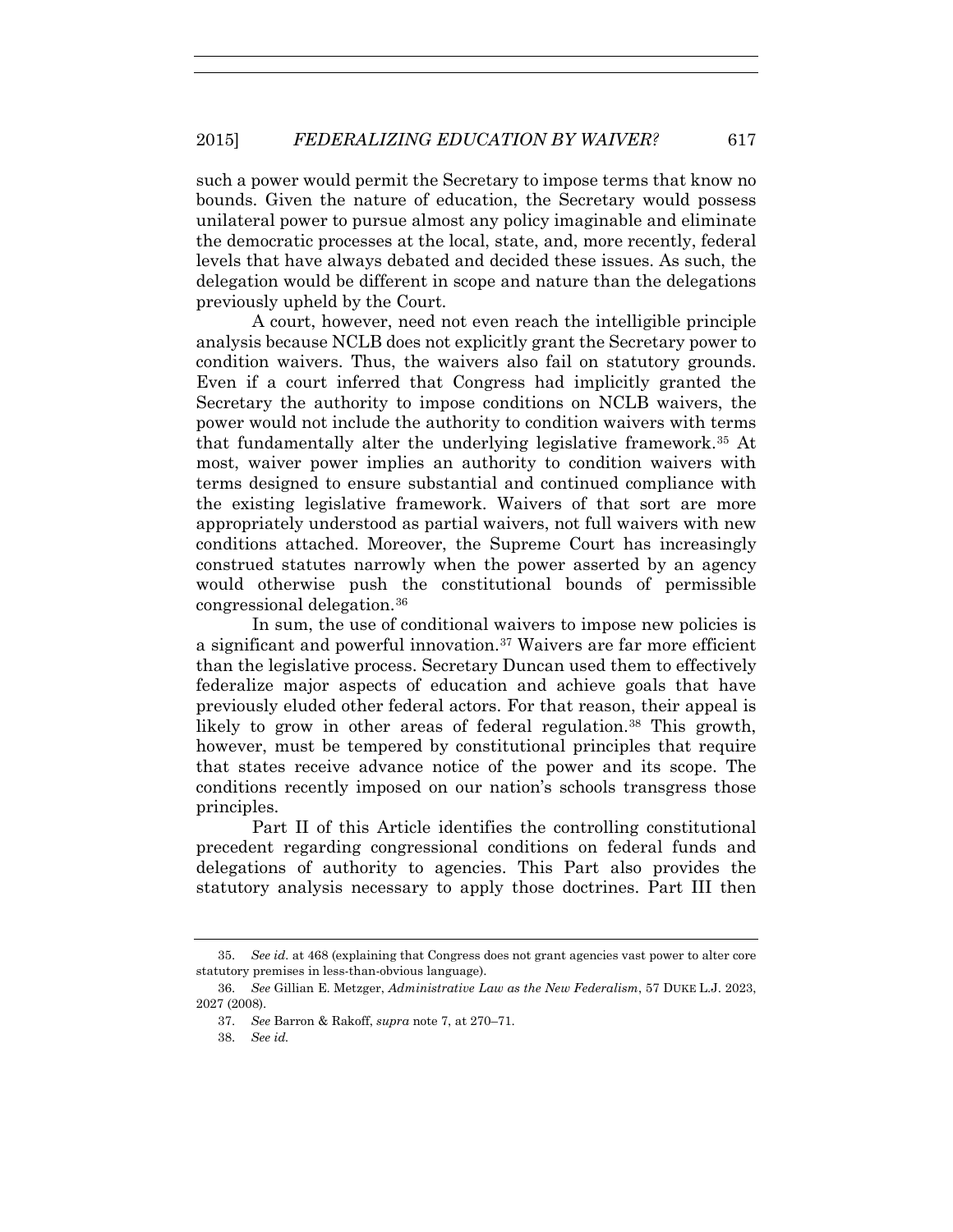such a power would permit the Secretary to impose terms that know no bounds. Given the nature of education, the Secretary would possess unilateral power to pursue almost any policy imaginable and eliminate the democratic processes at the local, state, and, more recently, federal levels that have always debated and decided these issues. As such, the delegation would be different in scope and nature than the delegations previously upheld by the Court.

A court, however, need not even reach the intelligible principle analysis because NCLB does not explicitly grant the Secretary power to condition waivers. Thus, the waivers also fail on statutory grounds. Even if a court inferred that Congress had implicitly granted the Secretary the authority to impose conditions on NCLB waivers, the power would not include the authority to condition waivers with terms that fundamentally alter the underlying legislative framework.[35] At most, waiver power implies an authority to condition waivers with terms designed to ensure substantial and continued compliance with the existing legislative framework. Waivers of that sort are more appropriately understood as partial waivers, not full waivers with new conditions attached. Moreover, the Supreme Court has increasingly construed statutes narrowly when the power asserted by an agency would otherwise push the constitutional bounds of permissible congressional delegation.[36]

In sum, the use of conditional waivers to impose new policies is a significant and powerful innovation.[37] Waivers are far more efficient than the legislative process. Secretary Duncan used them to effectively federalize major aspects of education and achieve goals that have previously eluded other federal actors. For that reason, their appeal is likely to grow in other areas of federal regulation.[38] This growth, however, must be tempered by constitutional principles that require that states receive advance notice of the power and its scope. The conditions recently imposed on our nation's schools transgress those principles.

Part II of this Article identifies the controlling constitutional precedent regarding congressional conditions on federal funds and delegations of authority to agencies. This Part also provides the statutory analysis necessary to apply those doctrines. Part III then

---

35. *See id.* at 468 (explaining that Congress does not grant agencies vast power to alter core statutory premises in less-than-obvious language).

36. *See* Gillian E. Metzger, *Administrative Law as the New Federalism*, 57 DUKE L.J. 2023, 2027 (2008).

37. *See* Barron & Rakoff, *supra* note 7, at 270–71.

38. *See id.*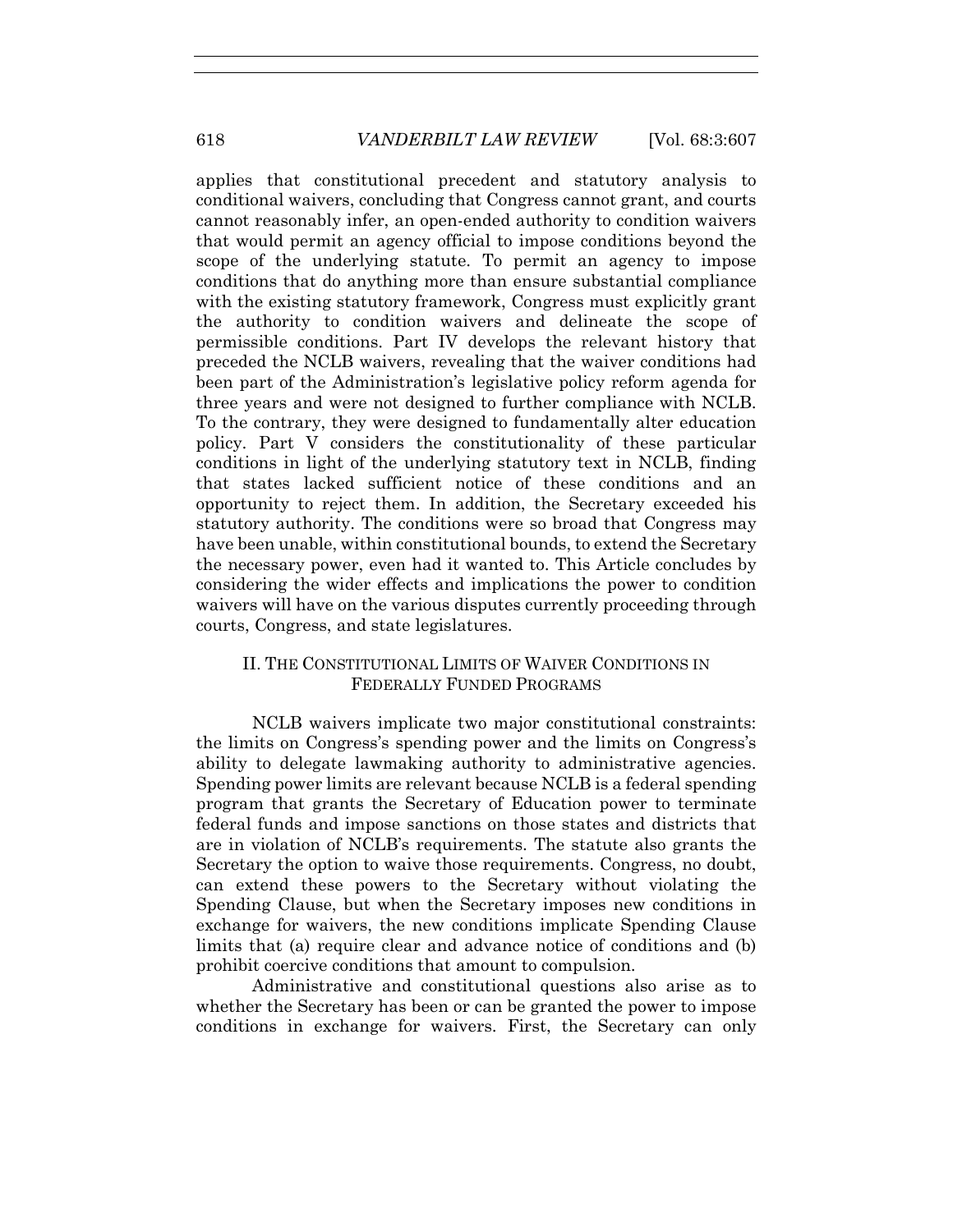applies that constitutional precedent and statutory analysis to conditional waivers, concluding that Congress cannot grant, and courts cannot reasonably infer, an open-ended authority to condition waivers that would permit an agency official to impose conditions beyond the scope of the underlying statute. To permit an agency to impose conditions that do anything more than ensure substantial compliance with the existing statutory framework, Congress must explicitly grant the authority to condition waivers and delineate the scope of permissible conditions. Part IV develops the relevant history that preceded the NCLB waivers, revealing that the waiver conditions had been part of the Administration's legislative policy reform agenda for three years and were not designed to further compliance with NCLB. To the contrary, they were designed to fundamentally alter education policy. Part V considers the constitutionality of these particular conditions in light of the underlying statutory text in NCLB, finding that states lacked sufficient notice of these conditions and an opportunity to reject them. In addition, the Secretary exceeded his statutory authority. The conditions were so broad that Congress may have been unable, within constitutional bounds, to extend the Secretary the necessary power, even had it wanted to. This Article concludes by considering the wider effects and implications the power to condition waivers will have on the various disputes currently proceeding through courts, Congress, and state legislatures.

## II. THE CONSTITUTIONAL LIMITS OF WAIVER CONDITIONS IN FEDERALLY FUNDED PROGRAMS

NCLB waivers implicate two major constitutional constraints: the limits on Congress's spending power and the limits on Congress's ability to delegate lawmaking authority to administrative agencies. Spending power limits are relevant because NCLB is a federal spending program that grants the Secretary of Education power to terminate federal funds and impose sanctions on those states and districts that are in violation of NCLB's requirements. The statute also grants the Secretary the option to waive those requirements. Congress, no doubt, can extend these powers to the Secretary without violating the Spending Clause, but when the Secretary imposes new conditions in exchange for waivers, the new conditions implicate Spending Clause limits that (a) require clear and advance notice of conditions and (b) prohibit coercive conditions that amount to compulsion.

Administrative and constitutional questions also arise as to whether the Secretary has been or can be granted the power to impose conditions in exchange for waivers. First, the Secretary can only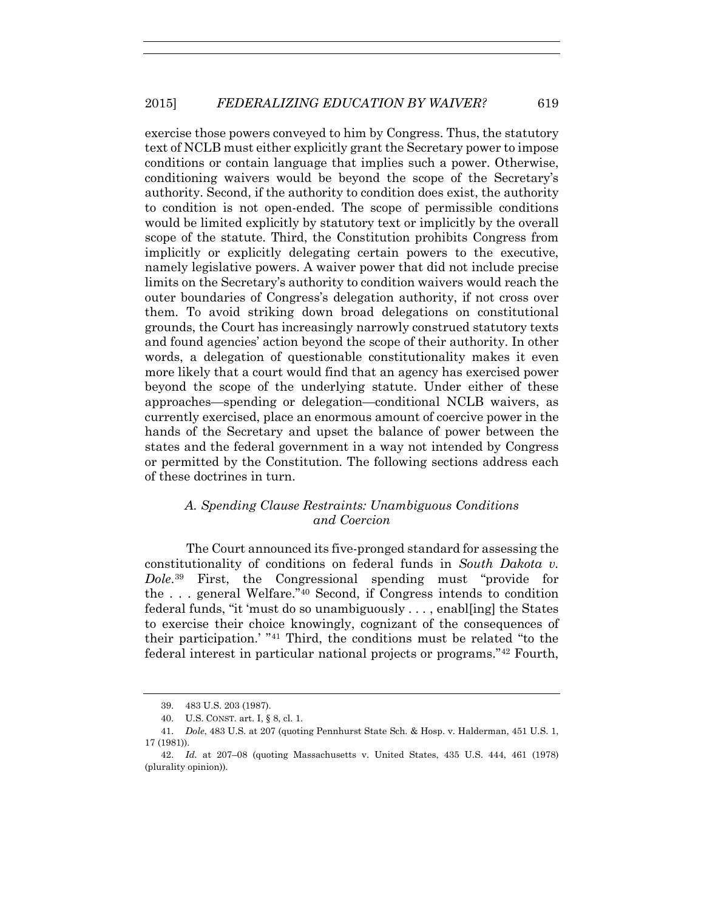exercise those powers conveyed to him by Congress. Thus, the statutory text of NCLB must either explicitly grant the Secretary power to impose conditions or contain language that implies such a power. Otherwise, conditioning waivers would be beyond the scope of the Secretary's authority. Second, if the authority to condition does exist, the authority to condition is not open-ended. The scope of permissible conditions would be limited explicitly by statutory text or implicitly by the overall scope of the statute. Third, the Constitution prohibits Congress from implicitly or explicitly delegating certain powers to the executive, namely legislative powers. A waiver power that did not include precise limits on the Secretary's authority to condition waivers would reach the outer boundaries of Congress's delegation authority, if not cross over them. To avoid striking down broad delegations on constitutional grounds, the Court has increasingly narrowly construed statutory texts and found agencies' action beyond the scope of their authority. In other words, a delegation of questionable constitutionality makes it even more likely that a court would find that an agency has exercised power beyond the scope of the underlying statute. Under either of these approaches—spending or delegation—conditional NCLB waivers, as currently exercised, place an enormous amount of coercive power in the hands of the Secretary and upset the balance of power between the states and the federal government in a way not intended by Congress or permitted by the Constitution. The following sections address each of these doctrines in turn.

### *A. Spending Clause Restraints: Unambiguous Conditions and Coercion*

The Court announced its five-pronged standard for assessing the constitutionality of conditions on federal funds in *South Dakota v. Dole*.[39] First, the Congressional spending must "provide for the . . . general Welfare."[40] Second, if Congress intends to condition federal funds, "it 'must do so unambiguously . . . , enabl[ing] the States to exercise their choice knowingly, cognizant of the consequences of their participation.' "[41] Third, the conditions must be related "to the federal interest in particular national projects or programs."[42] Fourth,

---

39. 483 U.S. 203 (1987).

40. U.S. CONST. art. I, § 8, cl. 1.

41. *Dole*, 483 U.S. at 207 (quoting Pennhurst State Sch. & Hosp. v. Halderman, 451 U.S. 1, 17 (1981)).

42. *Id.* at 207–08 (quoting Massachusetts v. United States, 435 U.S. 444, 461 (1978) (plurality opinion)).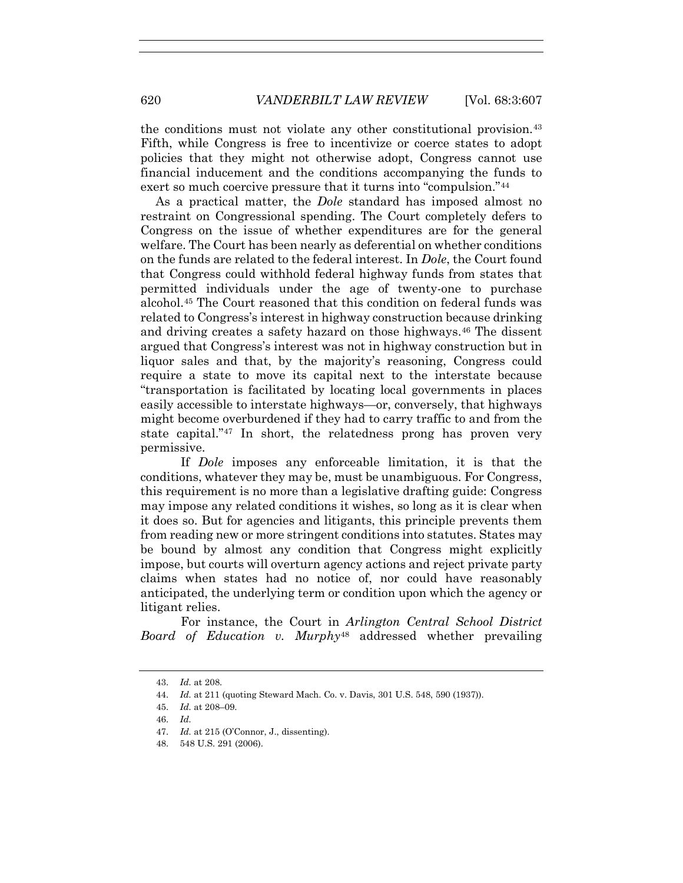the conditions must not violate any other constitutional provision.[43] Fifth, while Congress is free to incentivize or coerce states to adopt policies that they might not otherwise adopt, Congress cannot use financial inducement and the conditions accompanying the funds to exert so much coercive pressure that it turns into "compulsion."[44]

As a practical matter, the *Dole* standard has imposed almost no restraint on Congressional spending. The Court completely defers to Congress on the issue of whether expenditures are for the general welfare. The Court has been nearly as deferential on whether conditions on the funds are related to the federal interest. In *Dole*, the Court found that Congress could withhold federal highway funds from states that permitted individuals under the age of twenty-one to purchase alcohol.[45] The Court reasoned that this condition on federal funds was related to Congress's interest in highway construction because drinking and driving creates a safety hazard on those highways.[46] The dissent argued that Congress's interest was not in highway construction but in liquor sales and that, by the majority's reasoning, Congress could require a state to move its capital next to the interstate because "transportation is facilitated by locating local governments in places easily accessible to interstate highways—or, conversely, that highways might become overburdened if they had to carry traffic to and from the state capital."[47] In short, the relatedness prong has proven very permissive.

If *Dole* imposes any enforceable limitation, it is that the conditions, whatever they may be, must be unambiguous. For Congress, this requirement is no more than a legislative drafting guide: Congress may impose any related conditions it wishes, so long as it is clear when it does so. But for agencies and litigants, this principle prevents them from reading new or more stringent conditions into statutes. States may be bound by almost any condition that Congress might explicitly impose, but courts will overturn agency actions and reject private party claims when states had no notice of, nor could have reasonably anticipated, the underlying term or condition upon which the agency or litigant relies.

For instance, the Court in *Arlington Central School District Board of Education v. Murphy*[48] addressed whether prevailing

---

43. *Id.* at 208.

44. *Id.* at 211 (quoting Steward Mach. Co. v. Davis, 301 U.S. 548, 590 (1937)).

45. *Id.* at 208–09.

46. *Id.*

47. *Id.* at 215 (O'Connor, J., dissenting).

48. 548 U.S. 291 (2006).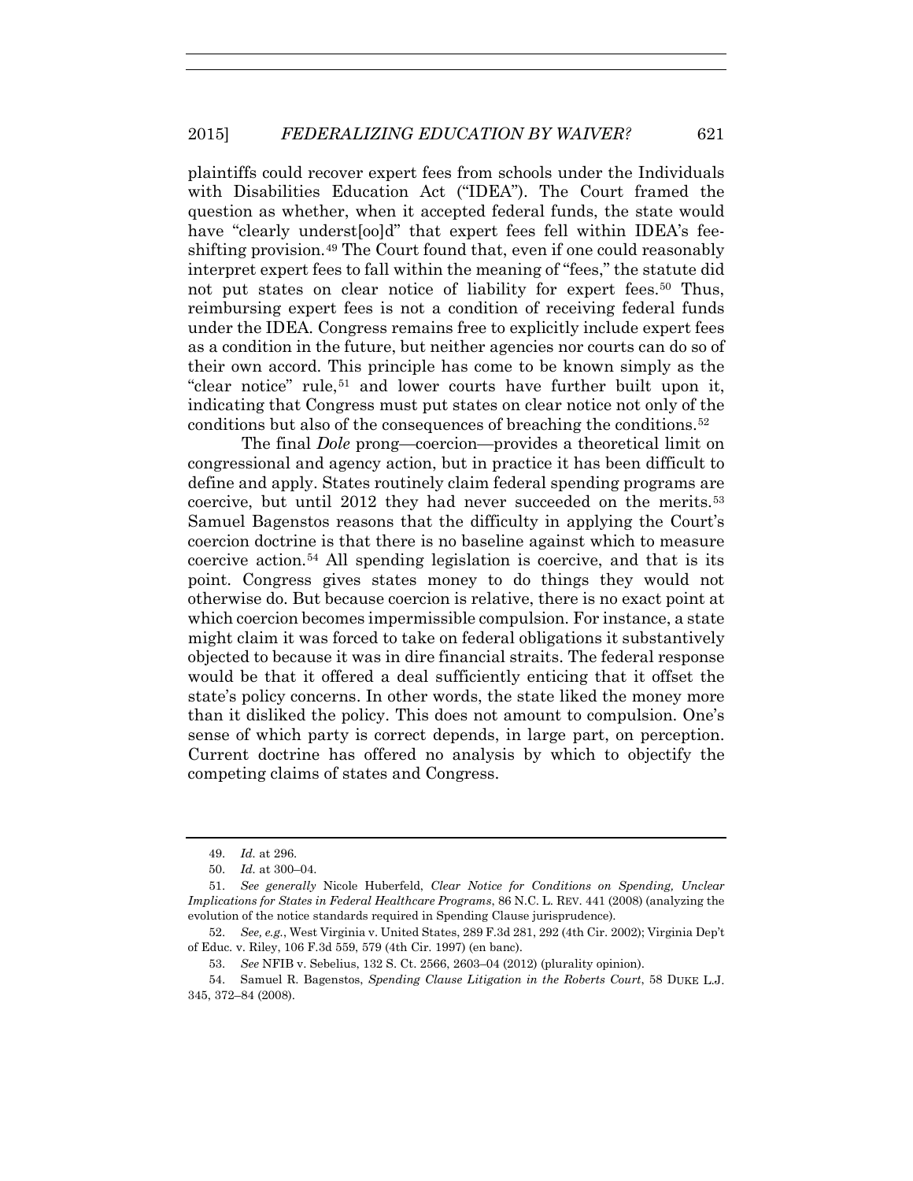plaintiffs could recover expert fees from schools under the Individuals with Disabilities Education Act ("IDEA"). The Court framed the question as whether, when it accepted federal funds, the state would have "clearly underst[oo]d" that expert fees fell within IDEA's fee-shifting provision.[49] The Court found that, even if one could reasonably interpret expert fees to fall within the meaning of "fees," the statute did not put states on clear notice of liability for expert fees.[50] Thus, reimbursing expert fees is not a condition of receiving federal funds under the IDEA. Congress remains free to explicitly include expert fees as a condition in the future, but neither agencies nor courts can do so of their own accord. This principle has come to be known simply as the "clear notice" rule,[51] and lower courts have further built upon it, indicating that Congress must put states on clear notice not only of the conditions but also of the consequences of breaching the conditions.[52]

The final *Dole* prong—coercion—provides a theoretical limit on congressional and agency action, but in practice it has been difficult to define and apply. States routinely claim federal spending programs are coercive, but until 2012 they had never succeeded on the merits.[53] Samuel Bagenstos reasons that the difficulty in applying the Court's coercion doctrine is that there is no baseline against which to measure coercive action.[54] All spending legislation is coercive, and that is its point. Congress gives states money to do things they would not otherwise do. But because coercion is relative, there is no exact point at which coercion becomes impermissible compulsion. For instance, a state might claim it was forced to take on federal obligations it substantively objected to because it was in dire financial straits. The federal response would be that it offered a deal sufficiently enticing that it offset the state's policy concerns. In other words, the state liked the money more than it disliked the policy. This does not amount to compulsion. One's sense of which party is correct depends, in large part, on perception. Current doctrine has offered no analysis by which to objectify the competing claims of states and Congress.

---

49. *Id.* at 296.

50. *Id.* at 300–04.

51. *See generally* Nicole Huberfeld, *Clear Notice for Conditions on Spending, Unclear Implications for States in Federal Healthcare Programs*, 86 N.C. L. REV. 441 (2008) (analyzing the evolution of the notice standards required in Spending Clause jurisprudence).

52. *See, e.g.*, West Virginia v. United States, 289 F.3d 281, 292 (4th Cir. 2002); Virginia Dep't of Educ. v. Riley, 106 F.3d 559, 579 (4th Cir. 1997) (en banc).

53. *See* NFIB v. Sebelius, 132 S. Ct. 2566, 2603–04 (2012) (plurality opinion).

54. Samuel R. Bagenstos, *Spending Clause Litigation in the Roberts Court*, 58 DUKE L.J. 345, 372–84 (2008).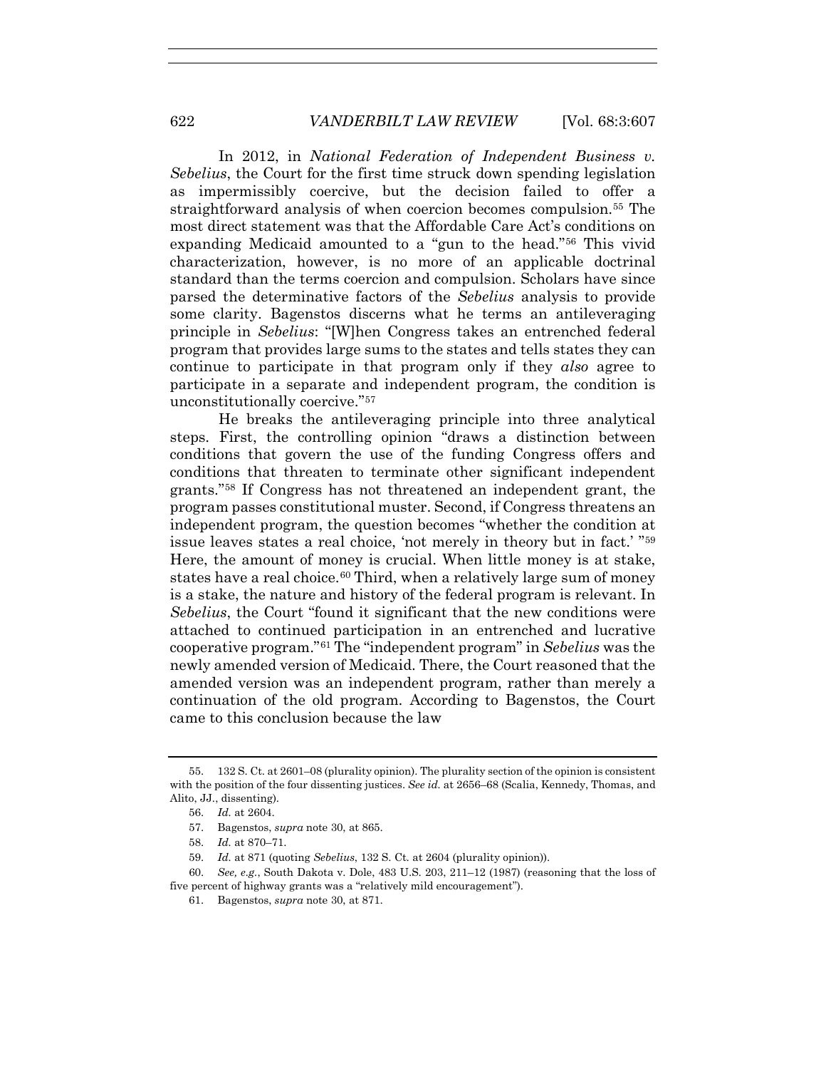In 2012, in *National Federation of Independent Business v. Sebelius*, the Court for the first time struck down spending legislation as impermissibly coercive, but the decision failed to offer a straightforward analysis of when coercion becomes compulsion.[55] The most direct statement was that the Affordable Care Act's conditions on expanding Medicaid amounted to a "gun to the head."[56] This vivid characterization, however, is no more of an applicable doctrinal standard than the terms coercion and compulsion. Scholars have since parsed the determinative factors of the *Sebelius* analysis to provide some clarity. Bagenstos discerns what he terms an antileveraging principle in *Sebelius*: "[W]hen Congress takes an entrenched federal program that provides large sums to the states and tells states they can continue to participate in that program only if they *also* agree to participate in a separate and independent program, the condition is unconstitutionally coercive."[57]

He breaks the antileveraging principle into three analytical steps. First, the controlling opinion "draws a distinction between conditions that govern the use of the funding Congress offers and conditions that threaten to terminate other significant independent grants."[58] If Congress has not threatened an independent grant, the program passes constitutional muster. Second, if Congress threatens an independent program, the question becomes "whether the condition at issue leaves states a real choice, 'not merely in theory but in fact.' "[59] Here, the amount of money is crucial. When little money is at stake, states have a real choice.[60] Third, when a relatively large sum of money is a stake, the nature and history of the federal program is relevant. In *Sebelius*, the Court "found it significant that the new conditions were attached to continued participation in an entrenched and lucrative cooperative program."[61] The "independent program" in *Sebelius* was the newly amended version of Medicaid. There, the Court reasoned that the amended version was an independent program, rather than merely a continuation of the old program. According to Bagenstos, the Court came to this conclusion because the law

---

55. 132 S. Ct. at 2601–08 (plurality opinion). The plurality section of the opinion is consistent with the position of the four dissenting justices. *See id.* at 2656–68 (Scalia, Kennedy, Thomas, and Alito, JJ., dissenting).

56. *Id.* at 2604.

57. Bagenstos, *supra* note 30, at 865.

58. *Id.* at 870–71.

59. *Id.* at 871 (quoting *Sebelius*, 132 S. Ct. at 2604 (plurality opinion)).

60. *See, e.g.*, South Dakota v. Dole, 483 U.S. 203, 211–12 (1987) (reasoning that the loss of five percent of highway grants was a "relatively mild encouragement").

61. Bagenstos, *supra* note 30, at 871.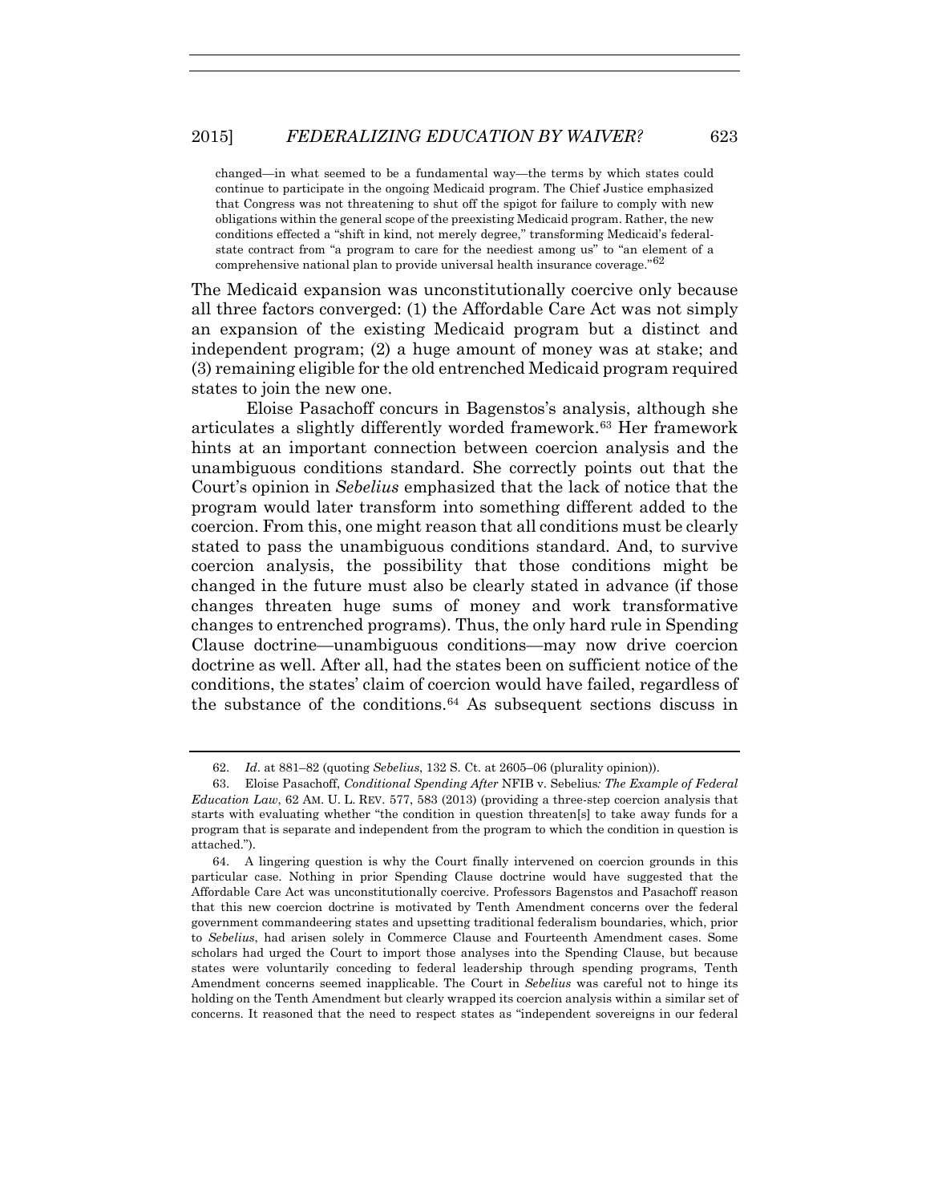> changed—in what seemed to be a fundamental way—the terms by which states could continue to participate in the ongoing Medicaid program. The Chief Justice emphasized that Congress was not threatening to shut off the spigot for failure to comply with new obligations within the general scope of the preexisting Medicaid program. Rather, the new conditions effected a "shift in kind, not merely degree," transforming Medicaid's federal-state contract from "a program to care for the neediest among us" to "an element of a comprehensive national plan to provide universal health insurance coverage."[62]

The Medicaid expansion was unconstitutionally coercive only because all three factors converged: (1) the Affordable Care Act was not simply an expansion of the existing Medicaid program but a distinct and independent program; (2) a huge amount of money was at stake; and (3) remaining eligible for the old entrenched Medicaid program required states to join the new one.

Eloise Pasachoff concurs in Bagenstos's analysis, although she articulates a slightly differently worded framework.[63] Her framework hints at an important connection between coercion analysis and the unambiguous conditions standard. She correctly points out that the Court's opinion in *Sebelius* emphasized that the lack of notice that the program would later transform into something different added to the coercion. From this, one might reason that all conditions must be clearly stated to pass the unambiguous conditions standard. And, to survive coercion analysis, the possibility that those conditions might be changed in the future must also be clearly stated in advance (if those changes threaten huge sums of money and work transformative changes to entrenched programs). Thus, the only hard rule in Spending Clause doctrine—unambiguous conditions—may now drive coercion doctrine as well. After all, had the states been on sufficient notice of the conditions, the states' claim of coercion would have failed, regardless of the substance of the conditions.[64] As subsequent sections discuss in

---

62. *Id.* at 881–82 (quoting *Sebelius*, 132 S. Ct. at 2605–06 (plurality opinion)).

63. Eloise Pasachoff, *Conditional Spending After* NFIB v. Sebelius*: The Example of Federal Education Law*, 62 AM. U. L. REV. 577, 583 (2013) (providing a three-step coercion analysis that starts with evaluating whether "the condition in question threaten[s] to take away funds for a program that is separate and independent from the program to which the condition in question is attached.").

64. A lingering question is why the Court finally intervened on coercion grounds in this particular case. Nothing in prior Spending Clause doctrine would have suggested that the Affordable Care Act was unconstitutionally coercive. Professors Bagenstos and Pasachoff reason that this new coercion doctrine is motivated by Tenth Amendment concerns over the federal government commandeering states and upsetting traditional federalism boundaries, which, prior to *Sebelius*, had arisen solely in Commerce Clause and Fourteenth Amendment cases. Some scholars had urged the Court to import those analyses into the Spending Clause, but because states were voluntarily conceding to federal leadership through spending programs, Tenth Amendment concerns seemed inapplicable. The Court in *Sebelius* was careful not to hinge its holding on the Tenth Amendment but clearly wrapped its coercion analysis within a similar set of concerns. It reasoned that the need to respect states as "independent sovereigns in our federal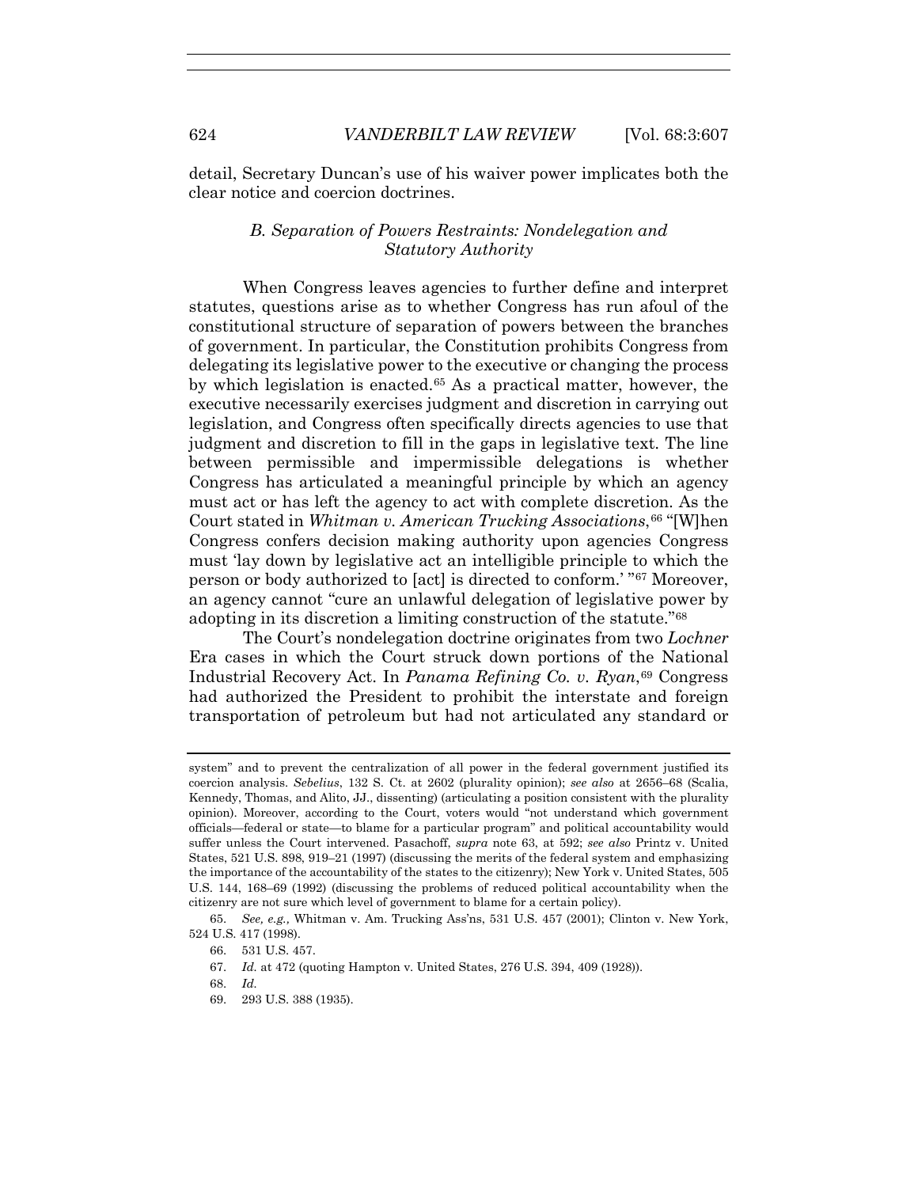detail, Secretary Duncan's use of his waiver power implicates both the clear notice and coercion doctrines.

### *B. Separation of Powers Restraints: Nondelegation and Statutory Authority*

When Congress leaves agencies to further define and interpret statutes, questions arise as to whether Congress has run afoul of the constitutional structure of separation of powers between the branches of government. In particular, the Constitution prohibits Congress from delegating its legislative power to the executive or changing the process by which legislation is enacted.[65] As a practical matter, however, the executive necessarily exercises judgment and discretion in carrying out legislation, and Congress often specifically directs agencies to use that judgment and discretion to fill in the gaps in legislative text. The line between permissible and impermissible delegations is whether Congress has articulated a meaningful principle by which an agency must act or has left the agency to act with complete discretion. As the Court stated in *Whitman v. American Trucking Associations*,[66] "[W]hen Congress confers decision making authority upon agencies Congress must 'lay down by legislative act an intelligible principle to which the person or body authorized to [act] is directed to conform.' "[67] Moreover, an agency cannot "cure an unlawful delegation of legislative power by adopting in its discretion a limiting construction of the statute."[68]

The Court's nondelegation doctrine originates from two *Lochner* Era cases in which the Court struck down portions of the National Industrial Recovery Act. In *Panama Refining Co. v. Ryan*,[69] Congress had authorized the President to prohibit the interstate and foreign transportation of petroleum but had not articulated any standard or

---

system" and to prevent the centralization of all power in the federal government justified its coercion analysis. *Sebelius*, 132 S. Ct. at 2602 (plurality opinion); *see also* at 2656–68 (Scalia, Kennedy, Thomas, and Alito, JJ., dissenting) (articulating a position consistent with the plurality opinion). Moreover, according to the Court, voters would "not understand which government officials—federal or state—to blame for a particular program" and political accountability would suffer unless the Court intervened. Pasachoff, *supra* note 63, at 592; *see also* Printz v. United States, 521 U.S. 898, 919–21 (1997) (discussing the merits of the federal system and emphasizing the importance of the accountability of the states to the citizenry); New York v. United States, 505 U.S. 144, 168–69 (1992) (discussing the problems of reduced political accountability when the citizenry are not sure which level of government to blame for a certain policy).

65. *See, e.g.,* Whitman v. Am. Trucking Ass'ns, 531 U.S. 457 (2001); Clinton v. New York, 524 U.S. 417 (1998).

66. 531 U.S. 457.

67. *Id.* at 472 (quoting Hampton v. United States, 276 U.S. 394, 409 (1928)).

68. *Id.*

69. 293 U.S. 388 (1935).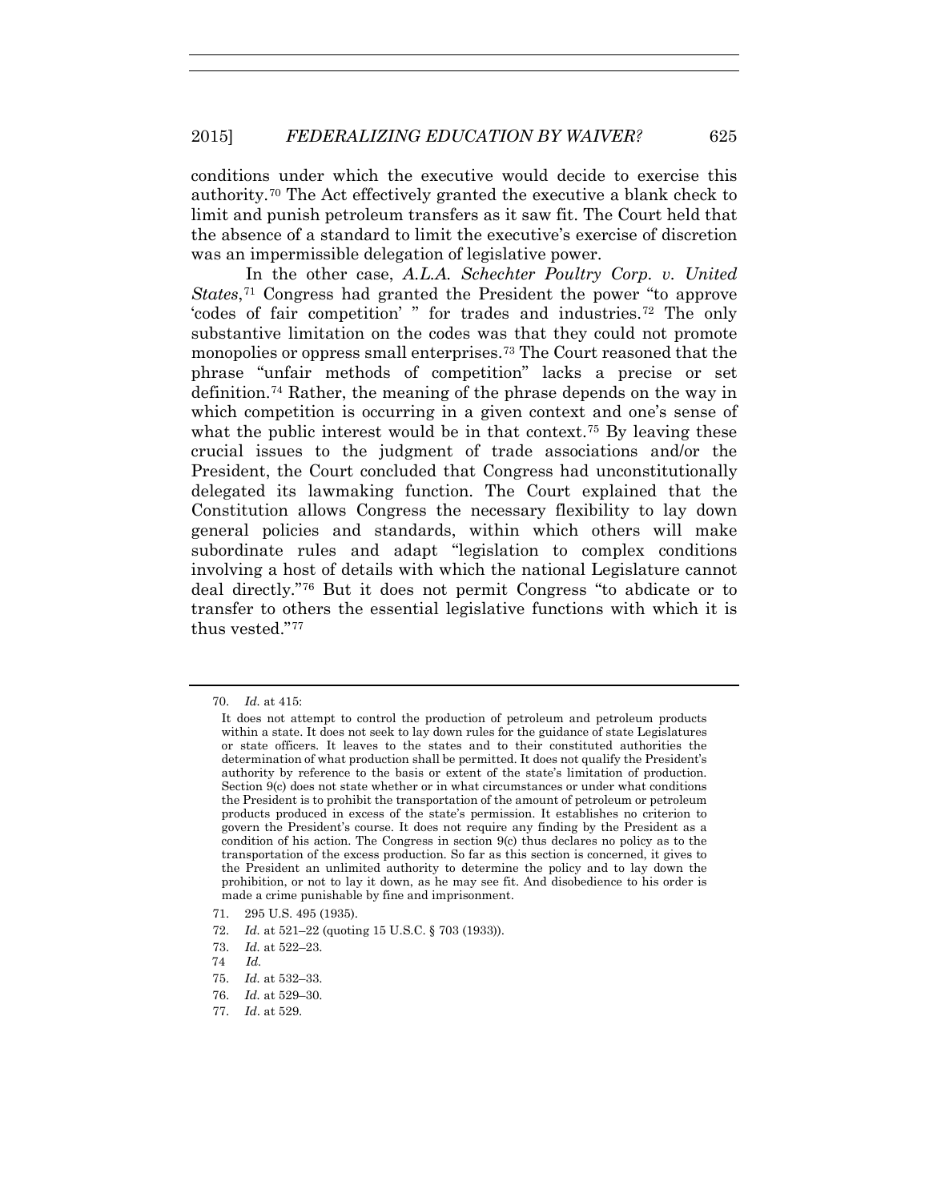conditions under which the executive would decide to exercise this authority.[70] The Act effectively granted the executive a blank check to limit and punish petroleum transfers as it saw fit. The Court held that the absence of a standard to limit the executive's exercise of discretion was an impermissible delegation of legislative power.

In the other case, *A.L.A. Schechter Poultry Corp. v. United States*,[71] Congress had granted the President the power "to approve 'codes of fair competition' " for trades and industries.[72] The only substantive limitation on the codes was that they could not promote monopolies or oppress small enterprises.[73] The Court reasoned that the phrase "unfair methods of competition" lacks a precise or set definition.[74] Rather, the meaning of the phrase depends on the way in which competition is occurring in a given context and one's sense of what the public interest would be in that context.[75] By leaving these crucial issues to the judgment of trade associations and/or the President, the Court concluded that Congress had unconstitutionally delegated its lawmaking function. The Court explained that the Constitution allows Congress the necessary flexibility to lay down general policies and standards, within which others will make subordinate rules and adapt "legislation to complex conditions involving a host of details with which the national Legislature cannot deal directly."[76] But it does not permit Congress "to abdicate or to transfer to others the essential legislative functions with which it is thus vested."[77]

---

70. *Id.* at 415:

> It does not attempt to control the production of petroleum and petroleum products within a state. It does not seek to lay down rules for the guidance of state Legislatures or state officers. It leaves to the states and to their constituted authorities the determination of what production shall be permitted. It does not qualify the President's authority by reference to the basis or extent of the state's limitation of production. Section 9(c) does not state whether or in what circumstances or under what conditions the President is to prohibit the transportation of the amount of petroleum or petroleum products produced in excess of the state's permission. It establishes no criterion to govern the President's course. It does not require any finding by the President as a condition of his action. The Congress in section 9(c) thus declares no policy as to the transportation of the excess production. So far as this section is concerned, it gives to the President an unlimited authority to determine the policy and to lay down the prohibition, or not to lay it down, as he may see fit. And disobedience to his order is made a crime punishable by fine and imprisonment.

71. 295 U.S. 495 (1935).

72. *Id.* at 521–22 (quoting 15 U.S.C. § 703 (1933)).

73. *Id.* at 522–23.

74. *Id.*

75. *Id.* at 532–33.

76. *Id.* at 529–30.

77. *Id*. at 529.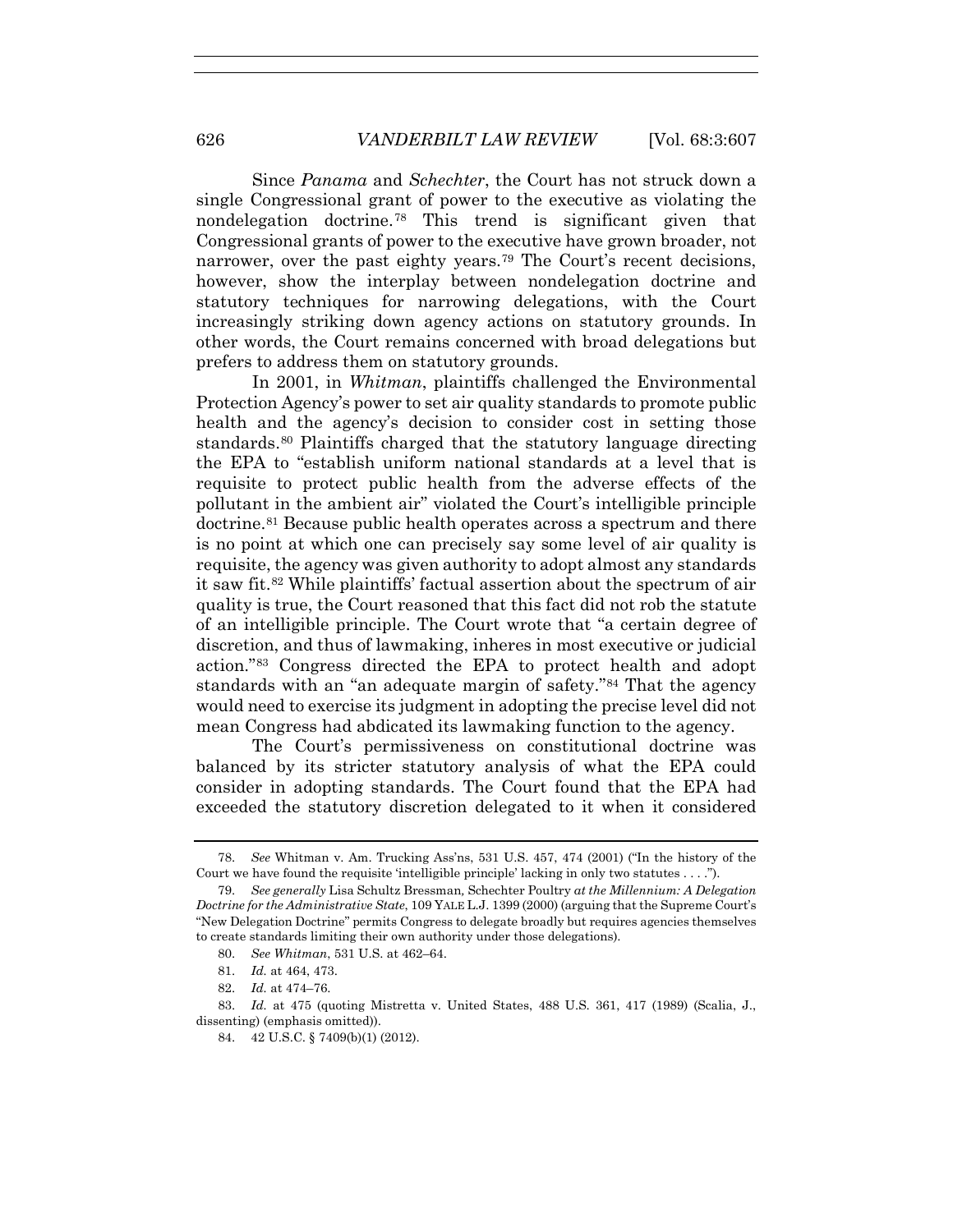Since *Panama* and *Schechter*, the Court has not struck down a single Congressional grant of power to the executive as violating the nondelegation doctrine.[78] This trend is significant given that Congressional grants of power to the executive have grown broader, not narrower, over the past eighty years.[79] The Court's recent decisions, however, show the interplay between nondelegation doctrine and statutory techniques for narrowing delegations, with the Court increasingly striking down agency actions on statutory grounds. In other words, the Court remains concerned with broad delegations but prefers to address them on statutory grounds.

In 2001, in *Whitman*, plaintiffs challenged the Environmental Protection Agency's power to set air quality standards to promote public health and the agency's decision to consider cost in setting those standards.[80] Plaintiffs charged that the statutory language directing the EPA to "establish uniform national standards at a level that is requisite to protect public health from the adverse effects of the pollutant in the ambient air" violated the Court's intelligible principle doctrine.[81] Because public health operates across a spectrum and there is no point at which one can precisely say some level of air quality is requisite, the agency was given authority to adopt almost any standards it saw fit.[82] While plaintiffs' factual assertion about the spectrum of air quality is true, the Court reasoned that this fact did not rob the statute of an intelligible principle. The Court wrote that "a certain degree of discretion, and thus of lawmaking, inheres in most executive or judicial action."[83] Congress directed the EPA to protect health and adopt standards with an "an adequate margin of safety."[84] That the agency would need to exercise its judgment in adopting the precise level did not mean Congress had abdicated its lawmaking function to the agency.

The Court's permissiveness on constitutional doctrine was balanced by its stricter statutory analysis of what the EPA could consider in adopting standards. The Court found that the EPA had exceeded the statutory discretion delegated to it when it considered

---

78. *See* Whitman v. Am. Trucking Ass'ns, 531 U.S. 457, 474 (2001) ("In the history of the Court we have found the requisite 'intelligible principle' lacking in only two statutes . . . .").

79. *See generally* Lisa Schultz Bressman, *Schechter Poultry at the Millennium: A Delegation Doctrine for the Administrative State*, 109 YALE L.J. 1399 (2000) (arguing that the Supreme Court's "New Delegation Doctrine" permits Congress to delegate broadly but requires agencies themselves to create standards limiting their own authority under those delegations).

80. *See Whitman*, 531 U.S. at 462–64.

81. *Id.* at 464, 473.

82. *Id.* at 474–76.

83. *Id.* at 475 (quoting Mistretta v. United States, 488 U.S. 361, 417 (1989) (Scalia, J., dissenting) (emphasis omitted)).

84. 42 U.S.C. § 7409(b)(1) (2012).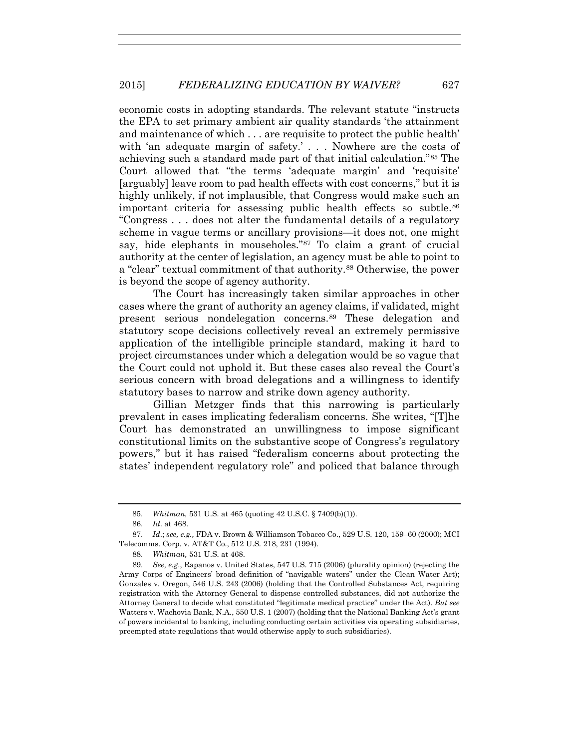economic costs in adopting standards. The relevant statute "instructs the EPA to set primary ambient air quality standards 'the attainment and maintenance of which . . . are requisite to protect the public health' with 'an adequate margin of safety.' . . . Nowhere are the costs of achieving such a standard made part of that initial calculation."[85] The Court allowed that "the terms 'adequate margin' and 'requisite' [arguably] leave room to pad health effects with cost concerns," but it is highly unlikely, if not implausible, that Congress would make such an important criteria for assessing public health effects so subtle.[86] "Congress . . . does not alter the fundamental details of a regulatory scheme in vague terms or ancillary provisions—it does not, one might say, hide elephants in mouseholes."[87] To claim a grant of crucial authority at the center of legislation, an agency must be able to point to a "clear" textual commitment of that authority.[88] Otherwise, the power is beyond the scope of agency authority.

The Court has increasingly taken similar approaches in other cases where the grant of authority an agency claims, if validated, might present serious nondelegation concerns.[89] These delegation and statutory scope decisions collectively reveal an extremely permissive application of the intelligible principle standard, making it hard to project circumstances under which a delegation would be so vague that the Court could not uphold it. But these cases also reveal the Court's serious concern with broad delegations and a willingness to identify statutory bases to narrow and strike down agency authority.

Gillian Metzger finds that this narrowing is particularly prevalent in cases implicating federalism concerns. She writes, "[T]he Court has demonstrated an unwillingness to impose significant constitutional limits on the substantive scope of Congress's regulatory powers," but it has raised "federalism concerns about protecting the states' independent regulatory role" and policed that balance through

---

85. *Whitman,* 531 U.S. at 465 (quoting 42 U.S.C. § 7409(b)(1)).

86. *Id*. at 468.

87. *Id*.; *see, e.g.,* FDA v. Brown & Williamson Tobacco Co., 529 U.S. 120, 159–60 (2000); MCI Telecomms. Corp. v. AT&T Co., 512 U.S. 218, 231 (1994).

88. *Whitman,* 531 U.S. at 468.

89. *See, e.g.*, Rapanos v. United States, 547 U.S. 715 (2006) (plurality opinion) (rejecting the Army Corps of Engineers' broad definition of "navigable waters" under the Clean Water Act); Gonzales v. Oregon, 546 U.S. 243 (2006) (holding that the Controlled Substances Act, requiring registration with the Attorney General to dispense controlled substances, did not authorize the Attorney General to decide what constituted "legitimate medical practice" under the Act). *But see* Watters v. Wachovia Bank, N.A., 550 U.S. 1 (2007) (holding that the National Banking Act's grant of powers incidental to banking, including conducting certain activities via operating subsidiaries, preempted state regulations that would otherwise apply to such subsidiaries).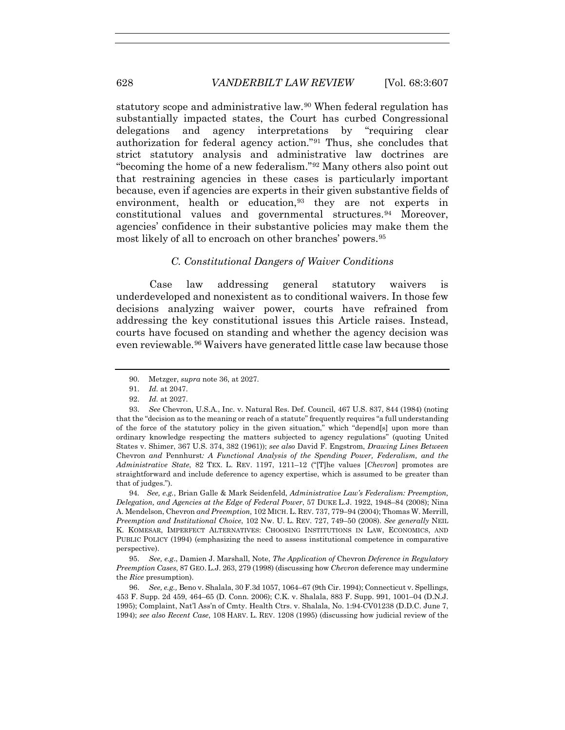statutory scope and administrative law.[90] When federal regulation has substantially impacted states, the Court has curbed Congressional delegations and agency interpretations by "requiring clear authorization for federal agency action."[91] Thus, she concludes that strict statutory analysis and administrative law doctrines are "becoming the home of a new federalism."[92] Many others also point out that restraining agencies in these cases is particularly important because, even if agencies are experts in their given substantive fields of environment, health or education,[93] they are not experts in constitutional values and governmental structures.[94] Moreover, agencies' confidence in their substantive policies may make them the most likely of all to encroach on other branches' powers.[95]

### *C. Constitutional Dangers of Waiver Conditions*

Case law addressing general statutory waivers is underdeveloped and nonexistent as to conditional waivers. In those few decisions analyzing waiver power, courts have refrained from addressing the key constitutional issues this Article raises. Instead, courts have focused on standing and whether the agency decision was even reviewable.[96] Waivers have generated little case law because those

---

90. Metzger, *supra* note 36, at 2027.

91. *Id.* at 2047.

92. *Id.* at 2027.

93. *See* Chevron, U.S.A., Inc. v. Natural Res. Def. Council, 467 U.S. 837, 844 (1984) (noting that the "decision as to the meaning or reach of a statute" frequently requires "a full understanding of the force of the statutory policy in the given situation," which "depend[s] upon more than ordinary knowledge respecting the matters subjected to agency regulations" (quoting United States v. Shimer, 367 U.S. 374, 382 (1961)); *see also* David F. Engstrom, *Drawing Lines Between* Chevron *and* Pennhurst*: A Functional Analysis of the Spending Power, Federalism, and the Administrative State*, 82 TEX. L. REV. 1197, 1211–12 ("[T]he values [*Chevron*] promotes are straightforward and include deference to agency expertise, which is assumed to be greater than that of judges.").

94. *See, e.g.*, Brian Galle & Mark Seidenfeld, *Administrative Law's Federalism: Preemption, Delegation, and Agencies at the Edge of Federal Power*, 57 DUKE L.J. 1922, 1948–84 (2008); Nina A. Mendelson, Chevron *and Preemption,* 102 MICH. L. REV. 737, 779–94 (2004); Thomas W. Merrill, *Preemption and Institutional Choice*, 102 NW. U. L. REV. 727, 749–50 (2008). *See generally* NEIL K. KOMESAR, IMPERFECT ALTERNATIVES: CHOOSING INSTITUTIONS IN LAW, ECONOMICS, AND PUBLIC POLICY (1994) (emphasizing the need to assess institutional competence in comparative perspective).

95. *See, e.g*., Damien J. Marshall, Note, *The Application of* Chevron *Deference in Regulatory Preemption Cases*, 87 GEO. L.J. 263, 279 (1998) (discussing how *Chevron* deference may undermine the *Rice* presumption).

96. *See, e.g.,* Beno v. Shalala, 30 F.3d 1057, 1064–67 (9th Cir. 1994); Connecticut v. Spellings, 453 F. Supp. 2d 459, 464–65 (D. Conn. 2006); C.K. v. Shalala, 883 F. Supp. 991, 1001–04 (D.N.J. 1995); Complaint, Nat'l Ass'n of Cmty. Health Ctrs. v. Shalala, No. 1:94-CV01238 (D.D.C. June 7, 1994); *see also Recent Case*, 108 HARV. L. REV. 1208 (1995) (discussing how judicial review of the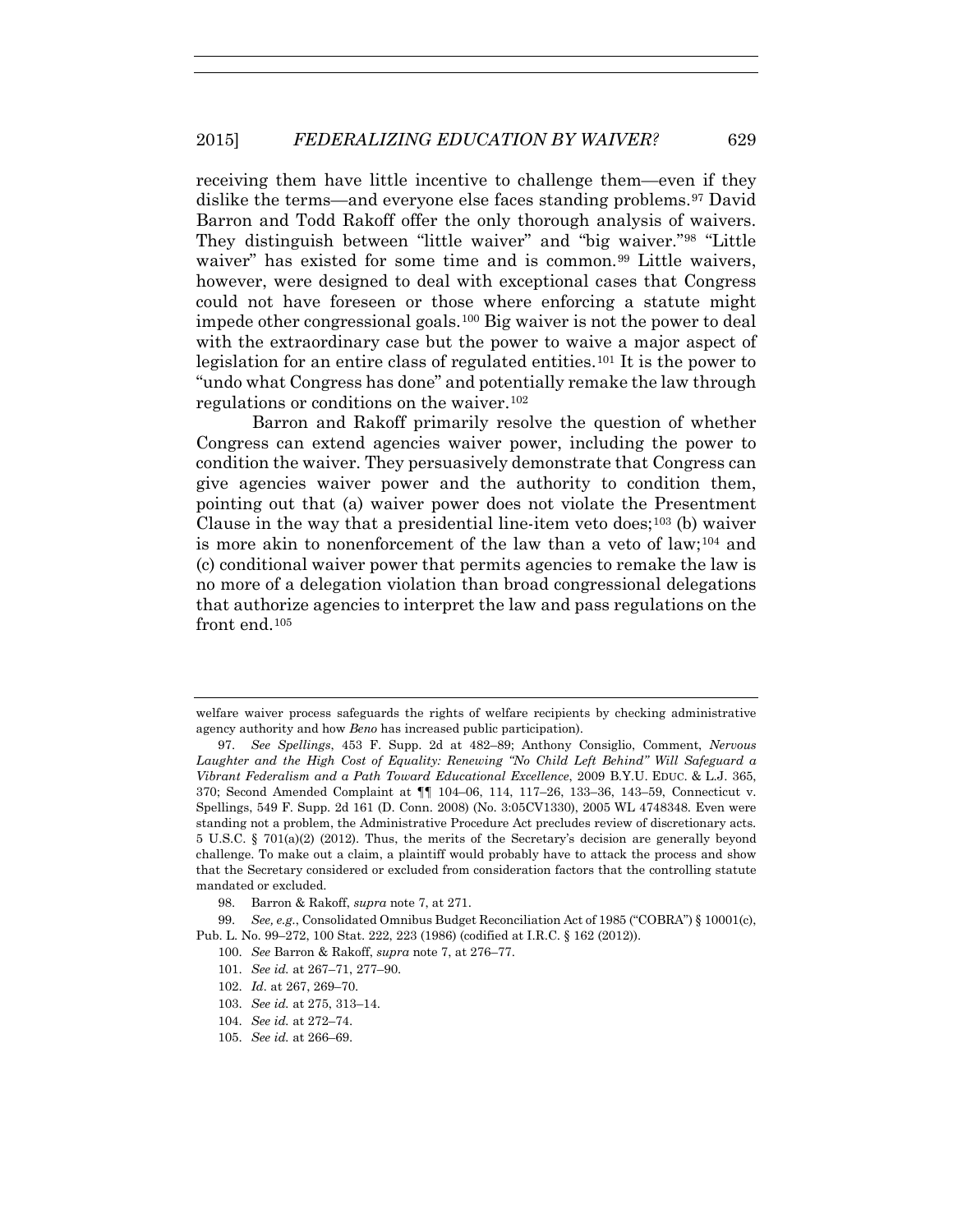receiving them have little incentive to challenge them—even if they dislike the terms—and everyone else faces standing problems.[97] David Barron and Todd Rakoff offer the only thorough analysis of waivers. They distinguish between "little waiver" and "big waiver."[98] "Little waiver" has existed for some time and is common.[99] Little waivers, however, were designed to deal with exceptional cases that Congress could not have foreseen or those where enforcing a statute might impede other congressional goals.[100] Big waiver is not the power to deal with the extraordinary case but the power to waive a major aspect of legislation for an entire class of regulated entities.[101] It is the power to "undo what Congress has done" and potentially remake the law through regulations or conditions on the waiver.[102]

Barron and Rakoff primarily resolve the question of whether Congress can extend agencies waiver power, including the power to condition the waiver. They persuasively demonstrate that Congress can give agencies waiver power and the authority to condition them, pointing out that (a) waiver power does not violate the Presentment Clause in the way that a presidential line-item veto does;[103] (b) waiver is more akin to nonenforcement of the law than a veto of law;[104] and (c) conditional waiver power that permits agencies to remake the law is no more of a delegation violation than broad congressional delegations that authorize agencies to interpret the law and pass regulations on the front end.[105]

---

welfare waiver process safeguards the rights of welfare recipients by checking administrative agency authority and how *Beno* has increased public participation).

97. *See Spellings*, 453 F. Supp. 2d at 482–89; Anthony Consiglio, Comment, *Nervous Laughter and the High Cost of Equality: Renewing "No Child Left Behind" Will Safeguard a Vibrant Federalism and a Path Toward Educational Excellence*, 2009 B.Y.U. EDUC. & L.J. 365, 370; Second Amended Complaint at ¶¶ 104–06, 114, 117–26, 133–36, 143–59, Connecticut v. Spellings, 549 F. Supp. 2d 161 (D. Conn. 2008) (No. 3:05CV1330), 2005 WL 4748348. Even were standing not a problem, the Administrative Procedure Act precludes review of discretionary acts. 5 U.S.C. § 701(a)(2) (2012). Thus, the merits of the Secretary's decision are generally beyond challenge. To make out a claim, a plaintiff would probably have to attack the process and show that the Secretary considered or excluded from consideration factors that the controlling statute mandated or excluded.

98. Barron & Rakoff, *supra* note 7, at 271.

99. *See, e.g.*, Consolidated Omnibus Budget Reconciliation Act of 1985 ("COBRA") § 10001(c), Pub. L. No. 99–272, 100 Stat. 222, 223 (1986) (codified at I.R.C. § 162 (2012)).

100. *See* Barron & Rakoff, *supra* note 7, at 276–77.

101. *See id.* at 267–71, 277–90.

102. *Id.* at 267, 269–70.

103. *See id.* at 275, 313–14.

104. *See id.* at 272–74.

105. *See id.* at 266–69.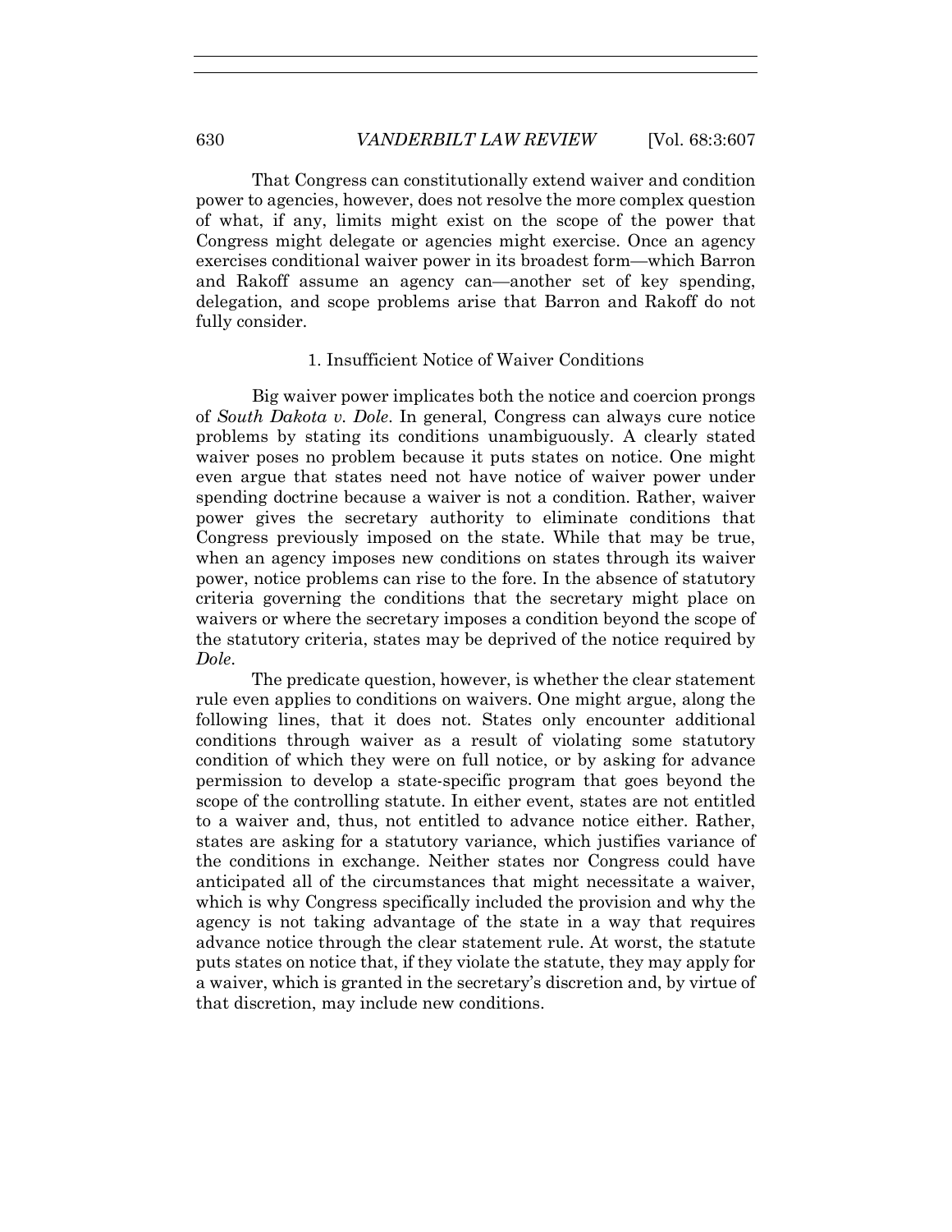That Congress can constitutionally extend waiver and condition power to agencies, however, does not resolve the more complex question of what, if any, limits might exist on the scope of the power that Congress might delegate or agencies might exercise. Once an agency exercises conditional waiver power in its broadest form—which Barron and Rakoff assume an agency can—another set of key spending, delegation, and scope problems arise that Barron and Rakoff do not fully consider.

### 1. Insufficient Notice of Waiver Conditions

Big waiver power implicates both the notice and coercion prongs of *South Dakota v. Dole*. In general, Congress can always cure notice problems by stating its conditions unambiguously. A clearly stated waiver poses no problem because it puts states on notice. One might even argue that states need not have notice of waiver power under spending doctrine because a waiver is not a condition. Rather, waiver power gives the secretary authority to eliminate conditions that Congress previously imposed on the state. While that may be true, when an agency imposes new conditions on states through its waiver power, notice problems can rise to the fore. In the absence of statutory criteria governing the conditions that the secretary might place on waivers or where the secretary imposes a condition beyond the scope of the statutory criteria, states may be deprived of the notice required by *Dole*.

The predicate question, however, is whether the clear statement rule even applies to conditions on waivers. One might argue, along the following lines, that it does not. States only encounter additional conditions through waiver as a result of violating some statutory condition of which they were on full notice, or by asking for advance permission to develop a state-specific program that goes beyond the scope of the controlling statute. In either event, states are not entitled to a waiver and, thus, not entitled to advance notice either. Rather, states are asking for a statutory variance, which justifies variance of the conditions in exchange. Neither states nor Congress could have anticipated all of the circumstances that might necessitate a waiver, which is why Congress specifically included the provision and why the agency is not taking advantage of the state in a way that requires advance notice through the clear statement rule. At worst, the statute puts states on notice that, if they violate the statute, they may apply for a waiver, which is granted in the secretary's discretion and, by virtue of that discretion, may include new conditions.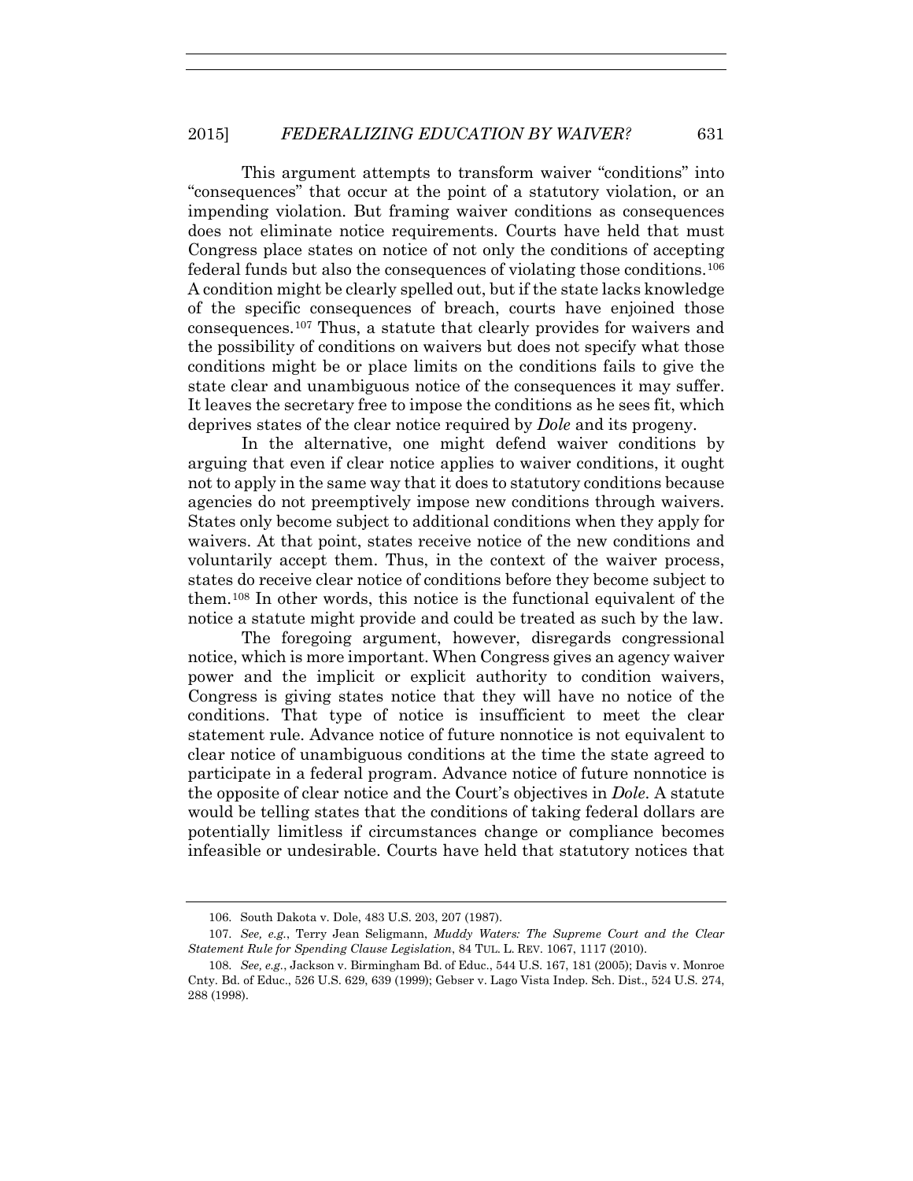This argument attempts to transform waiver "conditions" into "consequences" that occur at the point of a statutory violation, or an impending violation. But framing waiver conditions as consequences does not eliminate notice requirements. Courts have held that must Congress place states on notice of not only the conditions of accepting federal funds but also the consequences of violating those conditions.[106] A condition might be clearly spelled out, but if the state lacks knowledge of the specific consequences of breach, courts have enjoined those consequences.[107] Thus, a statute that clearly provides for waivers and the possibility of conditions on waivers but does not specify what those conditions might be or place limits on the conditions fails to give the state clear and unambiguous notice of the consequences it may suffer. It leaves the secretary free to impose the conditions as he sees fit, which deprives states of the clear notice required by *Dole* and its progeny.

In the alternative, one might defend waiver conditions by arguing that even if clear notice applies to waiver conditions, it ought not to apply in the same way that it does to statutory conditions because agencies do not preemptively impose new conditions through waivers. States only become subject to additional conditions when they apply for waivers. At that point, states receive notice of the new conditions and voluntarily accept them. Thus, in the context of the waiver process, states do receive clear notice of conditions before they become subject to them.[108] In other words, this notice is the functional equivalent of the notice a statute might provide and could be treated as such by the law.

The foregoing argument, however, disregards congressional notice, which is more important. When Congress gives an agency waiver power and the implicit or explicit authority to condition waivers, Congress is giving states notice that they will have no notice of the conditions. That type of notice is insufficient to meet the clear statement rule. Advance notice of future nonnotice is not equivalent to clear notice of unambiguous conditions at the time the state agreed to participate in a federal program. Advance notice of future nonnotice is the opposite of clear notice and the Court's objectives in *Dole*. A statute would be telling states that the conditions of taking federal dollars are potentially limitless if circumstances change or compliance becomes infeasible or undesirable. Courts have held that statutory notices that

---

106. South Dakota v. Dole, 483 U.S. 203, 207 (1987).

107. *See, e.g.*, Terry Jean Seligmann, *Muddy Waters: The Supreme Court and the Clear Statement Rule for Spending Clause Legislation*, 84 TUL. L. REV. 1067, 1117 (2010).

108. *See, e.g.*, Jackson v. Birmingham Bd. of Educ., 544 U.S. 167, 181 (2005); Davis v. Monroe Cnty. Bd. of Educ., 526 U.S. 629, 639 (1999); Gebser v. Lago Vista Indep. Sch. Dist., 524 U.S. 274, 288 (1998).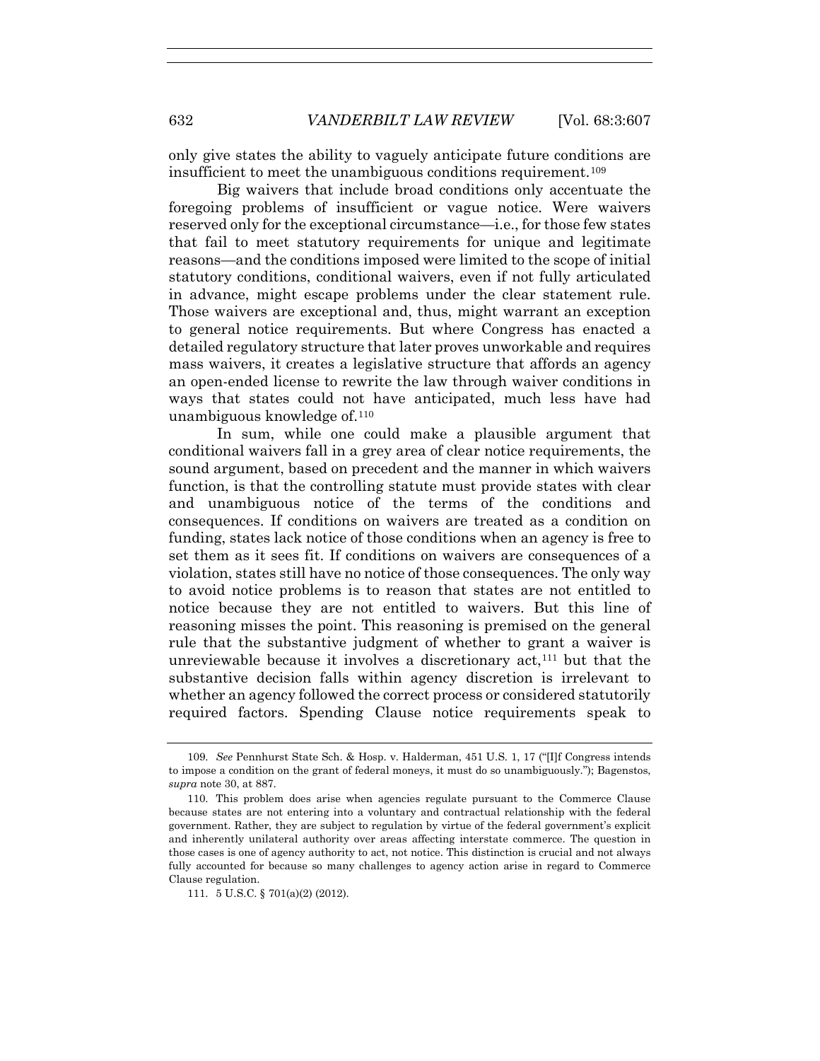only give states the ability to vaguely anticipate future conditions are insufficient to meet the unambiguous conditions requirement.[109]

Big waivers that include broad conditions only accentuate the foregoing problems of insufficient or vague notice. Were waivers reserved only for the exceptional circumstance—i.e., for those few states that fail to meet statutory requirements for unique and legitimate reasons—and the conditions imposed were limited to the scope of initial statutory conditions, conditional waivers, even if not fully articulated in advance, might escape problems under the clear statement rule. Those waivers are exceptional and, thus, might warrant an exception to general notice requirements. But where Congress has enacted a detailed regulatory structure that later proves unworkable and requires mass waivers, it creates a legislative structure that affords an agency an open-ended license to rewrite the law through waiver conditions in ways that states could not have anticipated, much less have had unambiguous knowledge of.[110]

In sum, while one could make a plausible argument that conditional waivers fall in a grey area of clear notice requirements, the sound argument, based on precedent and the manner in which waivers function, is that the controlling statute must provide states with clear and unambiguous notice of the terms of the conditions and consequences. If conditions on waivers are treated as a condition on funding, states lack notice of those conditions when an agency is free to set them as it sees fit. If conditions on waivers are consequences of a violation, states still have no notice of those consequences. The only way to avoid notice problems is to reason that states are not entitled to notice because they are not entitled to waivers. But this line of reasoning misses the point. This reasoning is premised on the general rule that the substantive judgment of whether to grant a waiver is unreviewable because it involves a discretionary act,[111] but that the substantive decision falls within agency discretion is irrelevant to whether an agency followed the correct process or considered statutorily required factors. Spending Clause notice requirements speak to

---

109. *See* Pennhurst State Sch. & Hosp. v. Halderman, 451 U.S. 1, 17 ("[I]f Congress intends to impose a condition on the grant of federal moneys, it must do so unambiguously."); Bagenstos, *supra* note 30, at 887.

110. This problem does arise when agencies regulate pursuant to the Commerce Clause because states are not entering into a voluntary and contractual relationship with the federal government. Rather, they are subject to regulation by virtue of the federal government's explicit and inherently unilateral authority over areas affecting interstate commerce. The question in those cases is one of agency authority to act, not notice. This distinction is crucial and not always fully accounted for because so many challenges to agency action arise in regard to Commerce Clause regulation.

111. 5 U.S.C. § 701(a)(2) (2012).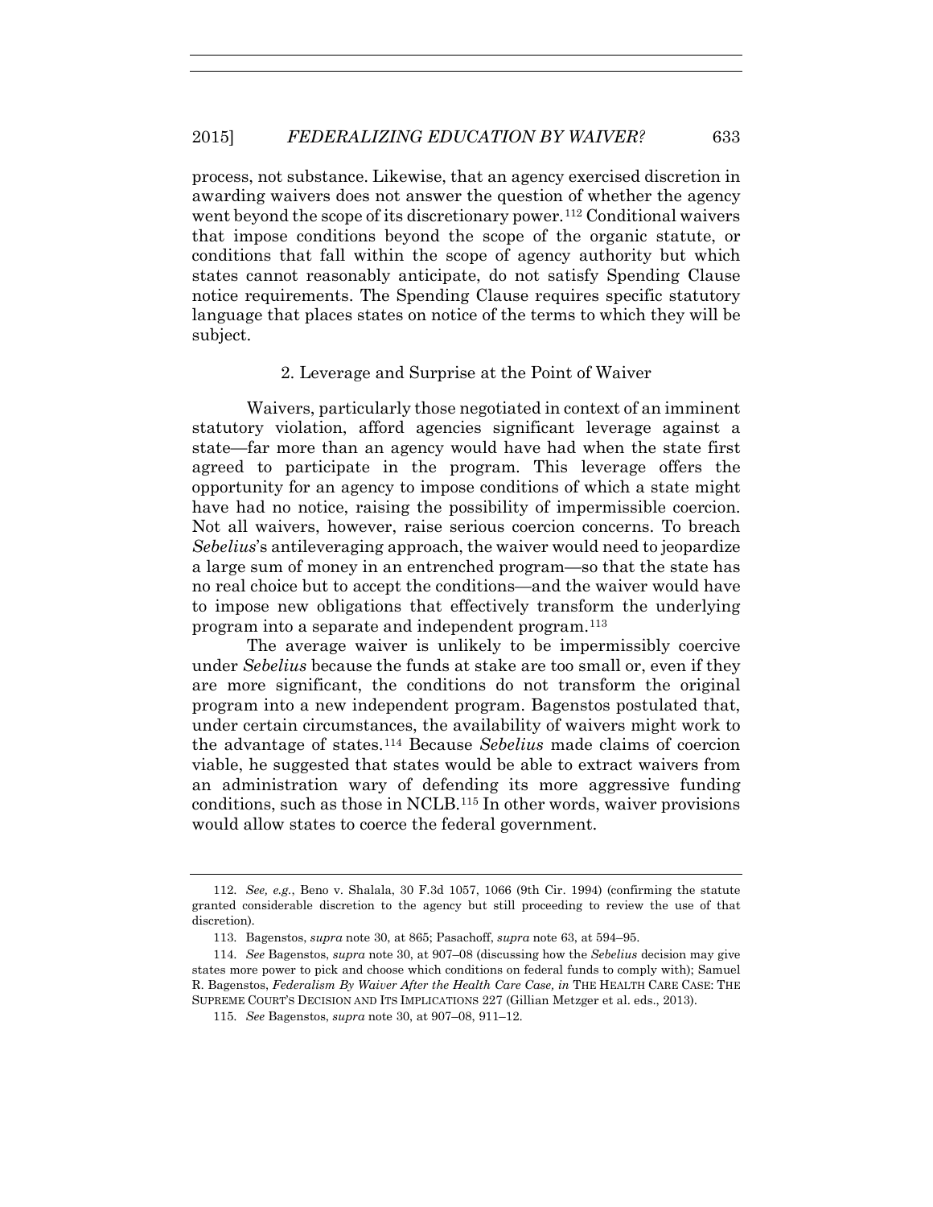process, not substance. Likewise, that an agency exercised discretion in awarding waivers does not answer the question of whether the agency went beyond the scope of its discretionary power.[112] Conditional waivers that impose conditions beyond the scope of the organic statute, or conditions that fall within the scope of agency authority but which states cannot reasonably anticipate, do not satisfy Spending Clause notice requirements. The Spending Clause requires specific statutory language that places states on notice of the terms to which they will be subject.

### 2. Leverage and Surprise at the Point of Waiver

Waivers, particularly those negotiated in context of an imminent statutory violation, afford agencies significant leverage against a state—far more than an agency would have had when the state first agreed to participate in the program. This leverage offers the opportunity for an agency to impose conditions of which a state might have had no notice, raising the possibility of impermissible coercion. Not all waivers, however, raise serious coercion concerns. To breach *Sebelius*'s antileveraging approach, the waiver would need to jeopardize a large sum of money in an entrenched program—so that the state has no real choice but to accept the conditions—and the waiver would have to impose new obligations that effectively transform the underlying program into a separate and independent program.[113]

The average waiver is unlikely to be impermissibly coercive under *Sebelius* because the funds at stake are too small or, even if they are more significant, the conditions do not transform the original program into a new independent program. Bagenstos postulated that, under certain circumstances, the availability of waivers might work to the advantage of states.[114] Because *Sebelius* made claims of coercion viable, he suggested that states would be able to extract waivers from an administration wary of defending its more aggressive funding conditions, such as those in NCLB.[115] In other words, waiver provisions would allow states to coerce the federal government.

---

112. *See, e.g.*, Beno v. Shalala, 30 F.3d 1057, 1066 (9th Cir. 1994) (confirming the statute granted considerable discretion to the agency but still proceeding to review the use of that discretion).

113. Bagenstos, *supra* note 30, at 865; Pasachoff, *supra* note 63, at 594–95.

114. *See* Bagenstos, *supra* note 30, at 907–08 (discussing how the *Sebelius* decision may give states more power to pick and choose which conditions on federal funds to comply with); Samuel R. Bagenstos, *Federalism By Waiver After the Health Care Case, in* THE HEALTH CARE CASE: THE SUPREME COURT'S DECISION AND ITS IMPLICATIONS 227 (Gillian Metzger et al. eds., 2013).

115. *See* Bagenstos, *supra* note 30, at 907–08, 911–12.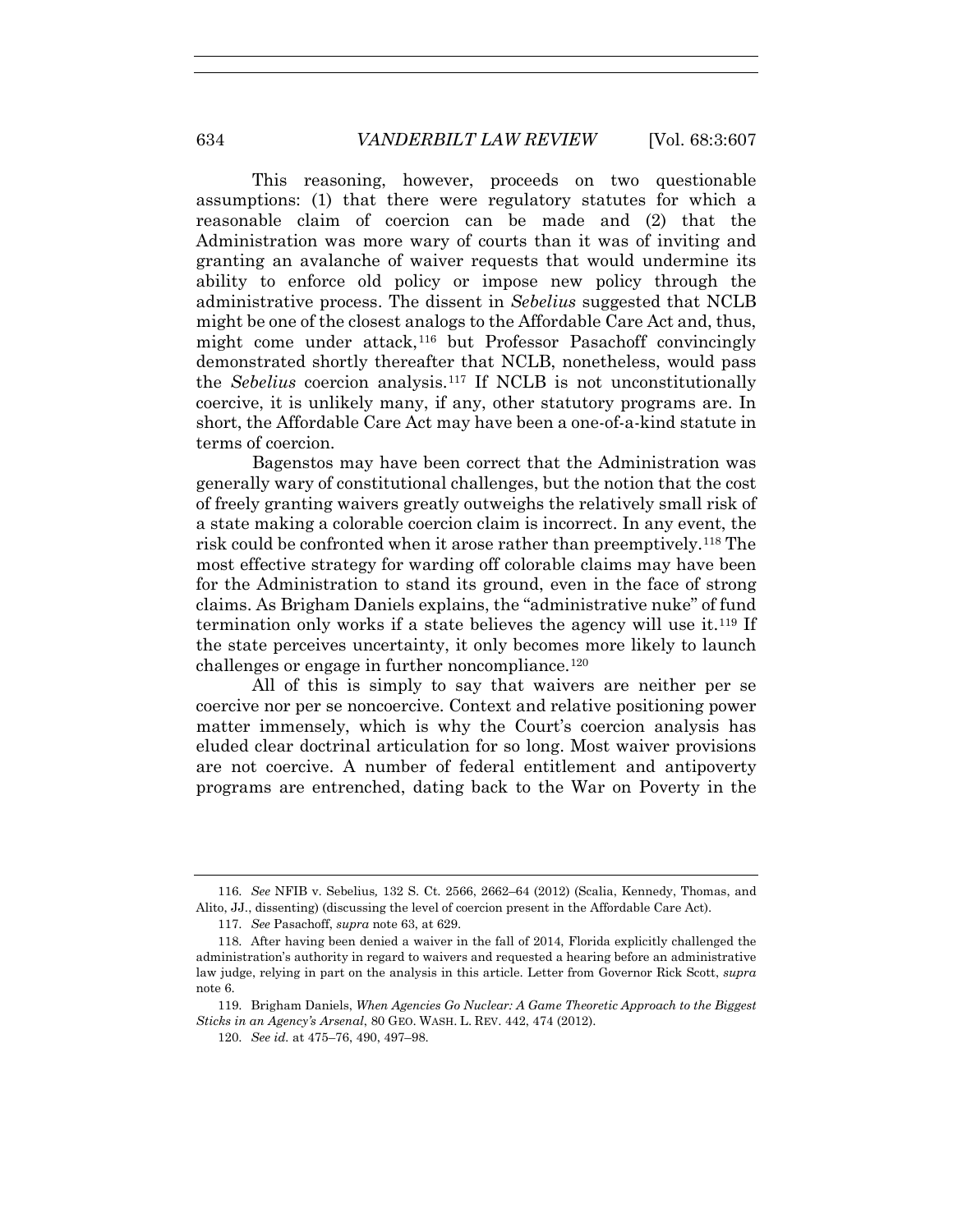This reasoning, however, proceeds on two questionable assumptions: (1) that there were regulatory statutes for which a reasonable claim of coercion can be made and (2) that the Administration was more wary of courts than it was of inviting and granting an avalanche of waiver requests that would undermine its ability to enforce old policy or impose new policy through the administrative process. The dissent in *Sebelius* suggested that NCLB might be one of the closest analogs to the Affordable Care Act and, thus, might come under attack,[116] but Professor Pasachoff convincingly demonstrated shortly thereafter that NCLB, nonetheless, would pass the *Sebelius* coercion analysis.[117] If NCLB is not unconstitutionally coercive, it is unlikely many, if any, other statutory programs are. In short, the Affordable Care Act may have been a one-of-a-kind statute in terms of coercion.

Bagenstos may have been correct that the Administration was generally wary of constitutional challenges, but the notion that the cost of freely granting waivers greatly outweighs the relatively small risk of a state making a colorable coercion claim is incorrect. In any event, the risk could be confronted when it arose rather than preemptively.[118] The most effective strategy for warding off colorable claims may have been for the Administration to stand its ground, even in the face of strong claims. As Brigham Daniels explains, the "administrative nuke" of fund termination only works if a state believes the agency will use it.[119] If the state perceives uncertainty, it only becomes more likely to launch challenges or engage in further noncompliance.[120]

All of this is simply to say that waivers are neither per se coercive nor per se noncoercive. Context and relative positioning power matter immensely, which is why the Court's coercion analysis has eluded clear doctrinal articulation for so long. Most waiver provisions are not coercive. A number of federal entitlement and antipoverty programs are entrenched, dating back to the War on Poverty in the

---

116. *See* NFIB v. Sebelius, 132 S. Ct. 2566, 2662–64 (2012) (Scalia, Kennedy, Thomas, and Alito, JJ., dissenting) (discussing the level of coercion present in the Affordable Care Act).

117. *See* Pasachoff, *supra* note 63, at 629.

118. After having been denied a waiver in the fall of 2014, Florida explicitly challenged the administration's authority in regard to waivers and requested a hearing before an administrative law judge, relying in part on the analysis in this article. Letter from Governor Rick Scott, *supra* note 6.

119. Brigham Daniels, *When Agencies Go Nuclear: A Game Theoretic Approach to the Biggest Sticks in an Agency's Arsenal*, 80 GEO. WASH. L. REV. 442, 474 (2012).

120. *See id.* at 475–76, 490, 497–98.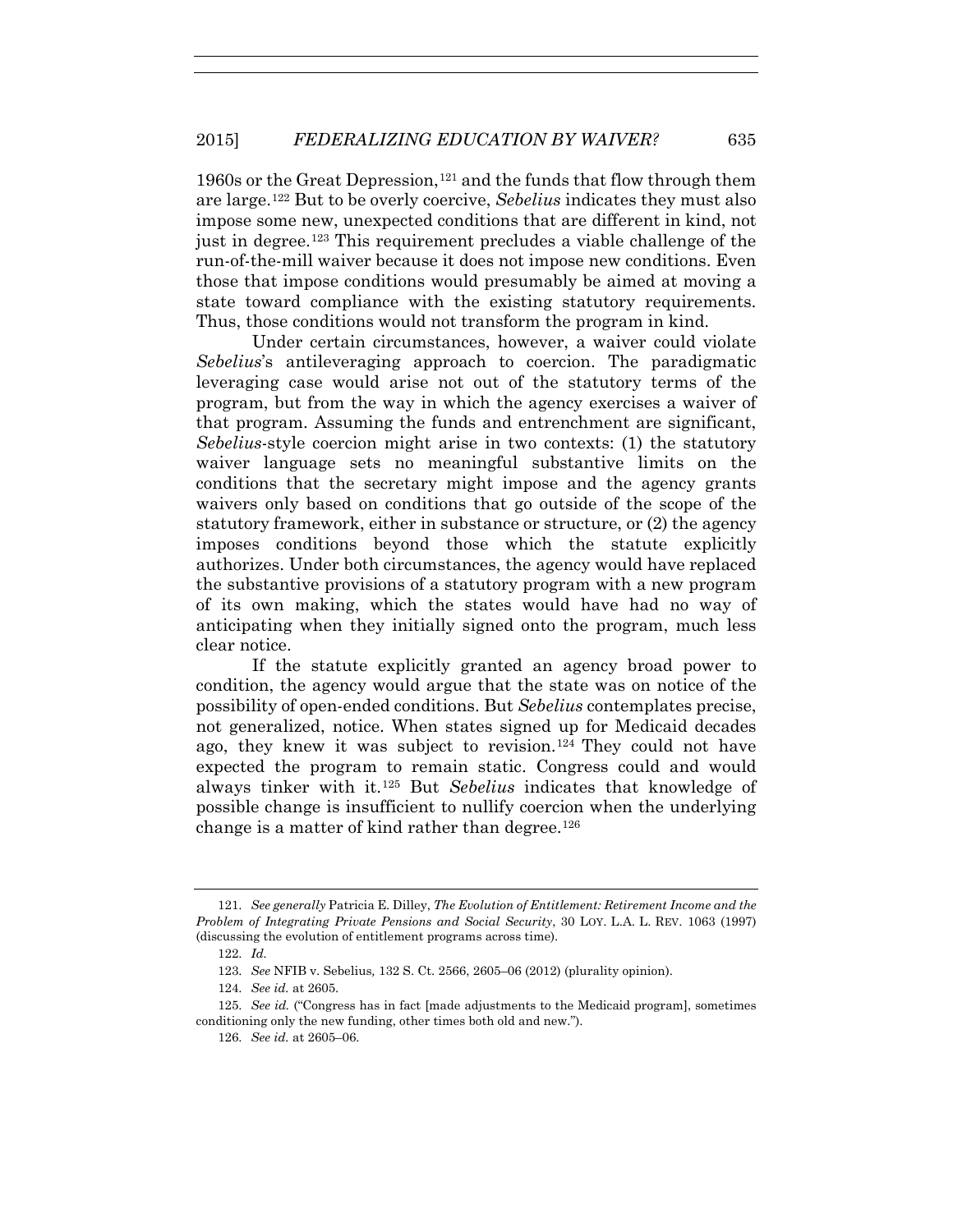1960s or the Great Depression,[121] and the funds that flow through them are large.[122] But to be overly coercive, *Sebelius* indicates they must also impose some new, unexpected conditions that are different in kind, not just in degree.[123] This requirement precludes a viable challenge of the run-of-the-mill waiver because it does not impose new conditions. Even those that impose conditions would presumably be aimed at moving a state toward compliance with the existing statutory requirements. Thus, those conditions would not transform the program in kind.

Under certain circumstances, however, a waiver could violate *Sebelius*'s antileveraging approach to coercion. The paradigmatic leveraging case would arise not out of the statutory terms of the program, but from the way in which the agency exercises a waiver of that program. Assuming the funds and entrenchment are significant, *Sebelius*-style coercion might arise in two contexts: (1) the statutory waiver language sets no meaningful substantive limits on the conditions that the secretary might impose and the agency grants waivers only based on conditions that go outside of the scope of the statutory framework, either in substance or structure, or (2) the agency imposes conditions beyond those which the statute explicitly authorizes. Under both circumstances, the agency would have replaced the substantive provisions of a statutory program with a new program of its own making, which the states would have had no way of anticipating when they initially signed onto the program, much less clear notice.

If the statute explicitly granted an agency broad power to condition, the agency would argue that the state was on notice of the possibility of open-ended conditions. But *Sebelius* contemplates precise, not generalized, notice. When states signed up for Medicaid decades ago, they knew it was subject to revision.[124] They could not have expected the program to remain static. Congress could and would always tinker with it.[125] But *Sebelius* indicates that knowledge of possible change is insufficient to nullify coercion when the underlying change is a matter of kind rather than degree.[126]

---

121. *See generally* Patricia E. Dilley, *The Evolution of Entitlement: Retirement Income and the Problem of Integrating Private Pensions and Social Security*, 30 LOY. L.A. L. REV. 1063 (1997) (discussing the evolution of entitlement programs across time).

122. *Id.*

123. *See* NFIB v. Sebelius, 132 S. Ct. 2566, 2605–06 (2012) (plurality opinion).

124. *See id.* at 2605.

125. *See id.* ("Congress has in fact [made adjustments to the Medicaid program], sometimes conditioning only the new funding, other times both old and new.").

126. *See id.* at 2605–06.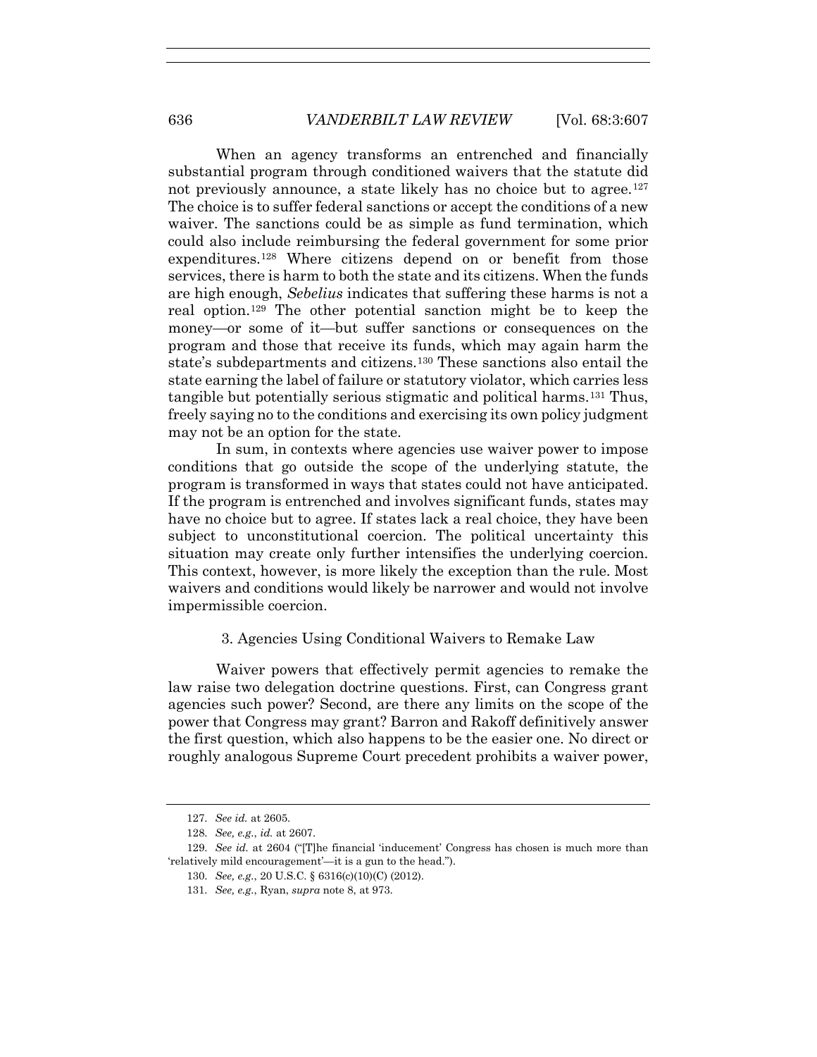When an agency transforms an entrenched and financially substantial program through conditioned waivers that the statute did not previously announce, a state likely has no choice but to agree.[127] The choice is to suffer federal sanctions or accept the conditions of a new waiver. The sanctions could be as simple as fund termination, which could also include reimbursing the federal government for some prior expenditures.[128] Where citizens depend on or benefit from those services, there is harm to both the state and its citizens. When the funds are high enough, *Sebelius* indicates that suffering these harms is not a real option.[129] The other potential sanction might be to keep the money—or some of it—but suffer sanctions or consequences on the program and those that receive its funds, which may again harm the state's subdepartments and citizens.[130] These sanctions also entail the state earning the label of failure or statutory violator, which carries less tangible but potentially serious stigmatic and political harms.[131] Thus, freely saying no to the conditions and exercising its own policy judgment may not be an option for the state.

In sum, in contexts where agencies use waiver power to impose conditions that go outside the scope of the underlying statute, the program is transformed in ways that states could not have anticipated. If the program is entrenched and involves significant funds, states may have no choice but to agree. If states lack a real choice, they have been subject to unconstitutional coercion. The political uncertainty this situation may create only further intensifies the underlying coercion. This context, however, is more likely the exception than the rule. Most waivers and conditions would likely be narrower and would not involve impermissible coercion.

### 3. Agencies Using Conditional Waivers to Remake Law

Waiver powers that effectively permit agencies to remake the law raise two delegation doctrine questions. First, can Congress grant agencies such power? Second, are there any limits on the scope of the power that Congress may grant? Barron and Rakoff definitively answer the first question, which also happens to be the easier one. No direct or roughly analogous Supreme Court precedent prohibits a waiver power,

---

127. *See id.* at 2605.

128. *See, e.g.*, *id.* at 2607.

129. *See id.* at 2604 ("[T]he financial 'inducement' Congress has chosen is much more than 'relatively mild encouragement'—it is a gun to the head.").

130. *See, e.g.*, 20 U.S.C. § 6316(c)(10)(C) (2012).

131. *See, e.g.*, Ryan, *supra* note 8, at 973.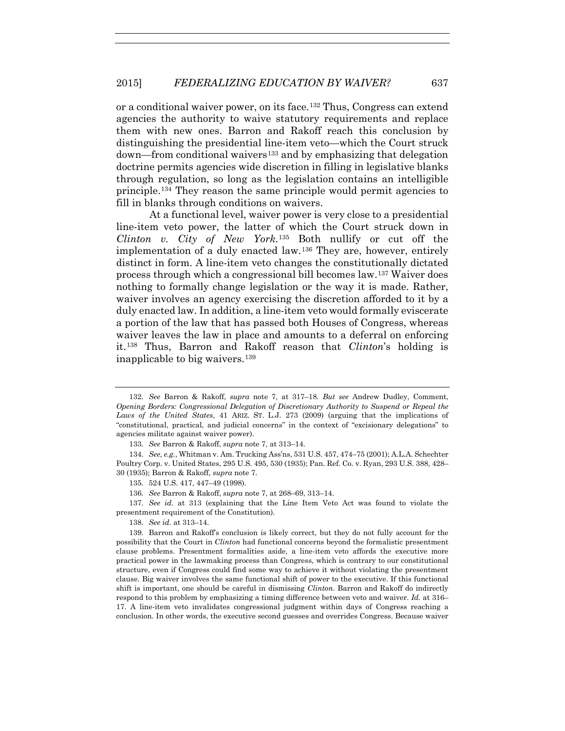or a conditional waiver power, on its face.[132] Thus, Congress can extend agencies the authority to waive statutory requirements and replace them with new ones. Barron and Rakoff reach this conclusion by distinguishing the presidential line-item veto—which the Court struck down—from conditional waivers[133] and by emphasizing that delegation doctrine permits agencies wide discretion in filling in legislative blanks through regulation, so long as the legislation contains an intelligible principle.[134] They reason the same principle would permit agencies to fill in blanks through conditions on waivers.

At a functional level, waiver power is very close to a presidential line-item veto power, the latter of which the Court struck down in *Clinton v. City of New York*.[135] Both nullify or cut off the implementation of a duly enacted law.[136] They are, however, entirely distinct in form. A line-item veto changes the constitutionally dictated process through which a congressional bill becomes law.[137] Waiver does nothing to formally change legislation or the way it is made. Rather, waiver involves an agency exercising the discretion afforded to it by a duly enacted law. In addition, a line-item veto would formally eviscerate a portion of the law that has passed both Houses of Congress, whereas waiver leaves the law in place and amounts to a deferral on enforcing it.[138] Thus, Barron and Rakoff reason that *Clinton*'s holding is inapplicable to big waivers.[139]

---

132. *See* Barron & Rakoff, *supra* note 7, at 317–18. *But see* Andrew Dudley, Comment, *Opening Borders: Congressional Delegation of Discretionary Authority to Suspend or Repeal the Laws of the United States*, 41 ARIZ. ST. L.J. 273 (2009) (arguing that the implications of "constitutional, practical, and judicial concerns" in the context of "excisionary delegations" to agencies militate against waiver power).

133. *See* Barron & Rakoff, *supra* note 7, at 313–14.

134. *See, e.g.*, Whitman v. Am. Trucking Ass'ns, 531 U.S. 457, 474–75 (2001); A.L.A. Schechter Poultry Corp. v. United States, 295 U.S. 495, 530 (1935); Pan. Ref. Co. v. Ryan, 293 U.S. 388, 428–30 (1935); Barron & Rakoff, *supra* note 7.

135. 524 U.S. 417, 447–49 (1998).

136. *See* Barron & Rakoff, *supra* note 7, at 268–69, 313–14.

137. *See id.* at 313 (explaining that the Line Item Veto Act was found to violate the presentment requirement of the Constitution).

138. *See id.* at 313–14.

139. Barron and Rakoff's conclusion is likely correct, but they do not fully account for the possibility that the Court in *Clinton* had functional concerns beyond the formalistic presentment clause problems. Presentment formalities aside, a line-item veto affords the executive more practical power in the lawmaking process than Congress, which is contrary to our constitutional structure, even if Congress could find some way to achieve it without violating the presentment clause. Big waiver involves the same functional shift of power to the executive. If this functional shift is important, one should be careful in dismissing *Clinton*. Barron and Rakoff do indirectly respond to this problem by emphasizing a timing difference between veto and waiver. *Id.* at 316–17. A line-item veto invalidates congressional judgment within days of Congress reaching a conclusion. In other words, the executive second guesses and overrides Congress. Because waiver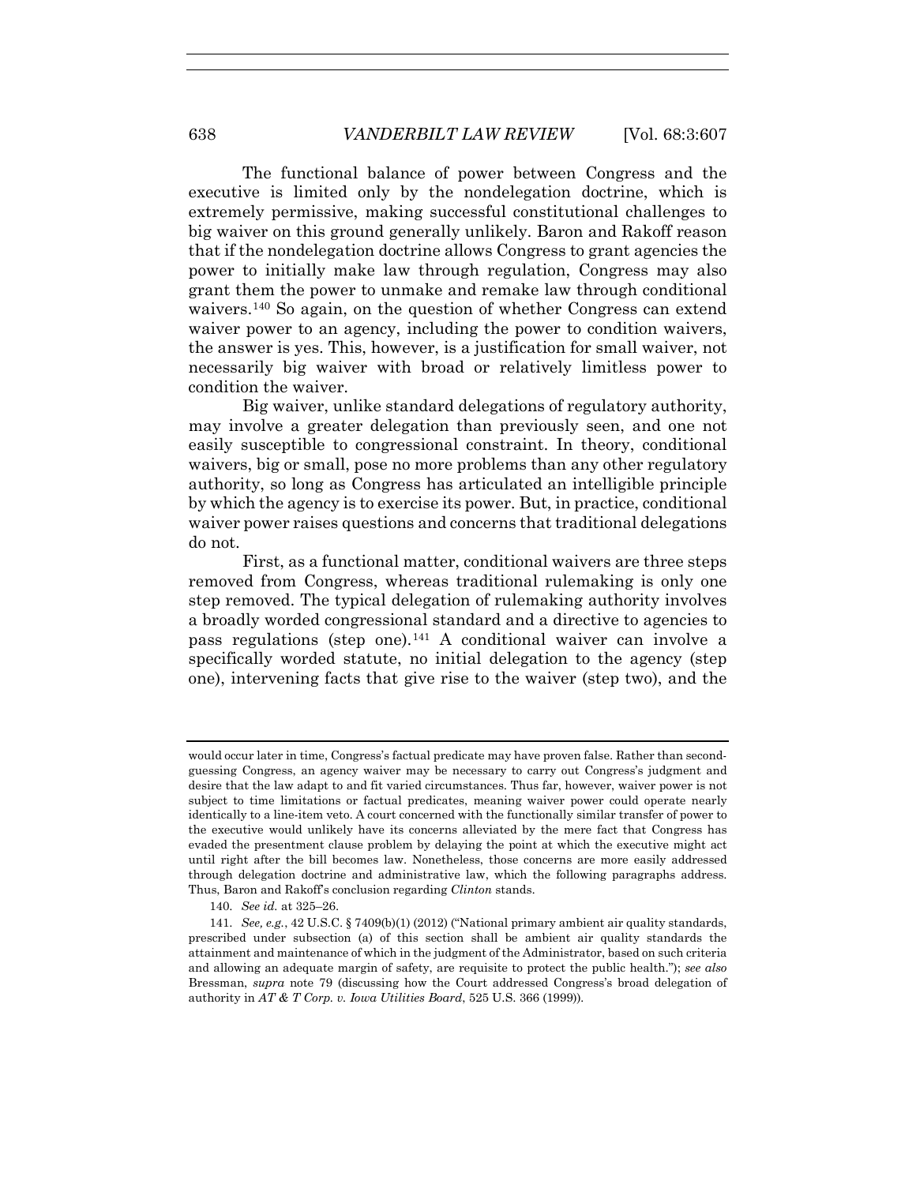The functional balance of power between Congress and the executive is limited only by the nondelegation doctrine, which is extremely permissive, making successful constitutional challenges to big waiver on this ground generally unlikely. Baron and Rakoff reason that if the nondelegation doctrine allows Congress to grant agencies the power to initially make law through regulation, Congress may also grant them the power to unmake and remake law through conditional waivers.[140] So again, on the question of whether Congress can extend waiver power to an agency, including the power to condition waivers, the answer is yes. This, however, is a justification for small waiver, not necessarily big waiver with broad or relatively limitless power to condition the waiver.

Big waiver, unlike standard delegations of regulatory authority, may involve a greater delegation than previously seen, and one not easily susceptible to congressional constraint. In theory, conditional waivers, big or small, pose no more problems than any other regulatory authority, so long as Congress has articulated an intelligible principle by which the agency is to exercise its power. But, in practice, conditional waiver power raises questions and concerns that traditional delegations do not.

First, as a functional matter, conditional waivers are three steps removed from Congress, whereas traditional rulemaking is only one step removed. The typical delegation of rulemaking authority involves a broadly worded congressional standard and a directive to agencies to pass regulations (step one).[141] A conditional waiver can involve a specifically worded statute, no initial delegation to the agency (step one), intervening facts that give rise to the waiver (step two), and the

---

would occur later in time, Congress's factual predicate may have proven false. Rather than second-guessing Congress, an agency waiver may be necessary to carry out Congress's judgment and desire that the law adapt to and fit varied circumstances. Thus far, however, waiver power is not subject to time limitations or factual predicates, meaning waiver power could operate nearly identically to a line-item veto. A court concerned with the functionally similar transfer of power to the executive would unlikely have its concerns alleviated by the mere fact that Congress has evaded the presentment clause problem by delaying the point at which the executive might act until right after the bill becomes law. Nonetheless, those concerns are more easily addressed through delegation doctrine and administrative law, which the following paragraphs address. Thus, Baron and Rakoff's conclusion regarding *Clinton* stands.

140. *See id.* at 325–26.

141. *See, e.g.*, 42 U.S.C. § 7409(b)(1) (2012) ("National primary ambient air quality standards, prescribed under subsection (a) of this section shall be ambient air quality standards the attainment and maintenance of which in the judgment of the Administrator, based on such criteria and allowing an adequate margin of safety, are requisite to protect the public health."); *see also* Bressman, *supra* note 79 (discussing how the Court addressed Congress's broad delegation of authority in *AT & T Corp. v. Iowa Utilities Board*, 525 U.S. 366 (1999)).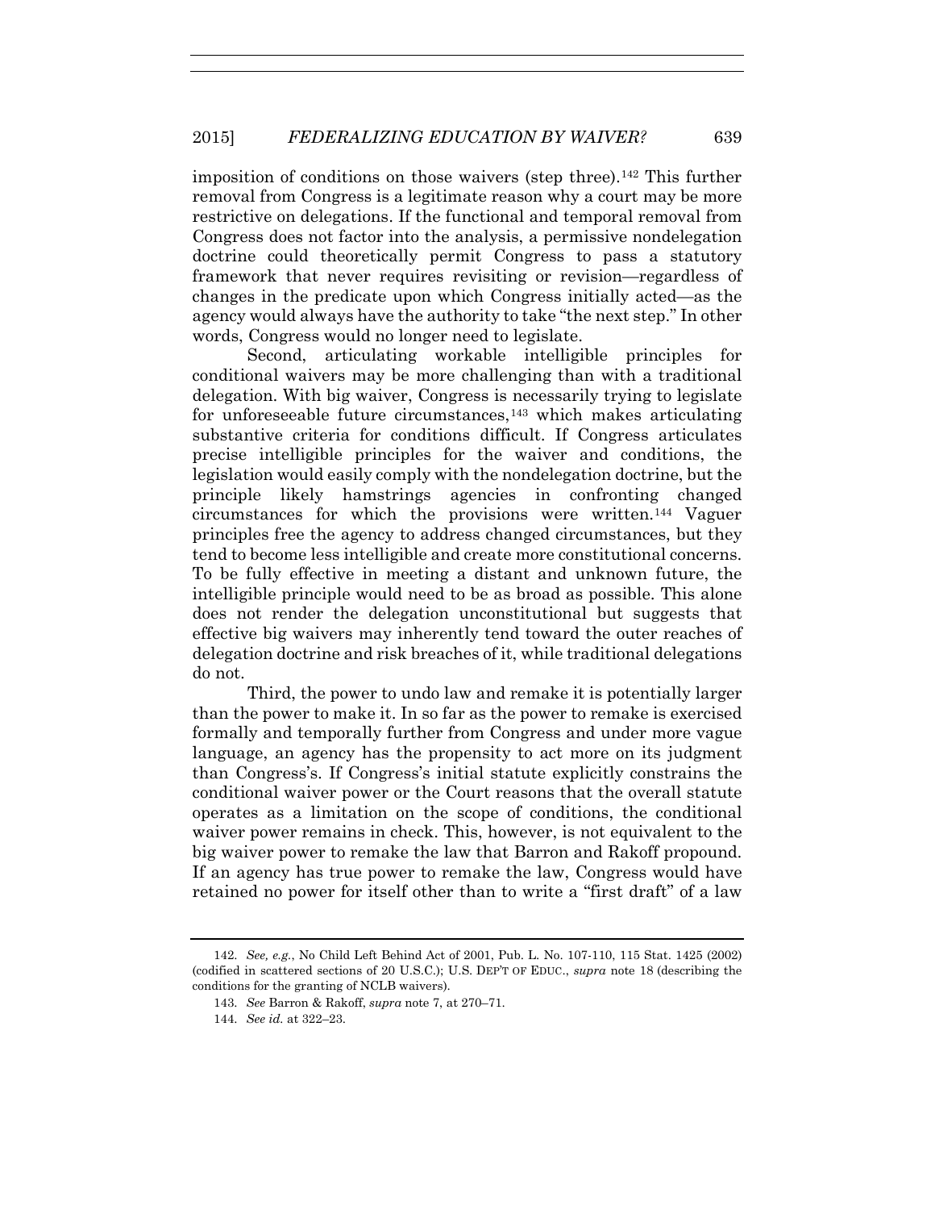imposition of conditions on those waivers (step three).[142] This further removal from Congress is a legitimate reason why a court may be more restrictive on delegations. If the functional and temporal removal from Congress does not factor into the analysis, a permissive nondelegation doctrine could theoretically permit Congress to pass a statutory framework that never requires revisiting or revision—regardless of changes in the predicate upon which Congress initially acted—as the agency would always have the authority to take "the next step." In other words, Congress would no longer need to legislate.

Second, articulating workable intelligible principles for conditional waivers may be more challenging than with a traditional delegation. With big waiver, Congress is necessarily trying to legislate for unforeseeable future circumstances,[143] which makes articulating substantive criteria for conditions difficult. If Congress articulates precise intelligible principles for the waiver and conditions, the legislation would easily comply with the nondelegation doctrine, but the principle likely hamstrings agencies in confronting changed circumstances for which the provisions were written.[144] Vaguer principles free the agency to address changed circumstances, but they tend to become less intelligible and create more constitutional concerns. To be fully effective in meeting a distant and unknown future, the intelligible principle would need to be as broad as possible. This alone does not render the delegation unconstitutional but suggests that effective big waivers may inherently tend toward the outer reaches of delegation doctrine and risk breaches of it, while traditional delegations do not.

Third, the power to undo law and remake it is potentially larger than the power to make it. In so far as the power to remake is exercised formally and temporally further from Congress and under more vague language, an agency has the propensity to act more on its judgment than Congress's. If Congress's initial statute explicitly constrains the conditional waiver power or the Court reasons that the overall statute operates as a limitation on the scope of conditions, the conditional waiver power remains in check. This, however, is not equivalent to the big waiver power to remake the law that Barron and Rakoff propound. If an agency has true power to remake the law, Congress would have retained no power for itself other than to write a "first draft" of a law

---

142. *See, e.g.*, No Child Left Behind Act of 2001, Pub. L. No. 107-110, 115 Stat. 1425 (2002) (codified in scattered sections of 20 U.S.C.); U.S. DEP'T OF EDUC., *supra* note 18 (describing the conditions for the granting of NCLB waivers).

143. *See* Barron & Rakoff, *supra* note 7, at 270–71.

144. *See id.* at 322–23.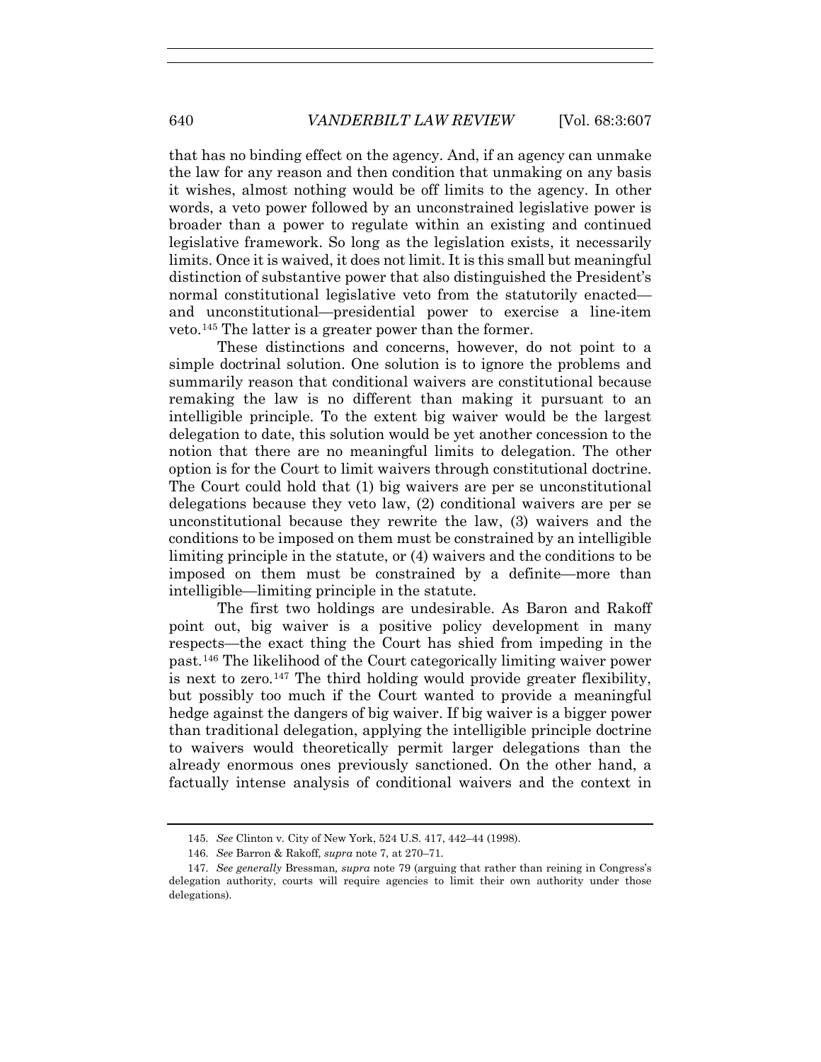that has no binding effect on the agency. And, if an agency can unmake the law for any reason and then condition that unmaking on any basis it wishes, almost nothing would be off limits to the agency. In other words, a veto power followed by an unconstrained legislative power is broader than a power to regulate within an existing and continued legislative framework. So long as the legislation exists, it necessarily limits. Once it is waived, it does not limit. It is this small but meaningful distinction of substantive power that also distinguished the President's normal constitutional legislative veto from the statutorily enacted—and unconstitutional—presidential power to exercise a line-item veto.[145] The latter is a greater power than the former.

These distinctions and concerns, however, do not point to a simple doctrinal solution. One solution is to ignore the problems and summarily reason that conditional waivers are constitutional because remaking the law is no different than making it pursuant to an intelligible principle. To the extent big waiver would be the largest delegation to date, this solution would be yet another concession to the notion that there are no meaningful limits to delegation. The other option is for the Court to limit waivers through constitutional doctrine. The Court could hold that (1) big waivers are per se unconstitutional delegations because they veto law, (2) conditional waivers are per se unconstitutional because they rewrite the law, (3) waivers and the conditions to be imposed on them must be constrained by an intelligible limiting principle in the statute, or (4) waivers and the conditions to be imposed on them must be constrained by a definite—more than intelligible—limiting principle in the statute.

The first two holdings are undesirable. As Baron and Rakoff point out, big waiver is a positive policy development in many respects—the exact thing the Court has shied from impeding in the past.[146] The likelihood of the Court categorically limiting waiver power is next to zero.[147] The third holding would provide greater flexibility, but possibly too much if the Court wanted to provide a meaningful hedge against the dangers of big waiver. If big waiver is a bigger power than traditional delegation, applying the intelligible principle doctrine to waivers would theoretically permit larger delegations than the already enormous ones previously sanctioned. On the other hand, a factually intense analysis of conditional waivers and the context in

---

145. *See* Clinton v. City of New York, 524 U.S. 417, 442–44 (1998).

146. *See* Barron & Rakoff, *supra* note 7, at 270–71.

147. *See generally* Bressman, *supra* note 79 (arguing that rather than reining in Congress's delegation authority, courts will require agencies to limit their own authority under those delegations).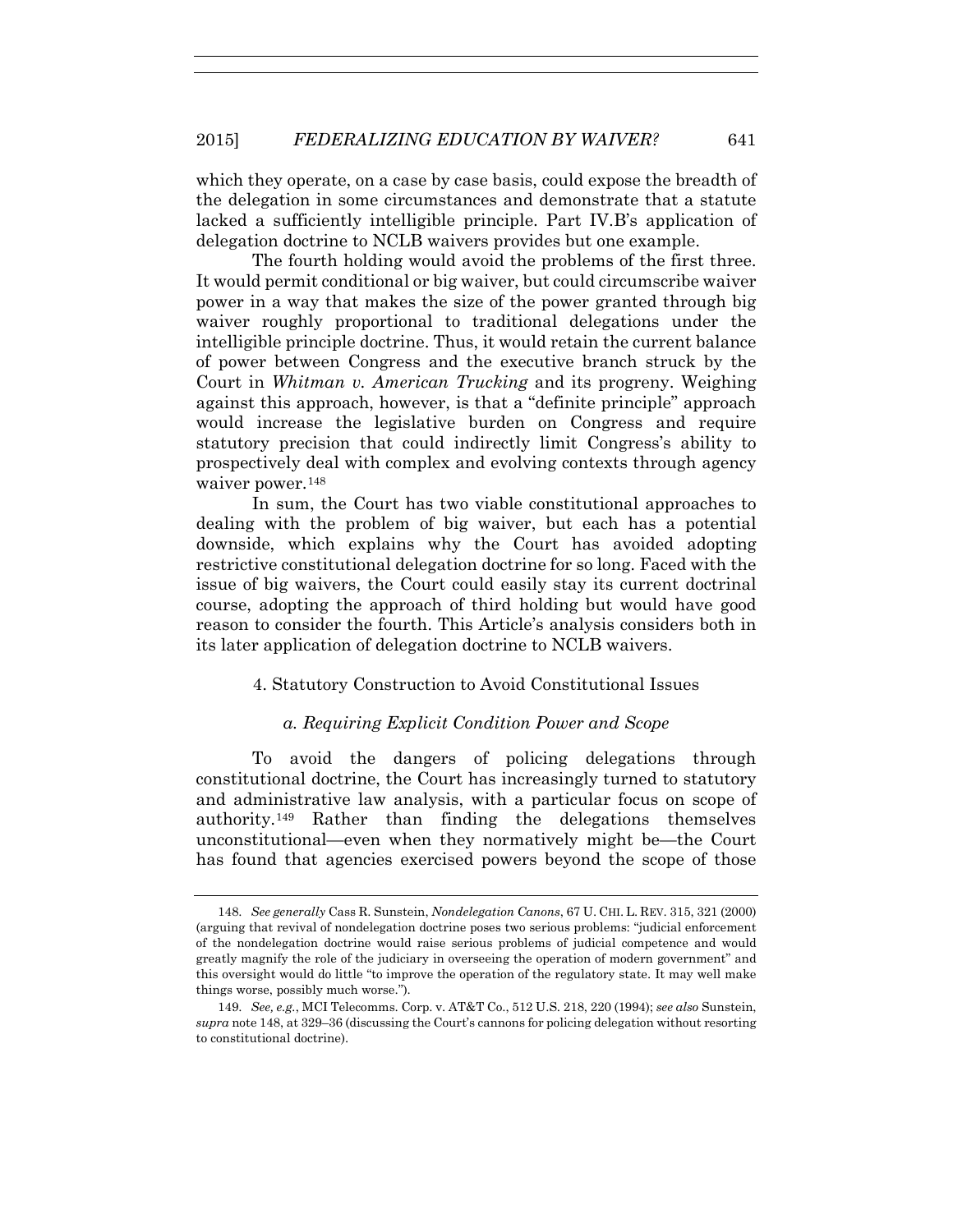which they operate, on a case by case basis, could expose the breadth of the delegation in some circumstances and demonstrate that a statute lacked a sufficiently intelligible principle. Part IV.B's application of delegation doctrine to NCLB waivers provides but one example.

The fourth holding would avoid the problems of the first three. It would permit conditional or big waiver, but could circumscribe waiver power in a way that makes the size of the power granted through big waiver roughly proportional to traditional delegations under the intelligible principle doctrine. Thus, it would retain the current balance of power between Congress and the executive branch struck by the Court in *Whitman v. American Trucking* and its progeny. Weighing against this approach, however, is that a "definite principle" approach would increase the legislative burden on Congress and require statutory precision that could indirectly limit Congress's ability to prospectively deal with complex and evolving contexts through agency waiver power.[148]

In sum, the Court has two viable constitutional approaches to dealing with the problem of big waiver, but each has a potential downside, which explains why the Court has avoided adopting restrictive constitutional delegation doctrine for so long. Faced with the issue of big waivers, the Court could easily stay its current doctrinal course, adopting the approach of third holding but would have good reason to consider the fourth. This Article's analysis considers both in its later application of delegation doctrine to NCLB waivers.

#### 4. Statutory Construction to Avoid Constitutional Issues

##### *a. Requiring Explicit Condition Power and Scope*

To avoid the dangers of policing delegations through constitutional doctrine, the Court has increasingly turned to statutory and administrative law analysis, with a particular focus on scope of authority.[149] Rather than finding the delegations themselves unconstitutional—even when they normatively might be—the Court has found that agencies exercised powers beyond the scope of those

---

148. *See generally* Cass R. Sunstein, *Nondelegation Canons*, 67 U. CHI. L. REV. 315, 321 (2000) (arguing that revival of nondelegation doctrine poses two serious problems: "judicial enforcement of the nondelegation doctrine would raise serious problems of judicial competence and would greatly magnify the role of the judiciary in overseeing the operation of modern government" and this oversight would do little "to improve the operation of the regulatory state. It may well make things worse, possibly much worse.").

149. *See, e.g.*, MCI Telecomms. Corp. v. AT&T Co., 512 U.S. 218, 220 (1994); *see also* Sunstein, *supra* note 148, at 329–36 (discussing the Court's cannons for policing delegation without resorting to constitutional doctrine).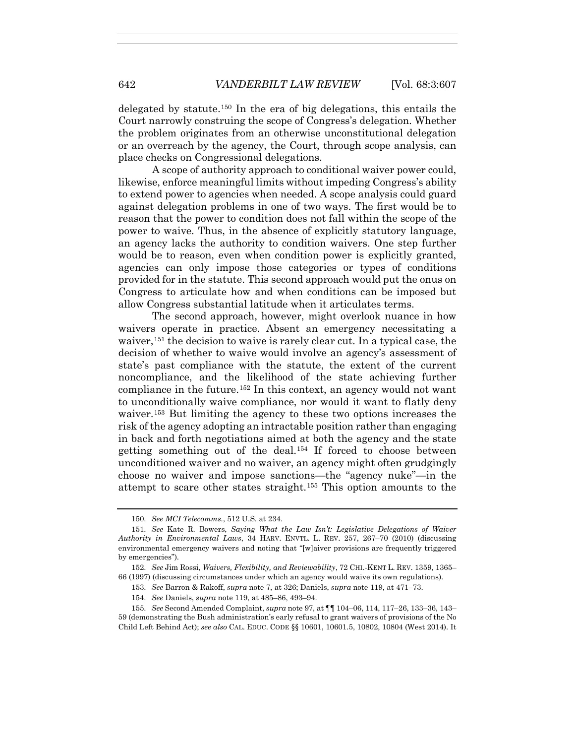delegated by statute.[150] In the era of big delegations, this entails the Court narrowly construing the scope of Congress's delegation. Whether the problem originates from an otherwise unconstitutional delegation or an overreach by the agency, the Court, through scope analysis, can place checks on Congressional delegations.

A scope of authority approach to conditional waiver power could, likewise, enforce meaningful limits without impeding Congress's ability to extend power to agencies when needed. A scope analysis could guard against delegation problems in one of two ways. The first would be to reason that the power to condition does not fall within the scope of the power to waive. Thus, in the absence of explicitly statutory language, an agency lacks the authority to condition waivers. One step further would be to reason, even when condition power is explicitly granted, agencies can only impose those categories or types of conditions provided for in the statute. This second approach would put the onus on Congress to articulate how and when conditions can be imposed but allow Congress substantial latitude when it articulates terms.

The second approach, however, might overlook nuance in how waivers operate in practice. Absent an emergency necessitating a waiver,[151] the decision to waive is rarely clear cut. In a typical case, the decision of whether to waive would involve an agency's assessment of state's past compliance with the statute, the extent of the current noncompliance, and the likelihood of the state achieving further compliance in the future.[152] In this context, an agency would not want to unconditionally waive compliance, nor would it want to flatly deny waiver.[153] But limiting the agency to these two options increases the risk of the agency adopting an intractable position rather than engaging in back and forth negotiations aimed at both the agency and the state getting something out of the deal.[154] If forced to choose between unconditioned waiver and no waiver, an agency might often grudgingly choose no waiver and impose sanctions—the "agency nuke"—in the attempt to scare other states straight.[155] This option amounts to the

150. *See MCI Telecomms.*, 512 U.S. at 234.

151. *See* Kate R. Bowers, *Saying What the Law Isn't: Legislative Delegations of Waiver Authority in Environmental Laws*, 34 HARV. ENVTL. L. REV. 257, 267–70 (2010) (discussing environmental emergency waivers and noting that "[w]aiver provisions are frequently triggered by emergencies").

152. *See* Jim Rossi, *Waivers, Flexibility, and Reviewability*, 72 CHI.-KENT L. REV. 1359, 1365–66 (1997) (discussing circumstances under which an agency would waive its own regulations).

153. *See* Barron & Rakoff, *supra* note 7, at 326; Daniels, *supra* note 119, at 471–73.

154. *See* Daniels, *supra* note 119, at 485–86, 493–94.

155. *See* Second Amended Complaint, *supra* note 97, at ¶¶ 104–06, 114, 117–26, 133–36, 143–59 (demonstrating the Bush administration's early refusal to grant waivers of provisions of the No Child Left Behind Act); *see also* CAL. EDUC. CODE §§ 10601, 10601.5, 10802, 10804 (West 2014). It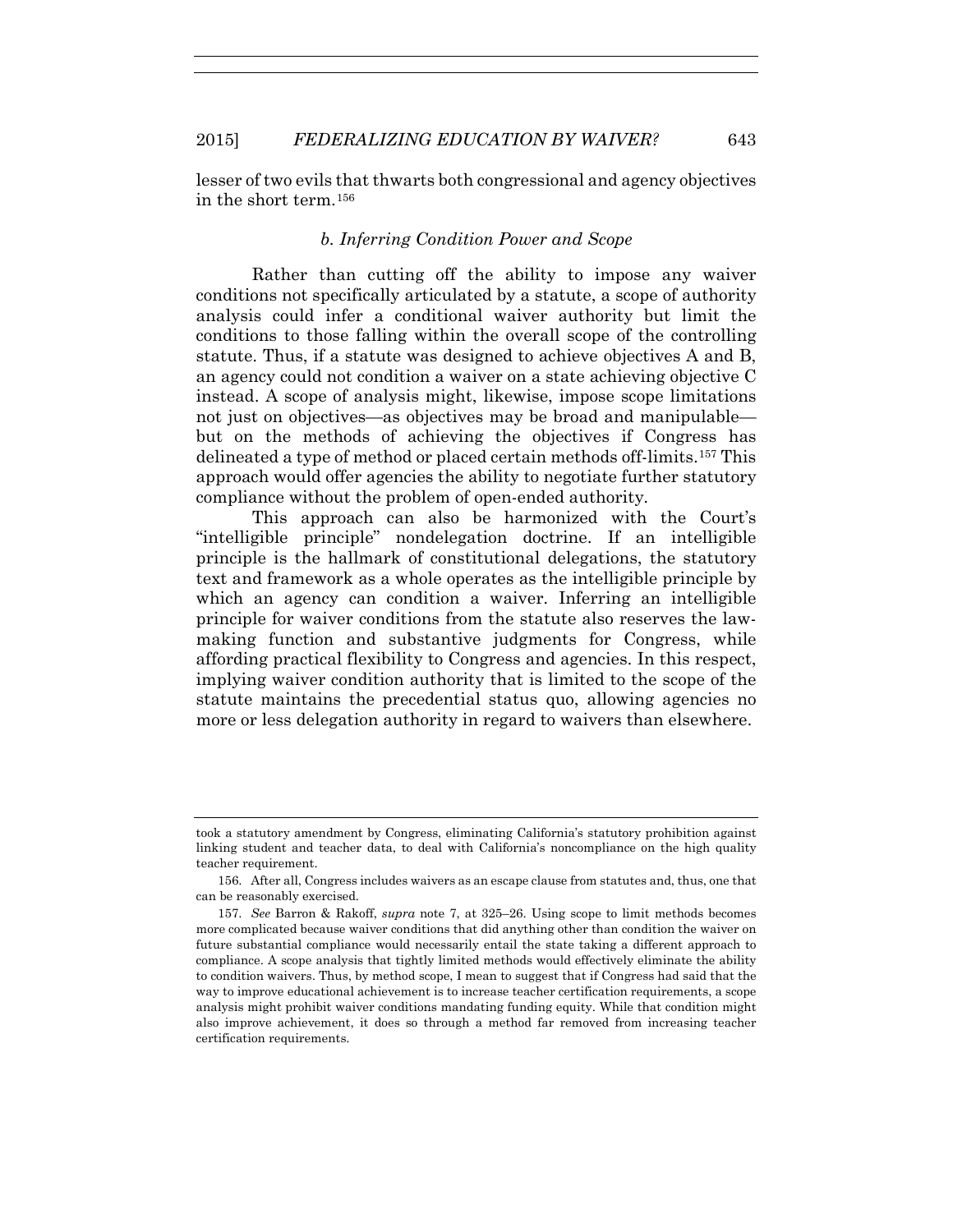lesser of two evils that thwarts both congressional and agency objectives in the short term.[156]

#### *b. Inferring Condition Power and Scope*

Rather than cutting off the ability to impose any waiver conditions not specifically articulated by a statute, a scope of authority analysis could infer a conditional waiver authority but limit the conditions to those falling within the overall scope of the controlling statute. Thus, if a statute was designed to achieve objectives A and B, an agency could not condition a waiver on a state achieving objective C instead. A scope of analysis might, likewise, impose scope limitations not just on objectives—as objectives may be broad and manipulable—but on the methods of achieving the objectives if Congress has delineated a type of method or placed certain methods off-limits.[157] This approach would offer agencies the ability to negotiate further statutory compliance without the problem of open-ended authority.

This approach can also be harmonized with the Court's "intelligible principle" nondelegation doctrine. If an intelligible principle is the hallmark of constitutional delegations, the statutory text and framework as a whole operates as the intelligible principle by which an agency can condition a waiver. Inferring an intelligible principle for waiver conditions from the statute also reserves the law-making function and substantive judgments for Congress, while affording practical flexibility to Congress and agencies. In this respect, implying waiver condition authority that is limited to the scope of the statute maintains the precedential status quo, allowing agencies no more or less delegation authority in regard to waivers than elsewhere.

---

took a statutory amendment by Congress, eliminating California's statutory prohibition against linking student and teacher data, to deal with California's noncompliance on the high quality teacher requirement.

156. After all, Congress includes waivers as an escape clause from statutes and, thus, one that can be reasonably exercised.

157. *See* Barron & Rakoff, *supra* note 7, at 325–26. Using scope to limit methods becomes more complicated because waiver conditions that did anything other than condition the waiver on future substantial compliance would necessarily entail the state taking a different approach to compliance. A scope analysis that tightly limited methods would effectively eliminate the ability to condition waivers. Thus, by method scope, I mean to suggest that if Congress had said that the way to improve educational achievement is to increase teacher certification requirements, a scope analysis might prohibit waiver conditions mandating funding equity. While that condition might also improve achievement, it does so through a method far removed from increasing teacher certification requirements.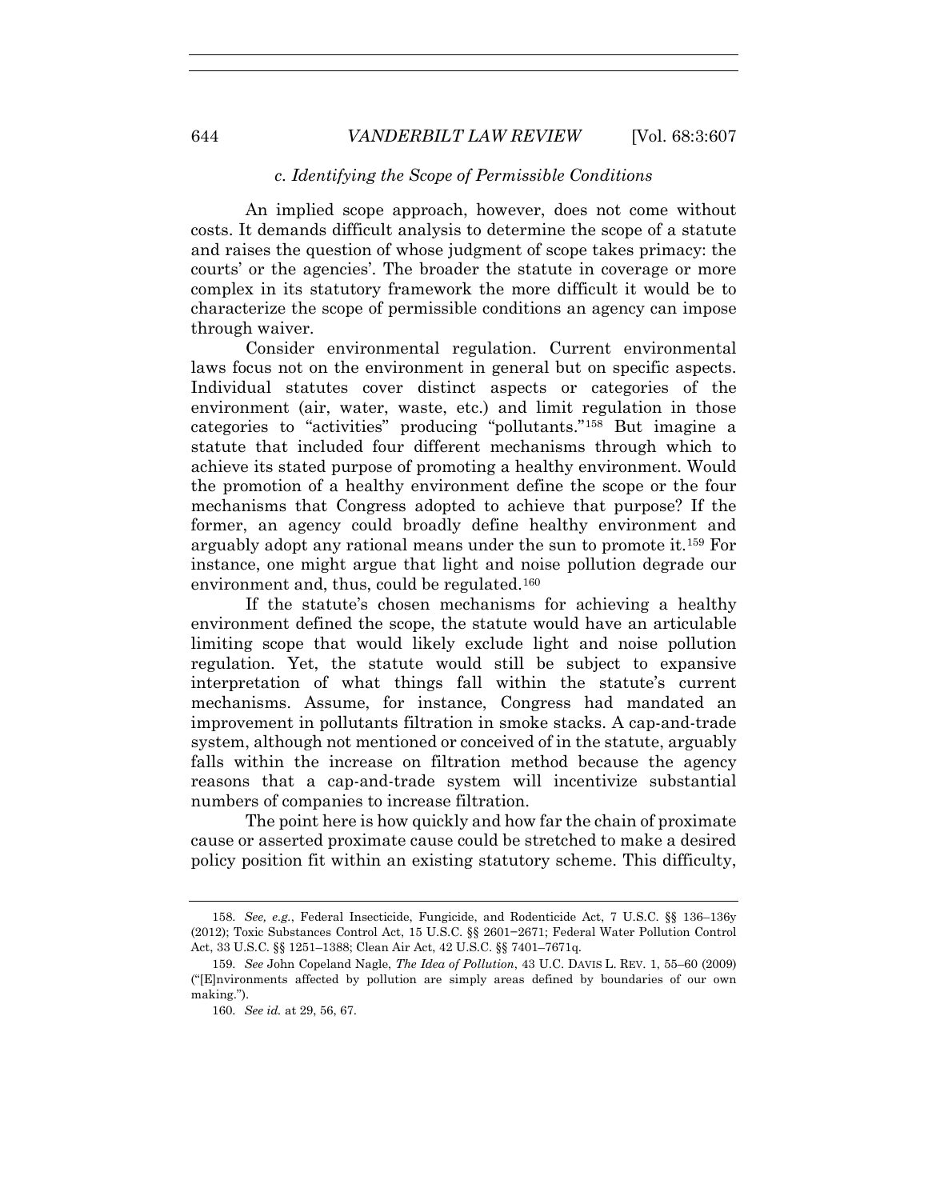#### *c. Identifying the Scope of Permissible Conditions*

An implied scope approach, however, does not come without costs. It demands difficult analysis to determine the scope of a statute and raises the question of whose judgment of scope takes primacy: the courts' or the agencies'. The broader the statute in coverage or more complex in its statutory framework the more difficult it would be to characterize the scope of permissible conditions an agency can impose through waiver.

Consider environmental regulation. Current environmental laws focus not on the environment in general but on specific aspects. Individual statutes cover distinct aspects or categories of the environment (air, water, waste, etc.) and limit regulation in those categories to "activities" producing "pollutants."[158] But imagine a statute that included four different mechanisms through which to achieve its stated purpose of promoting a healthy environment. Would the promotion of a healthy environment define the scope or the four mechanisms that Congress adopted to achieve that purpose? If the former, an agency could broadly define healthy environment and arguably adopt any rational means under the sun to promote it.[159] For instance, one might argue that light and noise pollution degrade our environment and, thus, could be regulated.[160]

If the statute's chosen mechanisms for achieving a healthy environment defined the scope, the statute would have an articulable limiting scope that would likely exclude light and noise pollution regulation. Yet, the statute would still be subject to expansive interpretation of what things fall within the statute's current mechanisms. Assume, for instance, Congress had mandated an improvement in pollutants filtration in smoke stacks. A cap-and-trade system, although not mentioned or conceived of in the statute, arguably falls within the increase on filtration method because the agency reasons that a cap-and-trade system will incentivize substantial numbers of companies to increase filtration.

The point here is how quickly and how far the chain of proximate cause or asserted proximate cause could be stretched to make a desired policy position fit within an existing statutory scheme. This difficulty,

---

158. *See, e.g.*, Federal Insecticide, Fungicide, and Rodenticide Act, 7 U.S.C. §§ 136–136y (2012); Toxic Substances Control Act, 15 U.S.C. §§ 2601–2671; Federal Water Pollution Control Act, 33 U.S.C. §§ 1251–1388; Clean Air Act, 42 U.S.C. §§ 7401–7671q.

159. *See* John Copeland Nagle, *The Idea of Pollution*, 43 U.C. DAVIS L. REV. 1, 55–60 (2009) ("[E]nvironments affected by pollution are simply areas defined by boundaries of our own making.").

160. *See id.* at 29, 56, 67.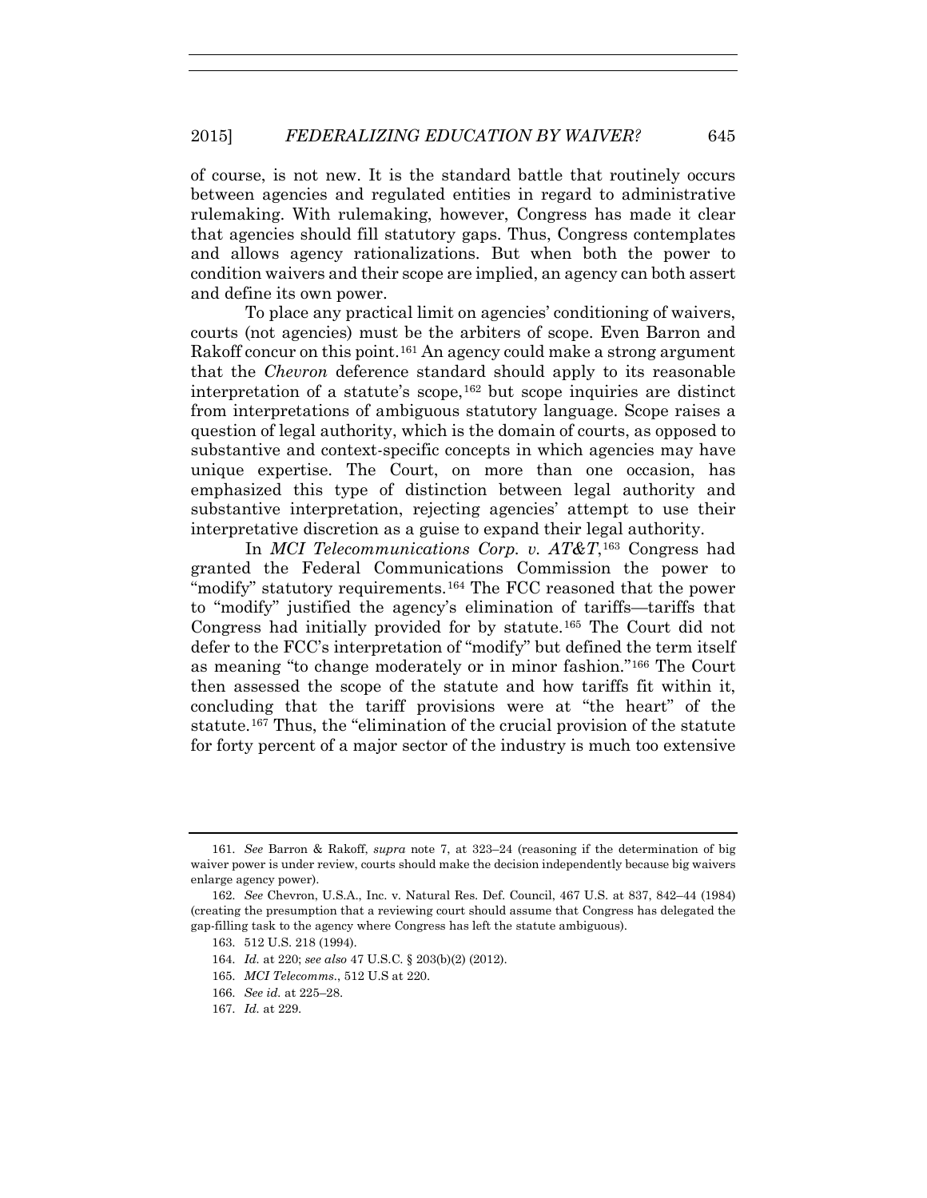of course, is not new. It is the standard battle that routinely occurs between agencies and regulated entities in regard to administrative rulemaking. With rulemaking, however, Congress has made it clear that agencies should fill statutory gaps. Thus, Congress contemplates and allows agency rationalizations. But when both the power to condition waivers and their scope are implied, an agency can both assert and define its own power.

To place any practical limit on agencies' conditioning of waivers, courts (not agencies) must be the arbiters of scope. Even Barron and Rakoff concur on this point.[161] An agency could make a strong argument that the *Chevron* deference standard should apply to its reasonable interpretation of a statute's scope,[162] but scope inquiries are distinct from interpretations of ambiguous statutory language. Scope raises a question of legal authority, which is the domain of courts, as opposed to substantive and context-specific concepts in which agencies may have unique expertise. The Court, on more than one occasion, has emphasized this type of distinction between legal authority and substantive interpretation, rejecting agencies' attempt to use their interpretative discretion as a guise to expand their legal authority.

In *MCI Telecommunications Corp. v. AT&T*,[163] Congress had granted the Federal Communications Commission the power to "modify" statutory requirements.[164] The FCC reasoned that the power to "modify" justified the agency's elimination of tariffs—tariffs that Congress had initially provided for by statute.[165] The Court did not defer to the FCC's interpretation of "modify" but defined the term itself as meaning "to change moderately or in minor fashion."[166] The Court then assessed the scope of the statute and how tariffs fit within it, concluding that the tariff provisions were at "the heart" of the statute.[167] Thus, the "elimination of the crucial provision of the statute for forty percent of a major sector of the industry is much too extensive

---

161. *See* Barron & Rakoff, *supra* note 7, at 323–24 (reasoning if the determination of big waiver power is under review, courts should make the decision independently because big waivers enlarge agency power).

162. *See* Chevron, U.S.A., Inc. v. Natural Res. Def. Council, 467 U.S. at 837, 842–44 (1984) (creating the presumption that a reviewing court should assume that Congress has delegated the gap-filling task to the agency where Congress has left the statute ambiguous).

163. 512 U.S. 218 (1994).

164. *Id.* at 220; *see also* 47 U.S.C. § 203(b)(2) (2012).

165. *MCI Telecomms.*, 512 U.S at 220.

166. *See id.* at 225–28.

167. *Id.* at 229.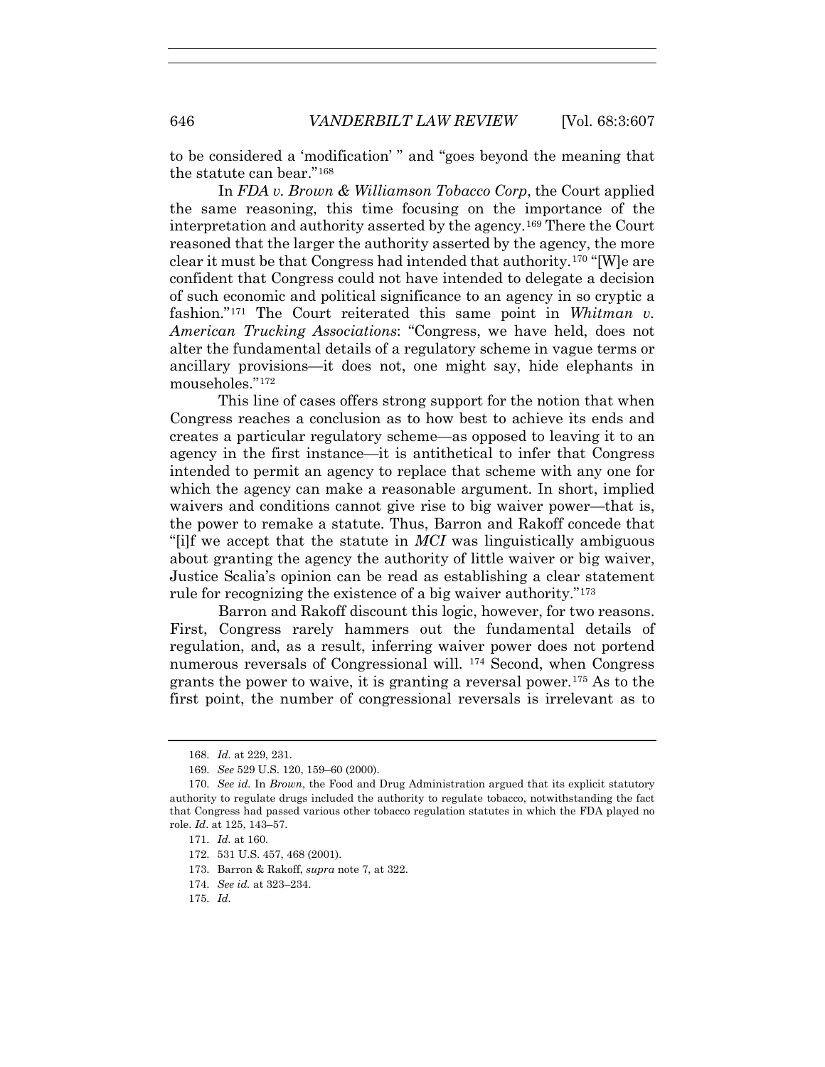to be considered a 'modification' " and "goes beyond the meaning that the statute can bear."[168]

In *FDA v. Brown & Williamson Tobacco Corp*, the Court applied the same reasoning, this time focusing on the importance of the interpretation and authority asserted by the agency.[169] There the Court reasoned that the larger the authority asserted by the agency, the more clear it must be that Congress had intended that authority.[170] "[W]e are confident that Congress could not have intended to delegate a decision of such economic and political significance to an agency in so cryptic a fashion."[171] The Court reiterated this same point in *Whitman v. American Trucking Associations*: "Congress, we have held, does not alter the fundamental details of a regulatory scheme in vague terms or ancillary provisions—it does not, one might say, hide elephants in mouseholes."[172]

This line of cases offers strong support for the notion that when Congress reaches a conclusion as to how best to achieve its ends and creates a particular regulatory scheme—as opposed to leaving it to an agency in the first instance—it is antithetical to infer that Congress intended to permit an agency to replace that scheme with any one for which the agency can make a reasonable argument. In short, implied waivers and conditions cannot give rise to big waiver power—that is, the power to remake a statute. Thus, Barron and Rakoff concede that "[i]f we accept that the statute in *MCI* was linguistically ambiguous about granting the agency the authority of little waiver or big waiver, Justice Scalia's opinion can be read as establishing a clear statement rule for recognizing the existence of a big waiver authority."[173]

Barron and Rakoff discount this logic, however, for two reasons. First, Congress rarely hammers out the fundamental details of regulation, and, as a result, inferring waiver power does not portend numerous reversals of Congressional will. [174] Second, when Congress grants the power to waive, it is granting a reversal power.[175] As to the first point, the number of congressional reversals is irrelevant as to

168. *Id.* at 229, 231.

169. *See* 529 U.S. 120, 159–60 (2000).

170. *See id.* In *Brown*, the Food and Drug Administration argued that its explicit statutory authority to regulate drugs included the authority to regulate tobacco, notwithstanding the fact that Congress had passed various other tobacco regulation statutes in which the FDA played no role. *Id*. at 125, 143–57.

171. *Id.* at 160.

172. 531 U.S. 457, 468 (2001).

173. Barron & Rakoff, *supra* note 7, at 322.

174. *See id.* at 323–234.

175. *Id.*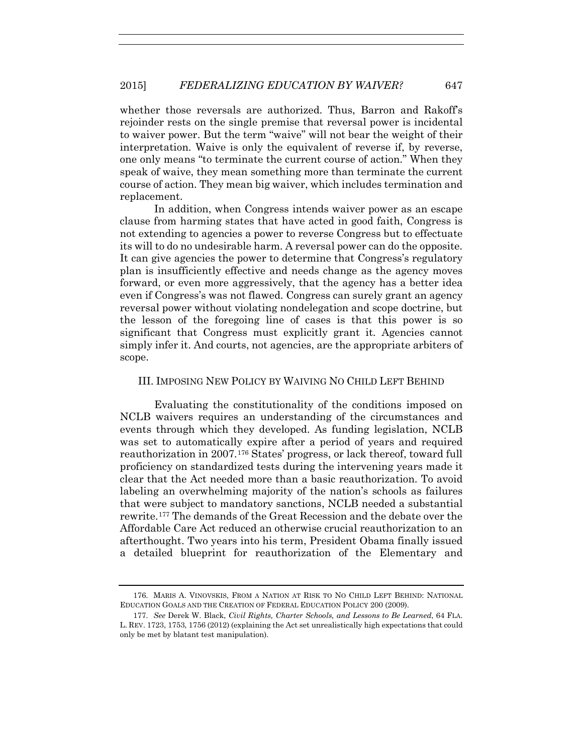whether those reversals are authorized. Thus, Barron and Rakoff's rejoinder rests on the single premise that reversal power is incidental to waiver power. But the term "waive" will not bear the weight of their interpretation. Waive is only the equivalent of reverse if, by reverse, one only means "to terminate the current course of action." When they speak of waive, they mean something more than terminate the current course of action. They mean big waiver, which includes termination and replacement.

In addition, when Congress intends waiver power as an escape clause from harming states that have acted in good faith, Congress is not extending to agencies a power to reverse Congress but to effectuate its will to do no undesirable harm. A reversal power can do the opposite. It can give agencies the power to determine that Congress's regulatory plan is insufficiently effective and needs change as the agency moves forward, or even more aggressively, that the agency has a better idea even if Congress's was not flawed. Congress can surely grant an agency reversal power without violating nondelegation and scope doctrine, but the lesson of the foregoing line of cases is that this power is so significant that Congress must explicitly grant it. Agencies cannot simply infer it. And courts, not agencies, are the appropriate arbiters of scope.

## III. Imposing New Policy by Waiving No Child Left Behind

Evaluating the constitutionality of the conditions imposed on NCLB waivers requires an understanding of the circumstances and events through which they developed. As funding legislation, NCLB was set to automatically expire after a period of years and required reauthorization in 2007.[176] States' progress, or lack thereof, toward full proficiency on standardized tests during the intervening years made it clear that the Act needed more than a basic reauthorization. To avoid labeling an overwhelming majority of the nation's schools as failures that were subject to mandatory sanctions, NCLB needed a substantial rewrite.[177] The demands of the Great Recession and the debate over the Affordable Care Act reduced an otherwise crucial reauthorization to an afterthought. Two years into his term, President Obama finally issued a detailed blueprint for reauthorization of the Elementary and

---

176. Maris A. Vinovskis, From a Nation at Risk to No Child Left Behind: National Education Goals and the Creation of Federal Education Policy 200 (2009).

177. *See* Derek W. Black, *Civil Rights, Charter Schools, and Lessons to Be Learned*, 64 Fla. L. Rev. 1723, 1753, 1756 (2012) (explaining the Act set unrealistically high expectations that could only be met by blatant test manipulation).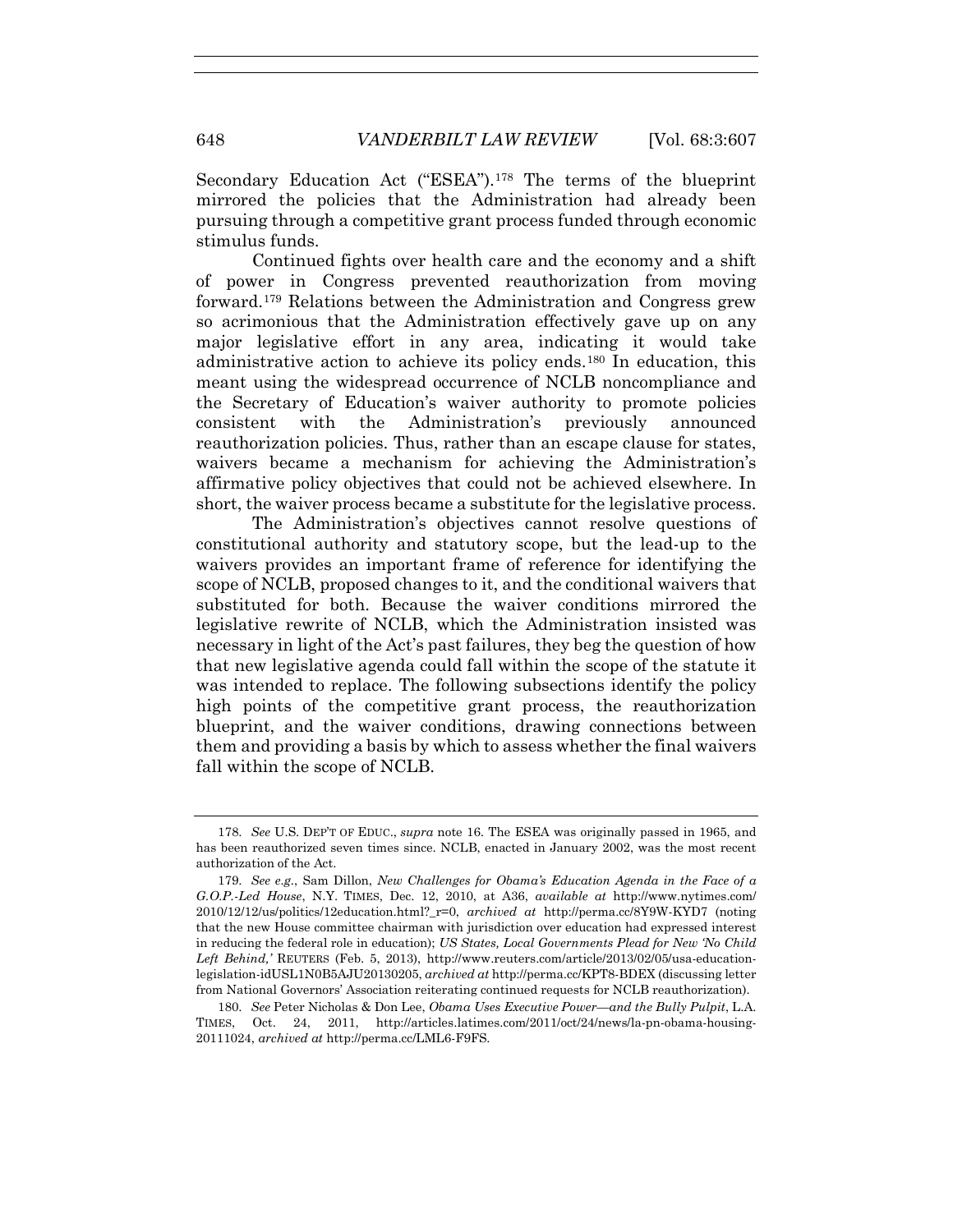Secondary Education Act ("ESEA").[178] The terms of the blueprint mirrored the policies that the Administration had already been pursuing through a competitive grant process funded through economic stimulus funds.

Continued fights over health care and the economy and a shift of power in Congress prevented reauthorization from moving forward.[179] Relations between the Administration and Congress grew so acrimonious that the Administration effectively gave up on any major legislative effort in any area, indicating it would take administrative action to achieve its policy ends.[180] In education, this meant using the widespread occurrence of NCLB noncompliance and the Secretary of Education's waiver authority to promote policies consistent with the Administration's previously announced reauthorization policies. Thus, rather than an escape clause for states, waivers became a mechanism for achieving the Administration's affirmative policy objectives that could not be achieved elsewhere. In short, the waiver process became a substitute for the legislative process.

The Administration's objectives cannot resolve questions of constitutional authority and statutory scope, but the lead-up to the waivers provides an important frame of reference for identifying the scope of NCLB, proposed changes to it, and the conditional waivers that substituted for both. Because the waiver conditions mirrored the legislative rewrite of NCLB, which the Administration insisted was necessary in light of the Act's past failures, they beg the question of how that new legislative agenda could fall within the scope of the statute it was intended to replace. The following subsections identify the policy high points of the competitive grant process, the reauthorization blueprint, and the waiver conditions, drawing connections between them and providing a basis by which to assess whether the final waivers fall within the scope of NCLB.

---

178. *See* U.S. DEP'T OF EDUC., *supra* note 16. The ESEA was originally passed in 1965, and has been reauthorized seven times since. NCLB, enacted in January 2002, was the most recent authorization of the Act.

179. *See e.g.*, Sam Dillon, *New Challenges for Obama's Education Agenda in the Face of a G.O.P.-Led House*, N.Y. TIMES, Dec. 12, 2010, at A36, *available at* http://www.nytimes.com/2010/12/12/us/politics/12education.html?_r=0, *archived at* http://perma.cc/8Y9W-KYD7 (noting that the new House committee chairman with jurisdiction over education had expressed interest in reducing the federal role in education); *US States, Local Governments Plead for New 'No Child Left Behind,'* REUTERS (Feb. 5, 2013), http://www.reuters.com/article/2013/02/05/usa-education-legislation-idUSL1N0B5AJU20130205, *archived at* http://perma.cc/KPT8-BDEX (discussing letter from National Governors' Association reiterating continued requests for NCLB reauthorization).

180. *See* Peter Nicholas & Don Lee, *Obama Uses Executive Power—and the Bully Pulpit*, L.A. TIMES, Oct. 24, 2011, http://articles.latimes.com/2011/oct/24/news/la-pn-obama-housing-20111024, *archived at* http://perma.cc/LML6-F9FS.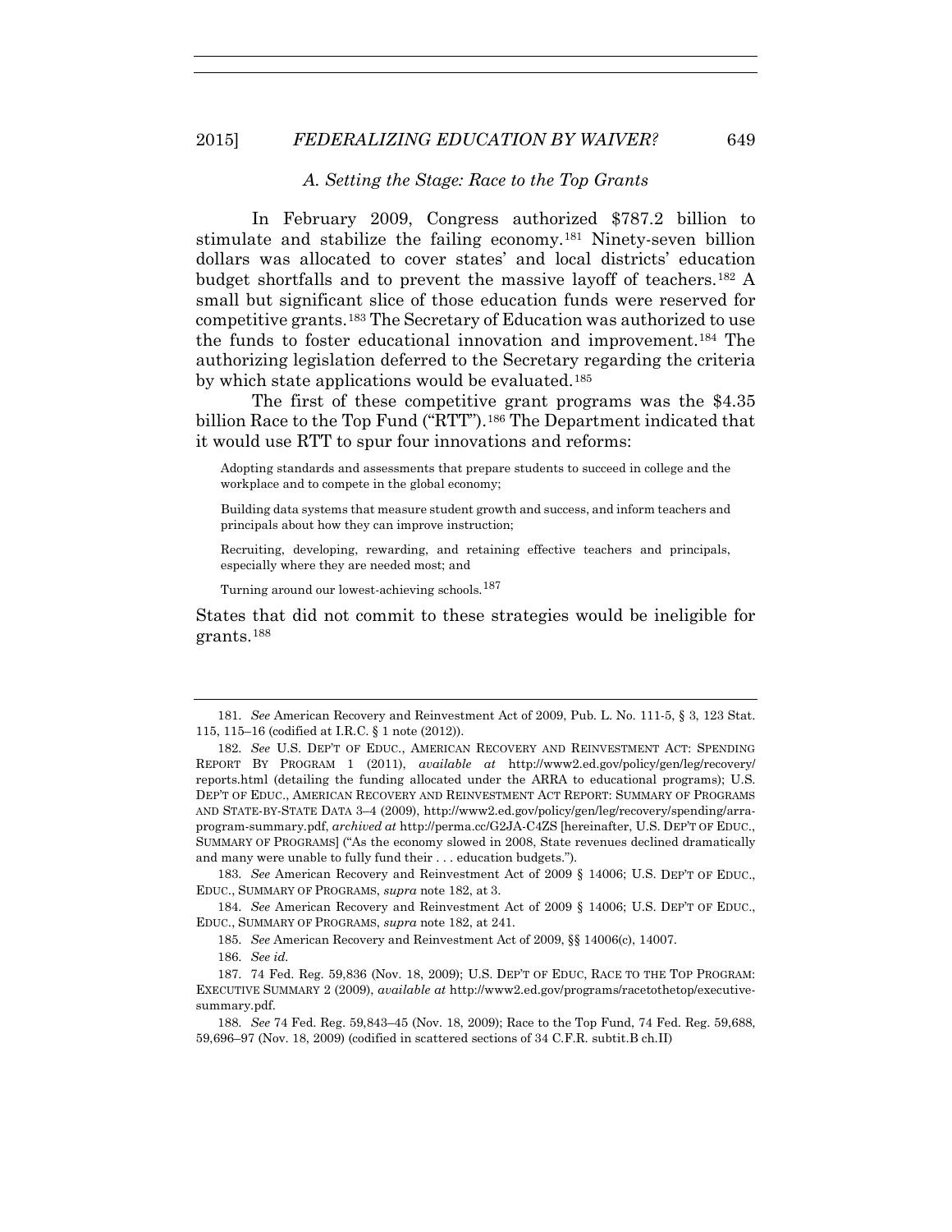### *A. Setting the Stage: Race to the Top Grants*

In February 2009, Congress authorized $787.2 billion to stimulate and stabilize the failing economy.[181] Ninety-seven billion dollars was allocated to cover states' and local districts' education budget shortfalls and to prevent the massive layoff of teachers.[182] A small but significant slice of those education funds were reserved for competitive grants.[183] The Secretary of Education was authorized to use the funds to foster educational innovation and improvement.[184] The authorizing legislation deferred to the Secretary regarding the criteria by which state applications would be evaluated.[185]

The first of these competitive grant programs was the $4.35 billion Race to the Top Fund ("RTT").[186] The Department indicated that it would use RTT to spur four innovations and reforms:

> Adopting standards and assessments that prepare students to succeed in college and the workplace and to compete in the global economy;
>
> Building data systems that measure student growth and success, and inform teachers and principals about how they can improve instruction;
>
> Recruiting, developing, rewarding, and retaining effective teachers and principals, especially where they are needed most; and
>
> Turning around our lowest-achieving schools.[187]

States that did not commit to these strategies would be ineligible for grants.[188]

---

181. *See* American Recovery and Reinvestment Act of 2009, Pub. L. No. 111-5, § 3, 123 Stat. 115, 115–16 (codified at I.R.C. § 1 note (2012)).

182. *See* U.S. DEP'T OF EDUC., AMERICAN RECOVERY AND REINVESTMENT ACT: SPENDING REPORT BY PROGRAM 1 (2011), *available at* http://www2.ed.gov/policy/gen/leg/recovery/reports.html (detailing the funding allocated under the ARRA to educational programs); U.S. DEP'T OF EDUC., AMERICAN RECOVERY AND REINVESTMENT ACT REPORT: SUMMARY OF PROGRAMS AND STATE-BY-STATE DATA 3–4 (2009), http://www2.ed.gov/policy/gen/leg/recovery/spending/arra-program-summary.pdf, *archived at* http://perma.cc/G2JA-C4ZS [hereinafter, U.S. DEP'T OF EDUC., SUMMARY OF PROGRAMS] ("As the economy slowed in 2008, State revenues declined dramatically and many were unable to fully fund their . . . education budgets.").

183. *See* American Recovery and Reinvestment Act of 2009 § 14006; U.S. DEP'T OF EDUC., EDUC., SUMMARY OF PROGRAMS, *supra* note 182, at 3.

184. *See* American Recovery and Reinvestment Act of 2009 § 14006; U.S. DEP'T OF EDUC., EDUC., SUMMARY OF PROGRAMS, *supra* note 182, at 241.

185. *See* American Recovery and Reinvestment Act of 2009, §§ 14006(c), 14007.

186. *See id.*

187. 74 Fed. Reg. 59,836 (Nov. 18, 2009); U.S. DEP'T OF EDUC, RACE TO THE TOP PROGRAM: EXECUTIVE SUMMARY 2 (2009), *available at* http://www2.ed.gov/programs/racetothetop/executive-summary.pdf.

188. *See* 74 Fed. Reg. 59,843–45 (Nov. 18, 2009); Race to the Top Fund, 74 Fed. Reg. 59,688, 59,696–97 (Nov. 18, 2009) (codified in scattered sections of 34 C.F.R. subtit.B ch.II)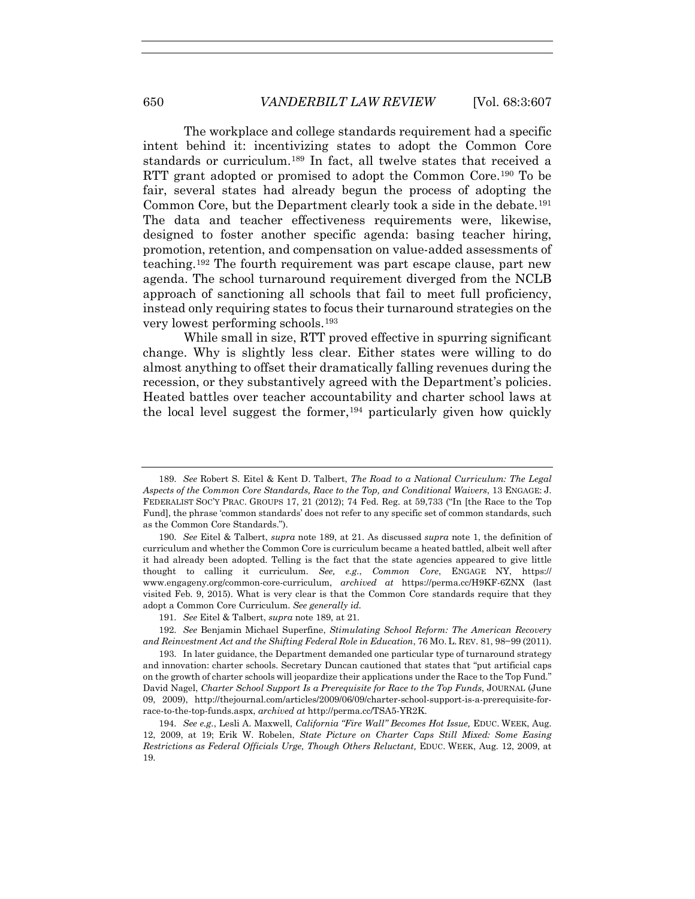The workplace and college standards requirement had a specific intent behind it: incentivizing states to adopt the Common Core standards or curriculum.[189] In fact, all twelve states that received a RTT grant adopted or promised to adopt the Common Core.[190] To be fair, several states had already begun the process of adopting the Common Core, but the Department clearly took a side in the debate.[191] The data and teacher effectiveness requirements were, likewise, designed to foster another specific agenda: basing teacher hiring, promotion, retention, and compensation on value-added assessments of teaching.[192] The fourth requirement was part escape clause, part new agenda. The school turnaround requirement diverged from the NCLB approach of sanctioning all schools that fail to meet full proficiency, instead only requiring states to focus their turnaround strategies on the very lowest performing schools.[193]

While small in size, RTT proved effective in spurring significant change. Why is slightly less clear. Either states were willing to do almost anything to offset their dramatically falling revenues during the recession, or they substantively agreed with the Department's policies. Heated battles over teacher accountability and charter school laws at the local level suggest the former,[194] particularly given how quickly

---

189. *See* Robert S. Eitel & Kent D. Talbert, *The Road to a National Curriculum: The Legal Aspects of the Common Core Standards, Race to the Top, and Conditional Waivers*, 13 ENGAGE: J. FEDERALIST SOC'Y PRAC. GROUPS 17, 21 (2012); 74 Fed. Reg. at 59,733 ("In [the Race to the Top Fund], the phrase 'common standards' does not refer to any specific set of common standards, such as the Common Core Standards.").

190. *See* Eitel & Talbert, *supra* note 189, at 21. As discussed *supra* note 1, the definition of curriculum and whether the Common Core is curriculum became a heated battled, albeit well after it had already been adopted. Telling is the fact that the state agencies appeared to give little thought to calling it curriculum. *See, e.g.*, *Common Core*, ENGAGE NY, https://www.engageny.org/common-core-curriculum, *archived at* https://perma.cc/H9KF-6ZNX (last visited Feb. 9, 2015). What is very clear is that the Common Core standards require that they adopt a Common Core Curriculum. *See generally id.*

191. *See* Eitel & Talbert, *supra* note 189, at 21.

192. *See* Benjamin Michael Superfine, *Stimulating School Reform: The American Recovery and Reinvestment Act and the Shifting Federal Role in Education*, 76 MO. L. REV. 81, 98–99 (2011).

193. In later guidance, the Department demanded one particular type of turnaround strategy and innovation: charter schools. Secretary Duncan cautioned that states that "put artificial caps on the growth of charter schools will jeopardize their applications under the Race to the Top Fund." David Nagel, *Charter School Support Is a Prerequisite for Race to the Top Funds*, JOURNAL (June 09, 2009), http://thejournal.com/articles/2009/06/09/charter-school-support-is-a-prerequisite-for-race-to-the-top-funds.aspx, *archived at* http://perma.cc/TSA5-YR2K.

194. *See e.g.*, Lesli A. Maxwell, *California "Fire Wall" Becomes Hot Issue,* EDUC. WEEK, Aug. 12, 2009, at 19; Erik W. Robelen, *State Picture on Charter Caps Still Mixed: Some Easing Restrictions as Federal Officials Urge, Though Others Reluctant,* EDUC. WEEK, Aug. 12, 2009, at 19.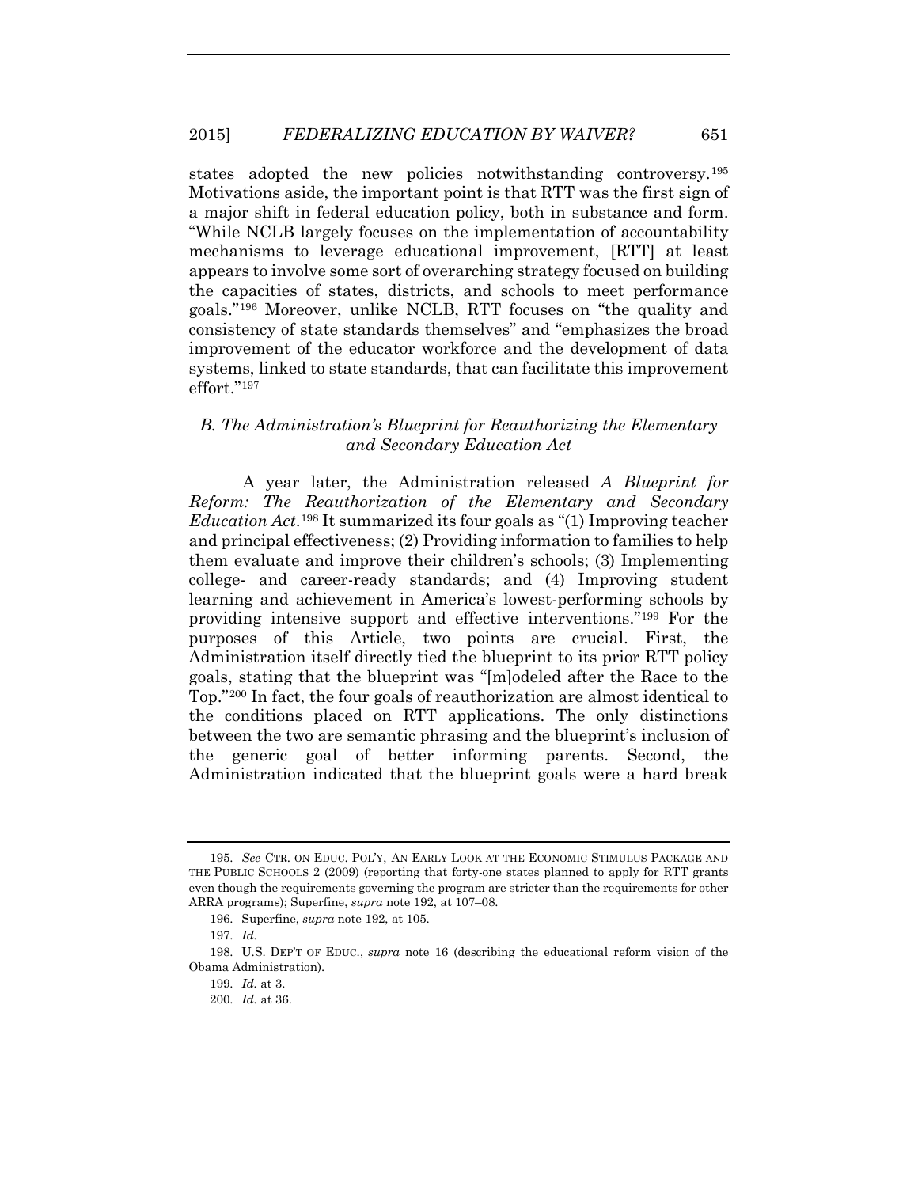states adopted the new policies notwithstanding controversy.[195] Motivations aside, the important point is that RTT was the first sign of a major shift in federal education policy, both in substance and form. "While NCLB largely focuses on the implementation of accountability mechanisms to leverage educational improvement, [RTT] at least appears to involve some sort of overarching strategy focused on building the capacities of states, districts, and schools to meet performance goals."[196] Moreover, unlike NCLB, RTT focuses on "the quality and consistency of state standards themselves" and "emphasizes the broad improvement of the educator workforce and the development of data systems, linked to state standards, that can facilitate this improvement effort."[197]

### *B. The Administration's Blueprint for Reauthorizing the Elementary and Secondary Education Act*

A year later, the Administration released *A Blueprint for Reform: The Reauthorization of the Elementary and Secondary Education Act*.[198] It summarized its four goals as "(1) Improving teacher and principal effectiveness; (2) Providing information to families to help them evaluate and improve their children's schools; (3) Implementing college- and career-ready standards; and (4) Improving student learning and achievement in America's lowest-performing schools by providing intensive support and effective interventions."[199] For the purposes of this Article, two points are crucial. First, the Administration itself directly tied the blueprint to its prior RTT policy goals, stating that the blueprint was "[m]odeled after the Race to the Top."[200] In fact, the four goals of reauthorization are almost identical to the conditions placed on RTT applications. The only distinctions between the two are semantic phrasing and the blueprint's inclusion of the generic goal of better informing parents. Second, the Administration indicated that the blueprint goals were a hard break

---

195. *See* CTR. ON EDUC. POL'Y, AN EARLY LOOK AT THE ECONOMIC STIMULUS PACKAGE AND THE PUBLIC SCHOOLS 2 (2009) (reporting that forty-one states planned to apply for RTT grants even though the requirements governing the program are stricter than the requirements for other ARRA programs); Superfine, *supra* note 192, at 107–08.

196. Superfine, *supra* note 192, at 105.

197. *Id.*

198. U.S. DEP'T OF EDUC., *supra* note 16 (describing the educational reform vision of the Obama Administration).

199. *Id.* at 3.

200. *Id.* at 36.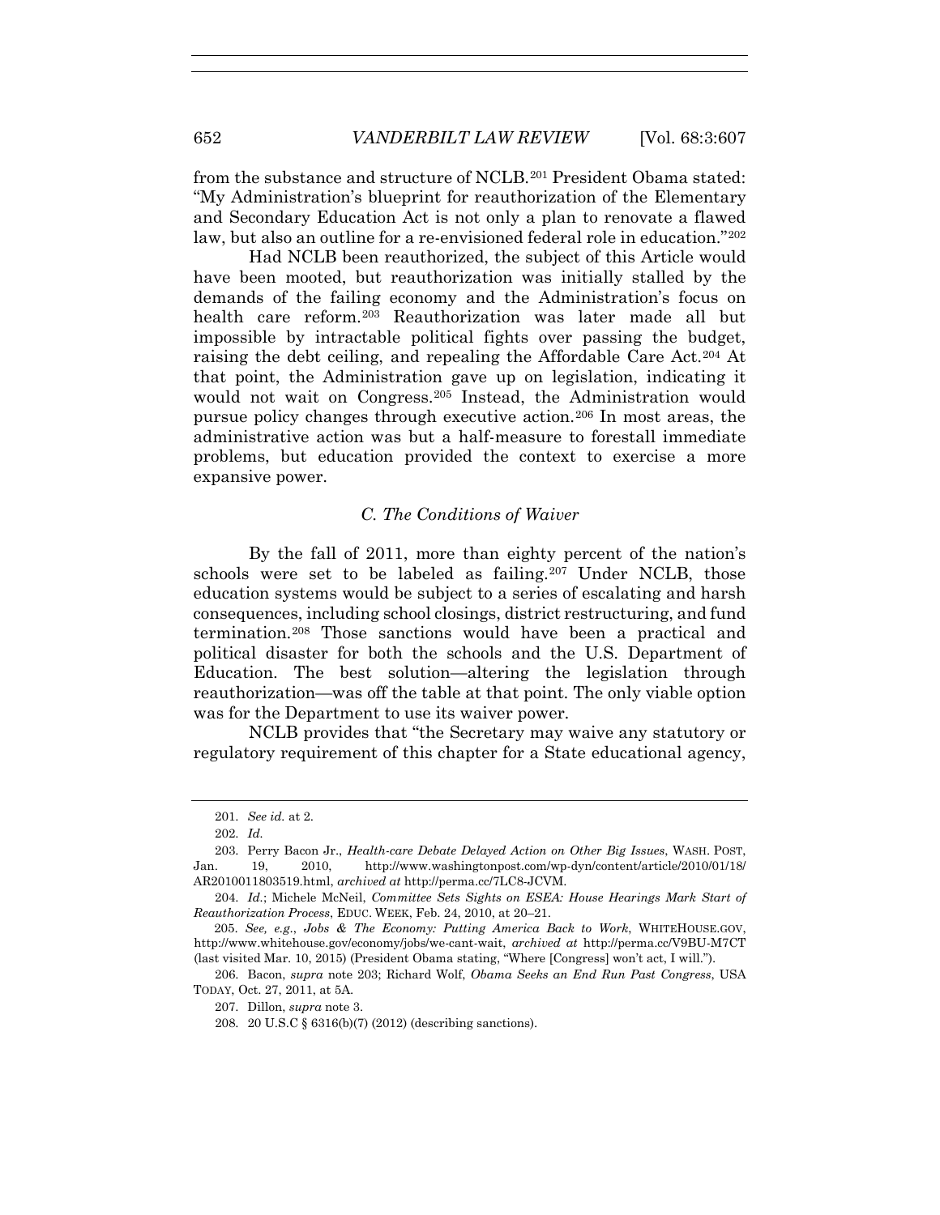from the substance and structure of NCLB.[201] President Obama stated: "My Administration's blueprint for reauthorization of the Elementary and Secondary Education Act is not only a plan to renovate a flawed law, but also an outline for a re-envisioned federal role in education."[202]

Had NCLB been reauthorized, the subject of this Article would have been mooted, but reauthorization was initially stalled by the demands of the failing economy and the Administration's focus on health care reform.[203] Reauthorization was later made all but impossible by intractable political fights over passing the budget, raising the debt ceiling, and repealing the Affordable Care Act.[204] At that point, the Administration gave up on legislation, indicating it would not wait on Congress.[205] Instead, the Administration would pursue policy changes through executive action.[206] In most areas, the administrative action was but a half-measure to forestall immediate problems, but education provided the context to exercise a more expansive power.

### *C. The Conditions of Waiver*

By the fall of 2011, more than eighty percent of the nation's schools were set to be labeled as failing.[207] Under NCLB, those education systems would be subject to a series of escalating and harsh consequences, including school closings, district restructuring, and fund termination.[208] Those sanctions would have been a practical and political disaster for both the schools and the U.S. Department of Education. The best solution—altering the legislation through reauthorization—was off the table at that point. The only viable option was for the Department to use its waiver power.

NCLB provides that "the Secretary may waive any statutory or regulatory requirement of this chapter for a State educational agency,

---

201. *See id.* at 2.

202. *Id.*

203. Perry Bacon Jr., *Health-care Debate Delayed Action on Other Big Issues*, WASH. POST, Jan. 19, 2010, http://www.washingtonpost.com/wp-dyn/content/article/2010/01/18/AR2010011803519.html, *archived at* http://perma.cc/7LC8-JCVM.

204. *Id.*; Michele McNeil, *Committee Sets Sights on ESEA: House Hearings Mark Start of Reauthorization Process*, EDUC. WEEK, Feb. 24, 2010, at 20–21.

205. *See, e.g.*, *Jobs & The Economy: Putting America Back to Work*, WHITEHOUSE.GOV, http://www.whitehouse.gov/economy/jobs/we-cant-wait, *archived at* http://perma.cc/V9BU-M7CT (last visited Mar. 10, 2015) (President Obama stating, "Where [Congress] won't act, I will.").

206. Bacon, *supra* note 203; Richard Wolf, *Obama Seeks an End Run Past Congress*, USA TODAY, Oct. 27, 2011, at 5A.

207. Dillon, *supra* note 3.

208. 20 U.S.C § 6316(b)(7) (2012) (describing sanctions).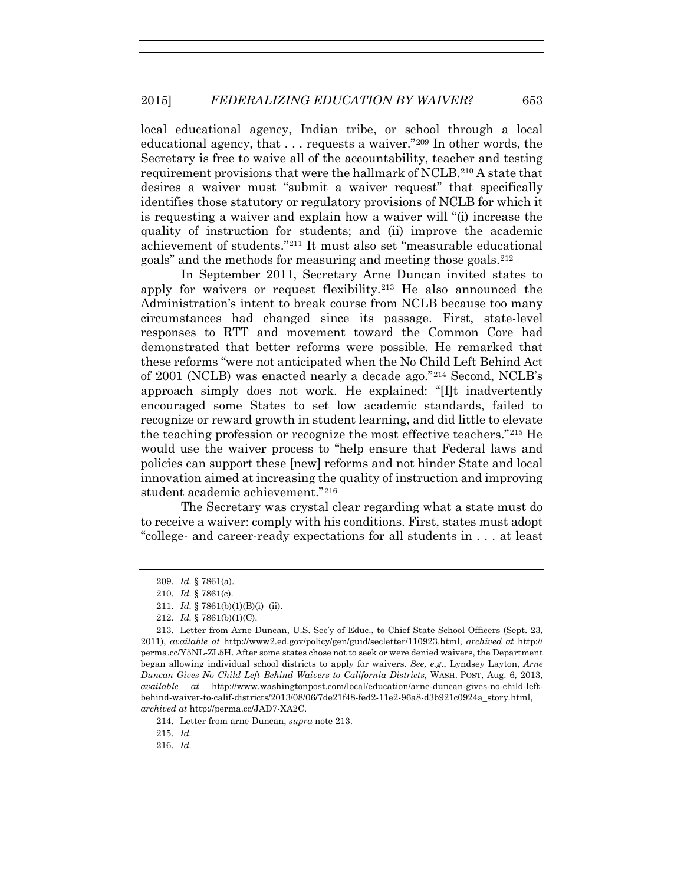local educational agency, Indian tribe, or school through a local educational agency, that . . . requests a waiver."[209] In other words, the Secretary is free to waive all of the accountability, teacher and testing requirement provisions that were the hallmark of NCLB.[210] A state that desires a waiver must "submit a waiver request" that specifically identifies those statutory or regulatory provisions of NCLB for which it is requesting a waiver and explain how a waiver will "(i) increase the quality of instruction for students; and (ii) improve the academic achievement of students."[211] It must also set "measurable educational goals" and the methods for measuring and meeting those goals.[212]

In September 2011, Secretary Arne Duncan invited states to apply for waivers or request flexibility.[213] He also announced the Administration's intent to break course from NCLB because too many circumstances had changed since its passage. First, state-level responses to RTT and movement toward the Common Core had demonstrated that better reforms were possible. He remarked that these reforms "were not anticipated when the No Child Left Behind Act of 2001 (NCLB) was enacted nearly a decade ago."[214] Second, NCLB's approach simply does not work. He explained: "[I]t inadvertently encouraged some States to set low academic standards, failed to recognize or reward growth in student learning, and did little to elevate the teaching profession or recognize the most effective teachers."[215] He would use the waiver process to "help ensure that Federal laws and policies can support these [new] reforms and not hinder State and local innovation aimed at increasing the quality of instruction and improving student academic achievement."[216]

The Secretary was crystal clear regarding what a state must do to receive a waiver: comply with his conditions. First, states must adopt "college- and career-ready expectations for all students in . . . at least

---

209. *Id.* § 7861(a).

210. *Id.* § 7861(c).

211. *Id.* § 7861(b)(1)(B)(i)–(ii).

212. *Id.* § 7861(b)(1)(C).

213. Letter from Arne Duncan, U.S. Sec'y of Educ., to Chief State School Officers (Sept. 23, 2011), *available at* http://www2.ed.gov/policy/gen/guid/secletter/110923.html, *archived at* http://perma.cc/Y5NL-ZL5H. After some states chose not to seek or were denied waivers, the Department began allowing individual school districts to apply for waivers. *See, e.g.*, Lyndsey Layton, *Arne Duncan Gives No Child Left Behind Waivers to California Districts*, WASH. POST, Aug. 6, 2013, *available at* http://www.washingtonpost.com/local/education/arne-duncan-gives-no-child-left-behind-waiver-to-calif-districts/2013/08/06/7de21f48-fed2-11e2-96a8-d3b921c0924a_story.html, *archived at* http://perma.cc/JAD7-XA2C.

214. Letter from arne Duncan, *supra* note 213.

215. *Id.*

216. *Id.*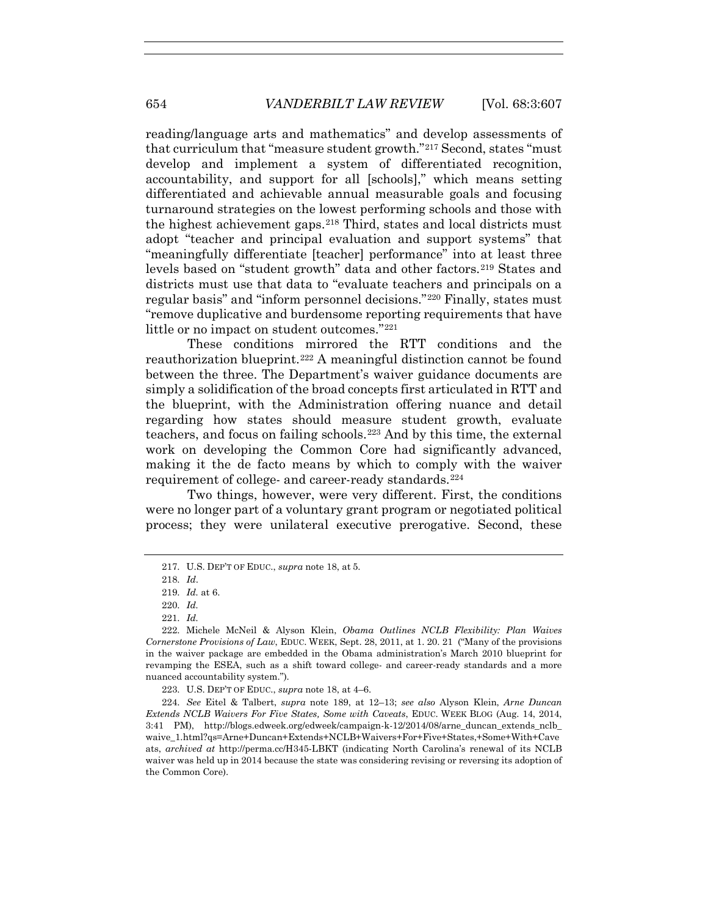reading/language arts and mathematics" and develop assessments of that curriculum that "measure student growth."[217] Second, states "must develop and implement a system of differentiated recognition, accountability, and support for all [schools]," which means setting differentiated and achievable annual measurable goals and focusing turnaround strategies on the lowest performing schools and those with the highest achievement gaps.[218] Third, states and local districts must adopt "teacher and principal evaluation and support systems" that "meaningfully differentiate [teacher] performance" into at least three levels based on "student growth" data and other factors.[219] States and districts must use that data to "evaluate teachers and principals on a regular basis" and "inform personnel decisions."[220] Finally, states must "remove duplicative and burdensome reporting requirements that have little or no impact on student outcomes."[221]

These conditions mirrored the RTT conditions and the reauthorization blueprint.[222] A meaningful distinction cannot be found between the three. The Department's waiver guidance documents are simply a solidification of the broad concepts first articulated in RTT and the blueprint, with the Administration offering nuance and detail regarding how states should measure student growth, evaluate teachers, and focus on failing schools.[223] And by this time, the external work on developing the Common Core had significantly advanced, making it the de facto means by which to comply with the waiver requirement of college- and career-ready standards.[224]

Two things, however, were very different. First, the conditions were no longer part of a voluntary grant program or negotiated political process; they were unilateral executive prerogative. Second, these

---

217. U.S. DEP'T OF EDUC., *supra* note 18, at 5.

218. *Id*.

219. *Id.* at 6.

220. *Id.*

221. *Id.*

222. Michele McNeil & Alyson Klein, *Obama Outlines NCLB Flexibility: Plan Waives Cornerstone Provisions of Law*, EDUC. WEEK, Sept. 28, 2011, at 1. 20. 21 ("Many of the provisions in the waiver package are embedded in the Obama administration's March 2010 blueprint for revamping the ESEA, such as a shift toward college- and career-ready standards and a more nuanced accountability system.").

223. U.S. DEP'T OF EDUC., *supra* note 18, at 4–6.

224. *See* Eitel & Talbert, *supra* note 189, at 12–13; *see also* Alyson Klein, *Arne Duncan Extends NCLB Waivers For Five States, Some with Caveats*, EDUC. WEEK BLOG (Aug. 14, 2014, 3:41 PM), http://blogs.edweek.org/edweek/campaign-k-12/2014/08/arne_duncan_extends_nclb_waive_1.html?qs=Arne+Duncan+Extends+NCLB+Waivers+For+Five+States,+Some+With+Caveats, *archived at* http://perma.cc/H345-LBKT (indicating North Carolina's renewal of its NCLB waiver was held up in 2014 because the state was considering revising or reversing its adoption of the Common Core).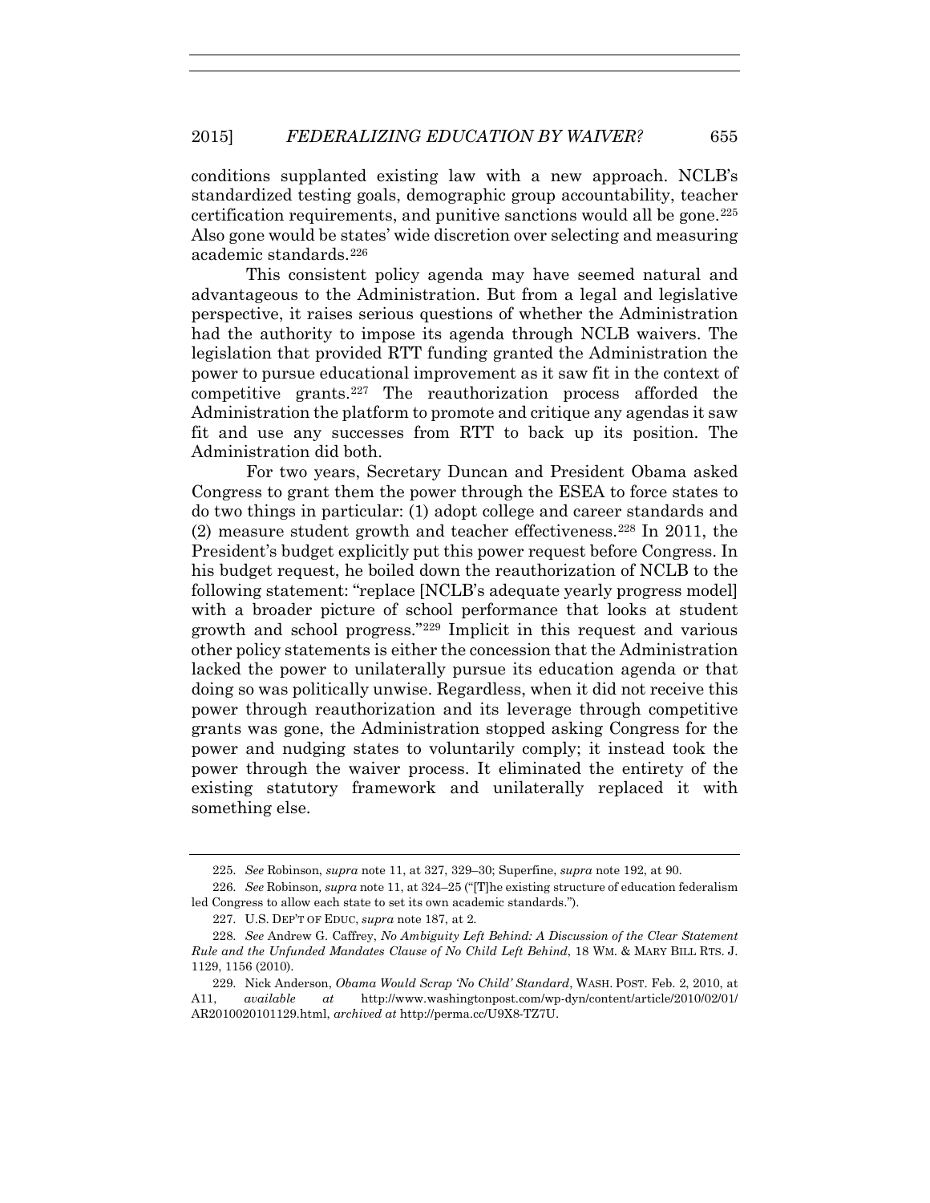conditions supplanted existing law with a new approach. NCLB's standardized testing goals, demographic group accountability, teacher certification requirements, and punitive sanctions would all be gone.[225] Also gone would be states' wide discretion over selecting and measuring academic standards.[226]

This consistent policy agenda may have seemed natural and advantageous to the Administration. But from a legal and legislative perspective, it raises serious questions of whether the Administration had the authority to impose its agenda through NCLB waivers. The legislation that provided RTT funding granted the Administration the power to pursue educational improvement as it saw fit in the context of competitive grants.[227] The reauthorization process afforded the Administration the platform to promote and critique any agendas it saw fit and use any successes from RTT to back up its position. The Administration did both.

For two years, Secretary Duncan and President Obama asked Congress to grant them the power through the ESEA to force states to do two things in particular: (1) adopt college and career standards and (2) measure student growth and teacher effectiveness.[228] In 2011, the President's budget explicitly put this power request before Congress. In his budget request, he boiled down the reauthorization of NCLB to the following statement: "replace [NCLB's adequate yearly progress model] with a broader picture of school performance that looks at student growth and school progress."[229] Implicit in this request and various other policy statements is either the concession that the Administration lacked the power to unilaterally pursue its education agenda or that doing so was politically unwise. Regardless, when it did not receive this power through reauthorization and its leverage through competitive grants was gone, the Administration stopped asking Congress for the power and nudging states to voluntarily comply; it instead took the power through the waiver process. It eliminated the entirety of the existing statutory framework and unilaterally replaced it with something else.

225. *See* Robinson, *supra* note 11, at 327, 329–30; Superfine, *supra* note 192, at 90.

226. *See* Robinson, *supra* note 11, at 324–25 ("[T]he existing structure of education federalism led Congress to allow each state to set its own academic standards.").

227. U.S. DEP'T OF EDUC, *supra* note 187, at 2.

228. *See* Andrew G. Caffrey, *No Ambiguity Left Behind: A Discussion of the Clear Statement Rule and the Unfunded Mandates Clause of No Child Left Behind*, 18 WM. & MARY BILL RTS. J. 1129, 1156 (2010).

229. Nick Anderson, *Obama Would Scrap 'No Child' Standard*, WASH. POST. Feb. 2, 2010, at A11, *available at* http://www.washingtonpost.com/wp-dyn/content/article/2010/02/01/AR2010020101129.html, *archived at* http://perma.cc/U9X8-TZ7U.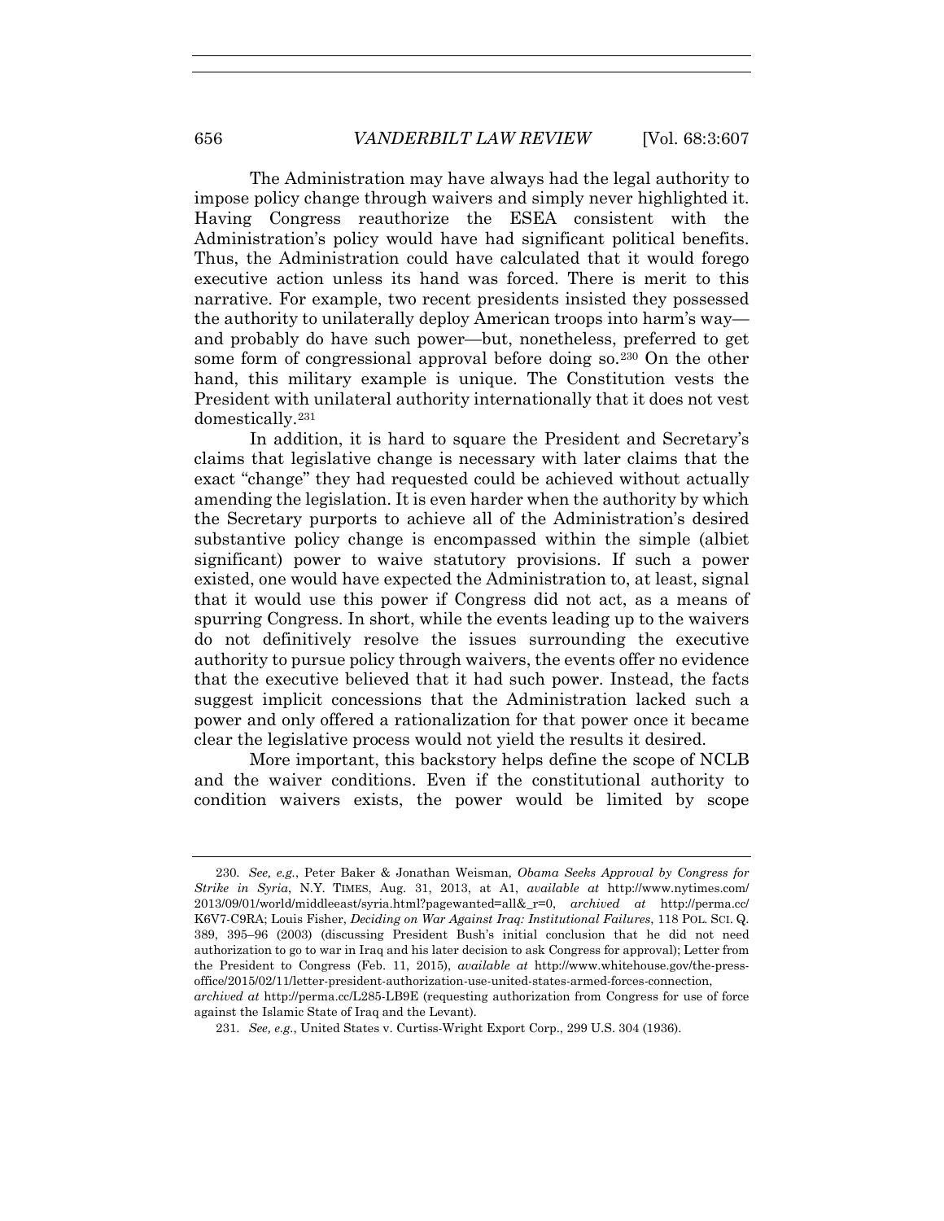The Administration may have always had the legal authority to impose policy change through waivers and simply never highlighted it. Having Congress reauthorize the ESEA consistent with the Administration's policy would have had significant political benefits. Thus, the Administration could have calculated that it would forego executive action unless its hand was forced. There is merit to this narrative. For example, two recent presidents insisted they possessed the authority to unilaterally deploy American troops into harm's way—and probably do have such power—but, nonetheless, preferred to get some form of congressional approval before doing so.[230] On the other hand, this military example is unique. The Constitution vests the President with unilateral authority internationally that it does not vest domestically.[231]

In addition, it is hard to square the President and Secretary's claims that legislative change is necessary with later claims that the exact "change" they had requested could be achieved without actually amending the legislation. It is even harder when the authority by which the Secretary purports to achieve all of the Administration's desired substantive policy change is encompassed within the simple (albiet significant) power to waive statutory provisions. If such a power existed, one would have expected the Administration to, at least, signal that it would use this power if Congress did not act, as a means of spurring Congress. In short, while the events leading up to the waivers do not definitively resolve the issues surrounding the executive authority to pursue policy through waivers, the events offer no evidence that the executive believed that it had such power. Instead, the facts suggest implicit concessions that the Administration lacked such a power and only offered a rationalization for that power once it became clear the legislative process would not yield the results it desired.

More important, this backstory helps define the scope of NCLB and the waiver conditions. Even if the constitutional authority to condition waivers exists, the power would be limited by scope

---

230. *See, e.g.*, Peter Baker & Jonathan Weisman, *Obama Seeks Approval by Congress for Strike in Syria*, N.Y. TIMES, Aug. 31, 2013, at A1, *available at* http://www.nytimes.com/2013/09/01/world/middleeast/syria.html?pagewanted=all&_r=0, *archived at* http://perma.cc/K6V7-C9RA; Louis Fisher, *Deciding on War Against Iraq: Institutional Failures*, 118 POL. SCI. Q. 389, 395–96 (2003) (discussing President Bush's initial conclusion that he did not need authorization to go to war in Iraq and his later decision to ask Congress for approval); Letter from the President to Congress (Feb. 11, 2015), *available at* http://www.whitehouse.gov/the-press-office/2015/02/11/letter-president-authorization-use-united-states-armed-forces-connection, *archived at* http://perma.cc/L285-LB9E (requesting authorization from Congress for use of force against the Islamic State of Iraq and the Levant).

231. *See, e.g.*, United States v. Curtiss-Wright Export Corp., 299 U.S. 304 (1936).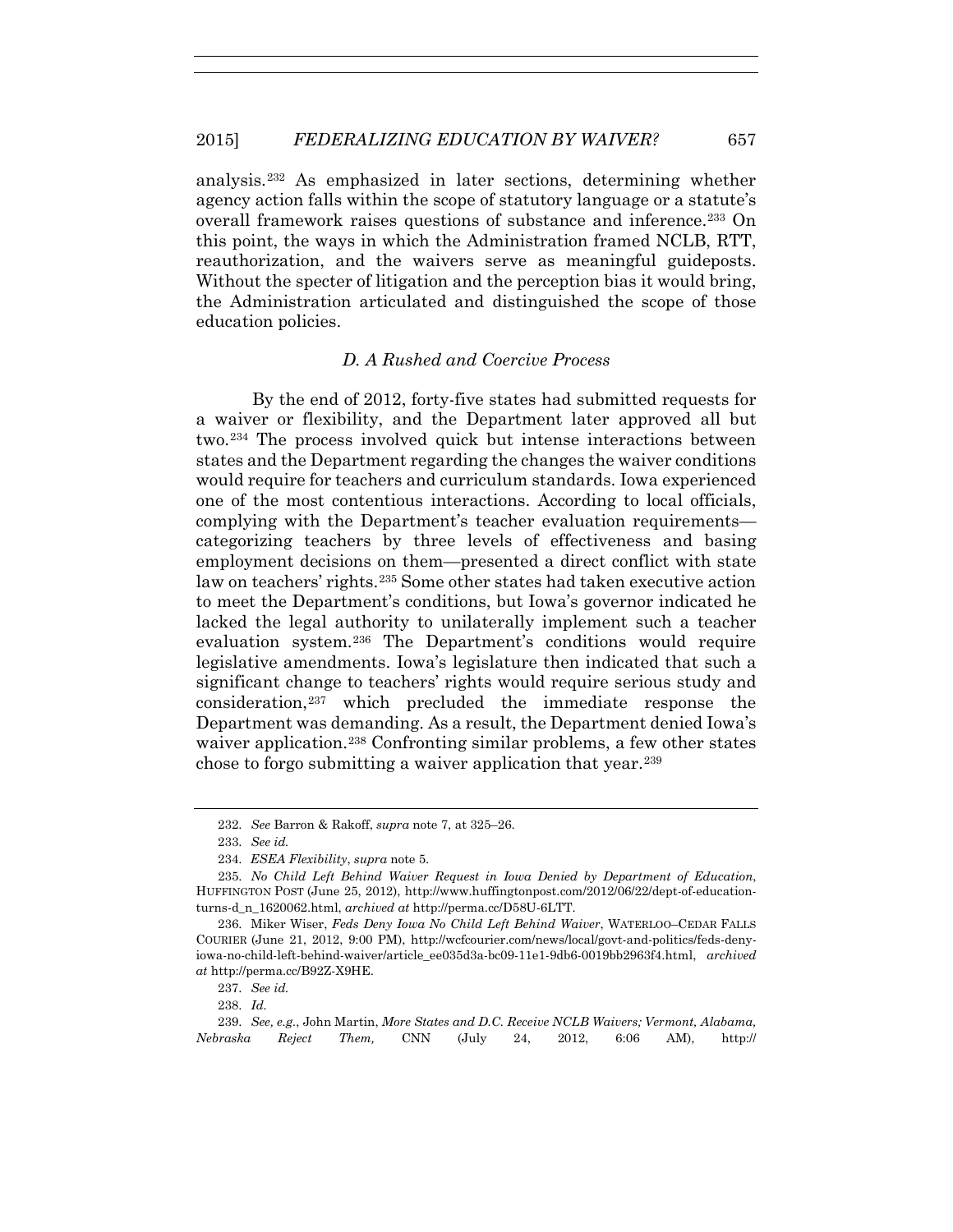analysis.[232] As emphasized in later sections, determining whether agency action falls within the scope of statutory language or a statute's overall framework raises questions of substance and inference.[233] On this point, the ways in which the Administration framed NCLB, RTT, reauthorization, and the waivers serve as meaningful guideposts. Without the specter of litigation and the perception bias it would bring, the Administration articulated and distinguished the scope of those education policies.

### *D. A Rushed and Coercive Process*

By the end of 2012, forty-five states had submitted requests for a waiver or flexibility, and the Department later approved all but two.[234] The process involved quick but intense interactions between states and the Department regarding the changes the waiver conditions would require for teachers and curriculum standards. Iowa experienced one of the most contentious interactions. According to local officials, complying with the Department's teacher evaluation requirements—categorizing teachers by three levels of effectiveness and basing employment decisions on them—presented a direct conflict with state law on teachers' rights.[235] Some other states had taken executive action to meet the Department's conditions, but Iowa's governor indicated he lacked the legal authority to unilaterally implement such a teacher evaluation system.[236] The Department's conditions would require legislative amendments. Iowa's legislature then indicated that such a significant change to teachers' rights would require serious study and consideration,[237] which precluded the immediate response the Department was demanding. As a result, the Department denied Iowa's waiver application.[238] Confronting similar problems, a few other states chose to forgo submitting a waiver application that year.[239]

---

232. *See* Barron & Rakoff, *supra* note 7, at 325–26.

233. *See id.*

234. *ESEA Flexibility*, *supra* note 5.

235. *No Child Left Behind Waiver Request in Iowa Denied by Department of Education*, HUFFINGTON POST (June 25, 2012), http://www.huffingtonpost.com/2012/06/22/dept-of-education-turns-d_n_1620062.html, *archived at* http://perma.cc/D58U-6LTT.

236. Miker Wiser, *Feds Deny Iowa No Child Left Behind Waiver*, WATERLOO–CEDAR FALLS COURIER (June 21, 2012, 9:00 PM), http://wcfcourier.com/news/local/govt-and-politics/feds-deny-iowa-no-child-left-behind-waiver/article_ee035d3a-bc09-11e1-9db6-0019bb2963f4.html, *archived at* http://perma.cc/B92Z-X9HE.

237. *See id.*

238. *Id.*

239. *See, e.g.*, John Martin, *More States and D.C. Receive NCLB Waivers; Vermont, Alabama, Nebraska Reject Them,* CNN (July 24, 2012, 6:06 AM), http://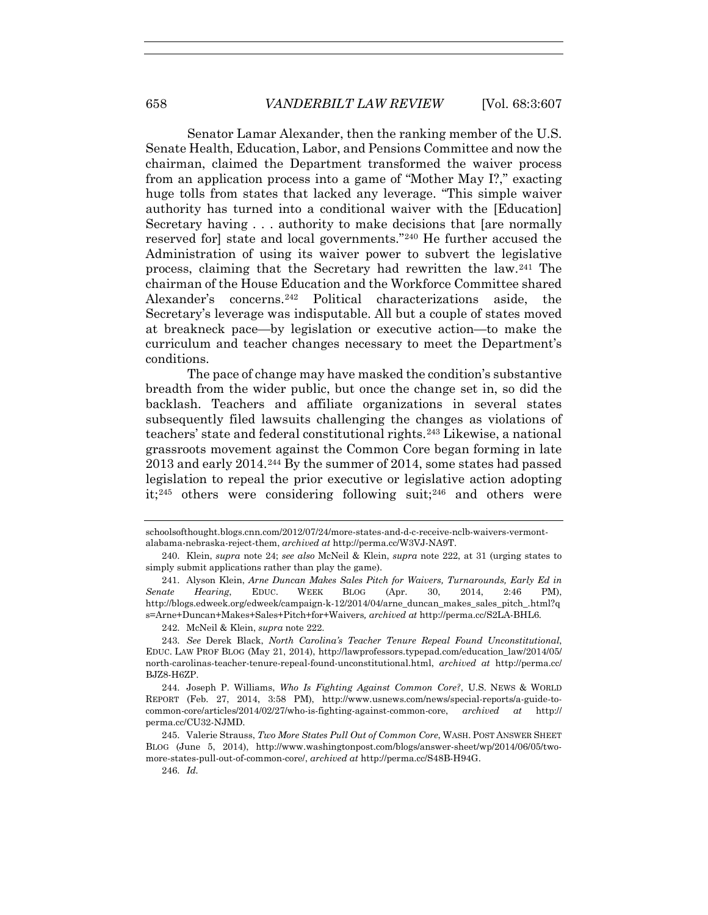Senator Lamar Alexander, then the ranking member of the U.S. Senate Health, Education, Labor, and Pensions Committee and now the chairman, claimed the Department transformed the waiver process from an application process into a game of "Mother May I?," exacting huge tolls from states that lacked any leverage. "This simple waiver authority has turned into a conditional waiver with the [Education] Secretary having . . . authority to make decisions that [are normally reserved for] state and local governments."[240] He further accused the Administration of using its waiver power to subvert the legislative process, claiming that the Secretary had rewritten the law.[241] The chairman of the House Education and the Workforce Committee shared Alexander's concerns.[242] Political characterizations aside, the Secretary's leverage was indisputable. All but a couple of states moved at breakneck pace—by legislation or executive action—to make the curriculum and teacher changes necessary to meet the Department's conditions.

The pace of change may have masked the condition's substantive breadth from the wider public, but once the change set in, so did the backlash. Teachers and affiliate organizations in several states subsequently filed lawsuits challenging the changes as violations of teachers' state and federal constitutional rights.[243] Likewise, a national grassroots movement against the Common Core began forming in late 2013 and early 2014.[244] By the summer of 2014, some states had passed legislation to repeal the prior executive or legislative action adopting it;[245] others were considering following suit;[246] and others were

---

schoolsofthought.blogs.cnn.com/2012/07/24/more-states-and-d-c-receive-nclb-waivers-vermont-alabama-nebraska-reject-them, *archived at* http://perma.cc/W3VJ-NA9T.

240. Klein, *supra* note 24; *see also* McNeil & Klein, *supra* note 222, at 31 (urging states to simply submit applications rather than play the game).

241. Alyson Klein, *Arne Duncan Makes Sales Pitch for Waivers, Turnarounds, Early Ed in Senate Hearing*, EDUC. WEEK BLOG (Apr. 30, 2014, 2:46 PM), http://blogs.edweek.org/edweek/campaign-k-12/2014/04/arne_duncan_makes_sales_pitch_.html?qs=Arne+Duncan+Makes+Sales+Pitch+for+Waivers, *archived at* http://perma.cc/S2LA-BHL6.

242. McNeil & Klein, *supra* note 222.

243. *See* Derek Black, *North Carolina's Teacher Tenure Repeal Found Unconstitutional*, EDUC. LAW PROF BLOG (May 21, 2014), http://lawprofessors.typepad.com/education_law/2014/05/north-carolinas-teacher-tenure-repeal-found-unconstitutional.html, *archived at* http://perma.cc/BJZ8-H6ZP.

244. Joseph P. Williams, *Who Is Fighting Against Common Core?*, U.S. NEWS & WORLD REPORT (Feb. 27, 2014, 3:58 PM), http://www.usnews.com/news/special-reports/a-guide-to-common-core/articles/2014/02/27/who-is-fighting-against-common-core, *archived at* http://perma.cc/CU32-NJMD.

245. Valerie Strauss, *Two More States Pull Out of Common Core*, WASH. POST ANSWER SHEET BLOG (June 5, 2014), http://www.washingtonpost.com/blogs/answer-sheet/wp/2014/06/05/two-more-states-pull-out-of-common-core/, *archived at* http://perma.cc/S48B-H94G.

246. *Id.*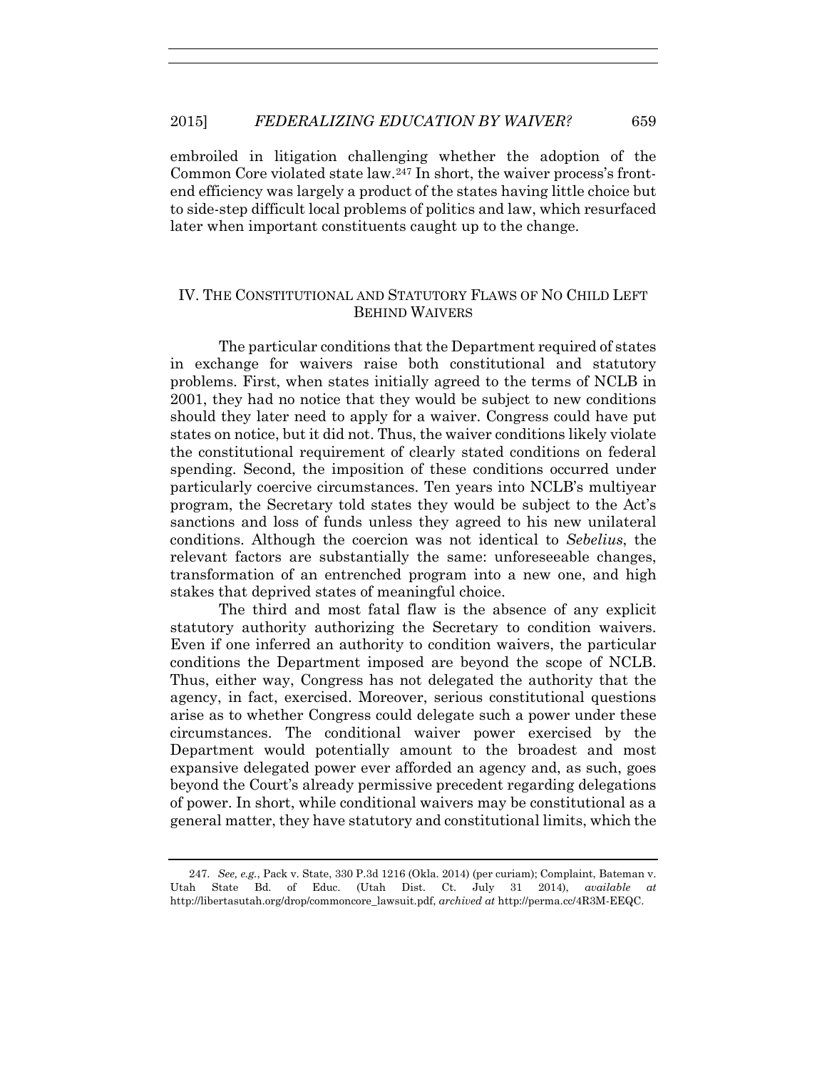embroiled in litigation challenging whether the adoption of the Common Core violated state law.[247] In short, the waiver process's front-end efficiency was largely a product of the states having little choice but to side-step difficult local problems of politics and law, which resurfaced later when important constituents caught up to the change.

## IV. THE CONSTITUTIONAL AND STATUTORY FLAWS OF NO CHILD LEFT BEHIND WAIVERS

The particular conditions that the Department required of states in exchange for waivers raise both constitutional and statutory problems. First, when states initially agreed to the terms of NCLB in 2001, they had no notice that they would be subject to new conditions should they later need to apply for a waiver. Congress could have put states on notice, but it did not. Thus, the waiver conditions likely violate the constitutional requirement of clearly stated conditions on federal spending. Second, the imposition of these conditions occurred under particularly coercive circumstances. Ten years into NCLB's multiyear program, the Secretary told states they would be subject to the Act's sanctions and loss of funds unless they agreed to his new unilateral conditions. Although the coercion was not identical to *Sebelius*, the relevant factors are substantially the same: unforeseeable changes, transformation of an entrenched program into a new one, and high stakes that deprived states of meaningful choice.

The third and most fatal flaw is the absence of any explicit statutory authority authorizing the Secretary to condition waivers. Even if one inferred an authority to condition waivers, the particular conditions the Department imposed are beyond the scope of NCLB. Thus, either way, Congress has not delegated the authority that the agency, in fact, exercised. Moreover, serious constitutional questions arise as to whether Congress could delegate such a power under these circumstances. The conditional waiver power exercised by the Department would potentially amount to the broadest and most expansive delegated power ever afforded an agency and, as such, goes beyond the Court's already permissive precedent regarding delegations of power. In short, while conditional waivers may be constitutional as a general matter, they have statutory and constitutional limits, which the

---

247. *See, e.g.*, Pack v. State, 330 P.3d 1216 (Okla. 2014) (per curiam); Complaint, Bateman v. Utah State Bd. of Educ. (Utah Dist. Ct. July 31 2014), *available at* http://libertasutah.org/drop/commoncore_lawsuit.pdf, *archived at* http://perma.cc/4R3M-EEQC.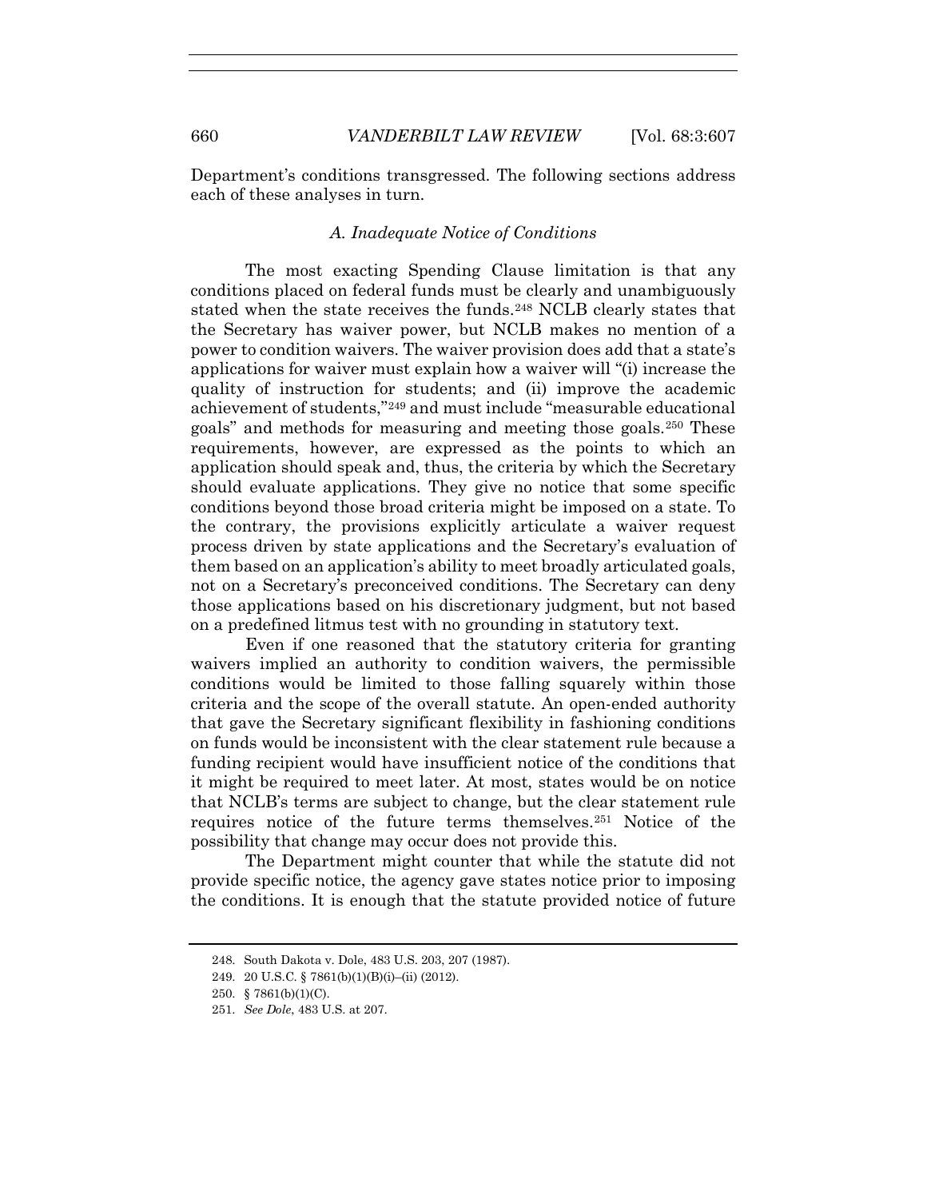Department's conditions transgressed. The following sections address each of these analyses in turn.

### *A. Inadequate Notice of Conditions*

The most exacting Spending Clause limitation is that any conditions placed on federal funds must be clearly and unambiguously stated when the state receives the funds.[248] NCLB clearly states that the Secretary has waiver power, but NCLB makes no mention of a power to condition waivers. The waiver provision does add that a state's applications for waiver must explain how a waiver will "(i) increase the quality of instruction for students; and (ii) improve the academic achievement of students,"[249] and must include "measurable educational goals" and methods for measuring and meeting those goals.[250] These requirements, however, are expressed as the points to which an application should speak and, thus, the criteria by which the Secretary should evaluate applications. They give no notice that some specific conditions beyond those broad criteria might be imposed on a state. To the contrary, the provisions explicitly articulate a waiver request process driven by state applications and the Secretary's evaluation of them based on an application's ability to meet broadly articulated goals, not on a Secretary's preconceived conditions. The Secretary can deny those applications based on his discretionary judgment, but not based on a predefined litmus test with no grounding in statutory text.

Even if one reasoned that the statutory criteria for granting waivers implied an authority to condition waivers, the permissible conditions would be limited to those falling squarely within those criteria and the scope of the overall statute. An open-ended authority that gave the Secretary significant flexibility in fashioning conditions on funds would be inconsistent with the clear statement rule because a funding recipient would have insufficient notice of the conditions that it might be required to meet later. At most, states would be on notice that NCLB's terms are subject to change, but the clear statement rule requires notice of the future terms themselves.[251] Notice of the possibility that change may occur does not provide this.

The Department might counter that while the statute did not provide specific notice, the agency gave states notice prior to imposing the conditions. It is enough that the statute provided notice of future

---

248. South Dakota v. Dole, 483 U.S. 203, 207 (1987).

249. 20 U.S.C. § 7861(b)(1)(B)(i)–(ii) (2012).

250. § 7861(b)(1)(C).

251. *See Dole*, 483 U.S. at 207.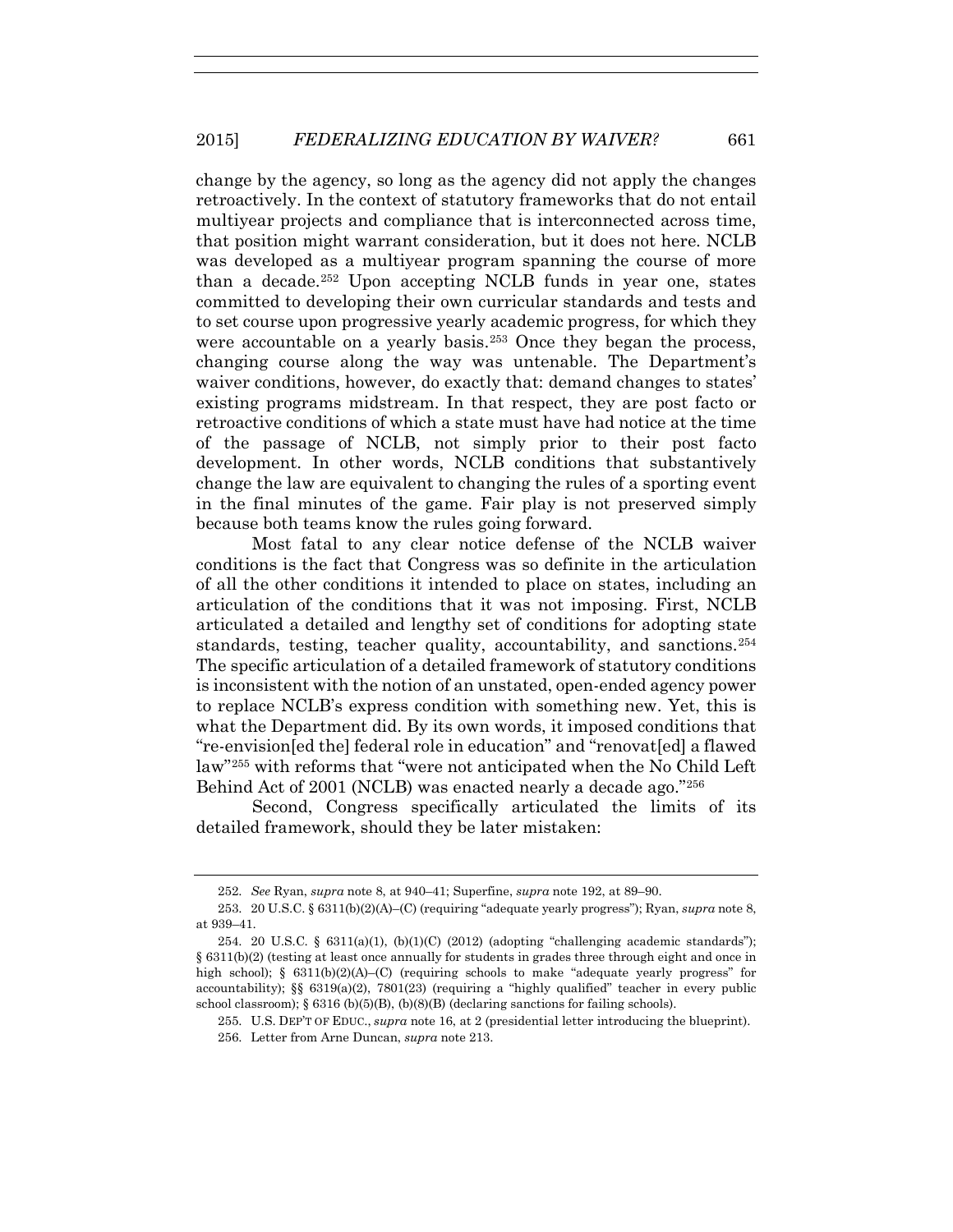change by the agency, so long as the agency did not apply the changes retroactively. In the context of statutory frameworks that do not entail multiyear projects and compliance that is interconnected across time, that position might warrant consideration, but it does not here. NCLB was developed as a multiyear program spanning the course of more than a decade.[252] Upon accepting NCLB funds in year one, states committed to developing their own curricular standards and tests and to set course upon progressive yearly academic progress, for which they were accountable on a yearly basis.[253] Once they began the process, changing course along the way was untenable. The Department's waiver conditions, however, do exactly that: demand changes to states' existing programs midstream. In that respect, they are post facto or retroactive conditions of which a state must have had notice at the time of the passage of NCLB, not simply prior to their post facto development. In other words, NCLB conditions that substantively change the law are equivalent to changing the rules of a sporting event in the final minutes of the game. Fair play is not preserved simply because both teams know the rules going forward.

Most fatal to any clear notice defense of the NCLB waiver conditions is the fact that Congress was so definite in the articulation of all the other conditions it intended to place on states, including an articulation of the conditions that it was not imposing. First, NCLB articulated a detailed and lengthy set of conditions for adopting state standards, testing, teacher quality, accountability, and sanctions.[254] The specific articulation of a detailed framework of statutory conditions is inconsistent with the notion of an unstated, open-ended agency power to replace NCLB's express condition with something new. Yet, this is what the Department did. By its own words, it imposed conditions that "re-envision[ed the] federal role in education" and "renovat[ed] a flawed law"[255] with reforms that "were not anticipated when the No Child Left Behind Act of 2001 (NCLB) was enacted nearly a decade ago."[256]

Second, Congress specifically articulated the limits of its detailed framework, should they be later mistaken:

---

252. *See* Ryan, *supra* note 8, at 940–41; Superfine, *supra* note 192, at 89–90.

253. 20 U.S.C. § 6311(b)(2)(A)–(C) (requiring "adequate yearly progress"); Ryan, *supra* note 8, at 939–41.

254. 20 U.S.C. § 6311(a)(1), (b)(1)(C) (2012) (adopting "challenging academic standards"); § 6311(b)(2) (testing at least once annually for students in grades three through eight and once in high school); § 6311(b)(2)(A)–(C) (requiring schools to make "adequate yearly progress" for accountability); §§ 6319(a)(2), 7801(23) (requiring a "highly qualified" teacher in every public school classroom); § 6316 (b)(5)(B), (b)(8)(B) (declaring sanctions for failing schools).

255. U.S. DEP'T OF EDUC., *supra* note 16, at 2 (presidential letter introducing the blueprint).

256. Letter from Arne Duncan, *supra* note 213.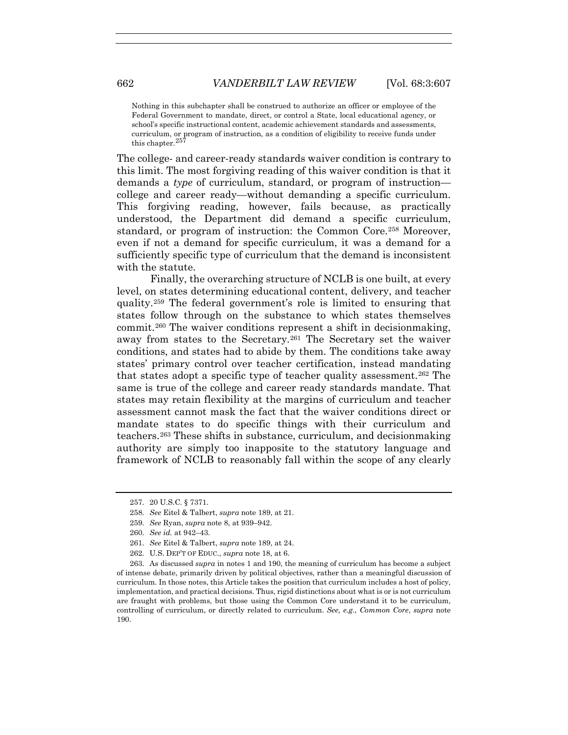> Nothing in this subchapter shall be construed to authorize an officer or employee of the Federal Government to mandate, direct, or control a State, local educational agency, or school's specific instructional content, academic achievement standards and assessments, curriculum, or program of instruction, as a condition of eligibility to receive funds under this chapter.[257]

The college- and career-ready standards waiver condition is contrary to this limit. The most forgiving reading of this waiver condition is that it demands a *type* of curriculum, standard, or program of instruction—college and career ready—without demanding a specific curriculum. This forgiving reading, however, fails because, as practically understood, the Department did demand a specific curriculum, standard, or program of instruction: the Common Core.[258] Moreover, even if not a demand for specific curriculum, it was a demand for a sufficiently specific type of curriculum that the demand is inconsistent with the statute.

Finally, the overarching structure of NCLB is one built, at every level, on states determining educational content, delivery, and teacher quality.[259] The federal government's role is limited to ensuring that states follow through on the substance to which states themselves commit.[260] The waiver conditions represent a shift in decisionmaking, away from states to the Secretary.[261] The Secretary set the waiver conditions, and states had to abide by them. The conditions take away states' primary control over teacher certification, instead mandating that states adopt a specific type of teacher quality assessment.[262] The same is true of the college and career ready standards mandate. That states may retain flexibility at the margins of curriculum and teacher assessment cannot mask the fact that the waiver conditions direct or mandate states to do specific things with their curriculum and teachers.[263] These shifts in substance, curriculum, and decisionmaking authority are simply too inapposite to the statutory language and framework of NCLB to reasonably fall within the scope of any clearly

---

257. 20 U.S.C. § 7371.

258. *See* Eitel & Talbert, *supra* note 189, at 21.

259. *See* Ryan, *supra* note 8, at 939–942.

260. *See id.* at 942–43.

261. *See* Eitel & Talbert, *supra* note 189, at 24.

262. U.S. DEP'T OF EDUC., *supra* note 18, at 6.

263. As discussed *supra* in notes 1 and 190, the meaning of curriculum has become a subject of intense debate, primarily driven by political objectives, rather than a meaningful discussion of curriculum. In those notes, this Article takes the position that curriculum includes a host of policy, implementation, and practical decisions. Thus, rigid distinctions about what is or is not curriculum are fraught with problems, but those using the Common Core understand it to be curriculum, controlling of curriculum, or directly related to curriculum. *See, e.g.*, *Common Core*, *supra* note 190.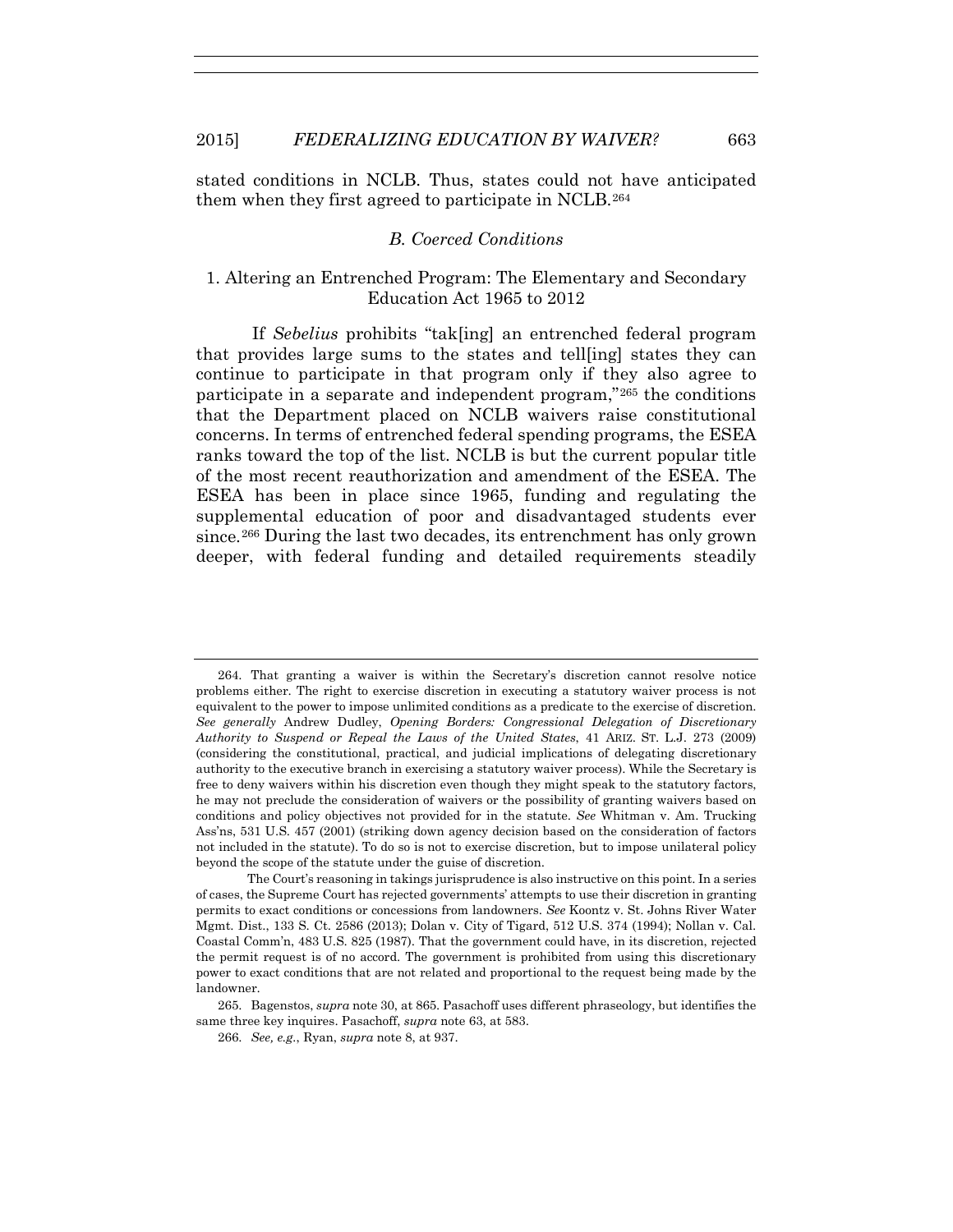stated conditions in NCLB. Thus, states could not have anticipated them when they first agreed to participate in NCLB.[264]

### *B. Coerced Conditions*

#### 1. Altering an Entrenched Program: The Elementary and Secondary Education Act 1965 to 2012

If *Sebelius* prohibits "tak[ing] an entrenched federal program that provides large sums to the states and tell[ing] states they can continue to participate in that program only if they also agree to participate in a separate and independent program,"[265] the conditions that the Department placed on NCLB waivers raise constitutional concerns. In terms of entrenched federal spending programs, the ESEA ranks toward the top of the list. NCLB is but the current popular title of the most recent reauthorization and amendment of the ESEA. The ESEA has been in place since 1965, funding and regulating the supplemental education of poor and disadvantaged students ever since.[266] During the last two decades, its entrenchment has only grown deeper, with federal funding and detailed requirements steadily

---

264. That granting a waiver is within the Secretary's discretion cannot resolve notice problems either. The right to exercise discretion in executing a statutory waiver process is not equivalent to the power to impose unlimited conditions as a predicate to the exercise of discretion. *See generally* Andrew Dudley, *Opening Borders: Congressional Delegation of Discretionary Authority to Suspend or Repeal the Laws of the United States*, 41 ARIZ. ST. L.J. 273 (2009) (considering the constitutional, practical, and judicial implications of delegating discretionary authority to the executive branch in exercising a statutory waiver process). While the Secretary is free to deny waivers within his discretion even though they might speak to the statutory factors, he may not preclude the consideration of waivers or the possibility of granting waivers based on conditions and policy objectives not provided for in the statute. *See* Whitman v. Am. Trucking Ass'ns, 531 U.S. 457 (2001) (striking down agency decision based on the consideration of factors not included in the statute). To do so is not to exercise discretion, but to impose unilateral policy beyond the scope of the statute under the guise of discretion.

The Court's reasoning in takings jurisprudence is also instructive on this point. In a series of cases, the Supreme Court has rejected governments' attempts to use their discretion in granting permits to exact conditions or concessions from landowners. *See* Koontz v. St. Johns River Water Mgmt. Dist., 133 S. Ct. 2586 (2013); Dolan v. City of Tigard, 512 U.S. 374 (1994); Nollan v. Cal. Coastal Comm'n, 483 U.S. 825 (1987). That the government could have, in its discretion, rejected the permit request is of no accord. The government is prohibited from using this discretionary power to exact conditions that are not related and proportional to the request being made by the landowner.

265. Bagenstos, *supra* note 30, at 865. Pasachoff uses different phraseology, but identifies the same three key inquires. Pasachoff, *supra* note 63, at 583.

266. *See, e.g.*, Ryan, *supra* note 8, at 937.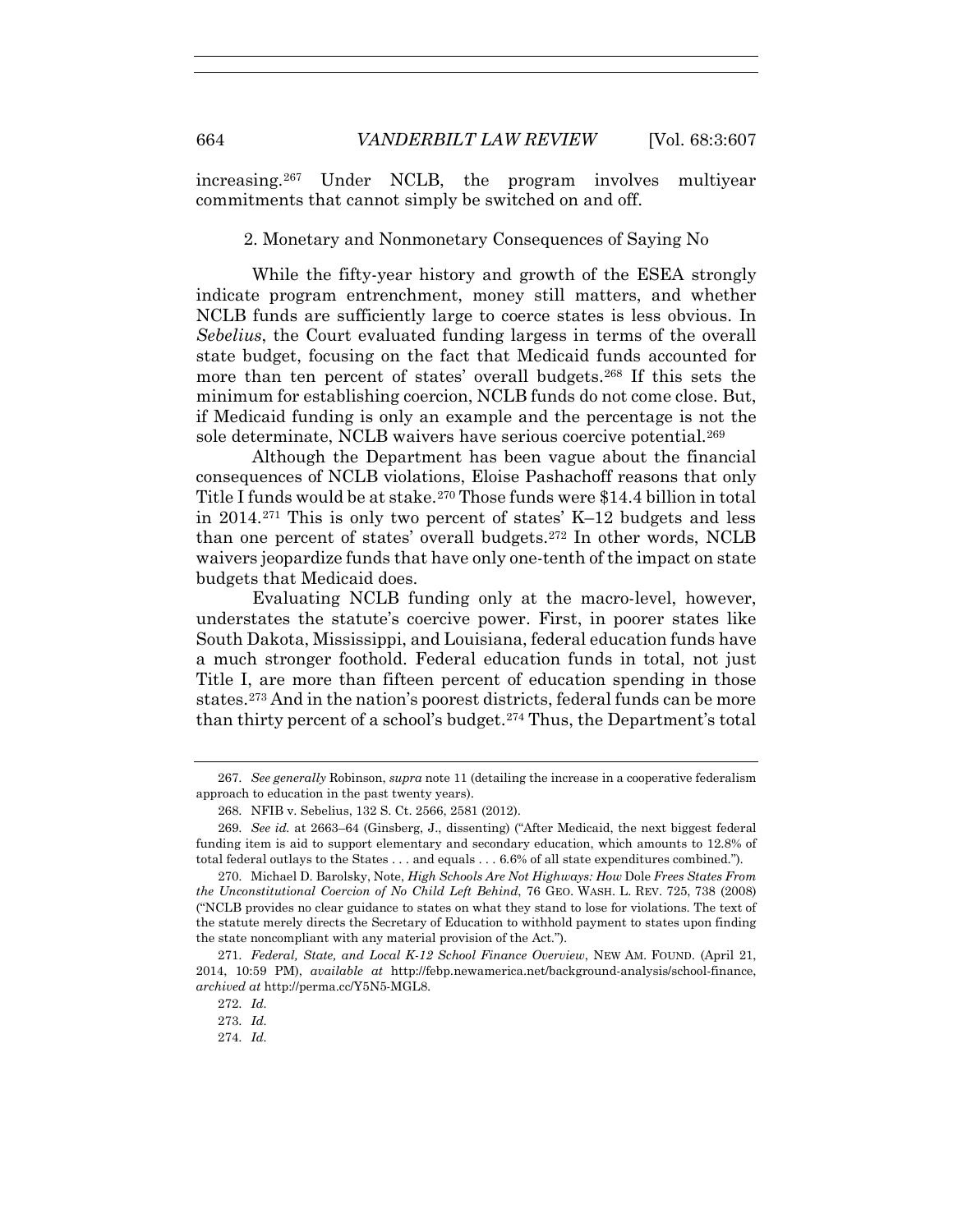increasing.[267] Under NCLB, the program involves multiyear commitments that cannot simply be switched on and off.

### 2. Monetary and Nonmonetary Consequences of Saying No

While the fifty-year history and growth of the ESEA strongly indicate program entrenchment, money still matters, and whether NCLB funds are sufficiently large to coerce states is less obvious. In *Sebelius*, the Court evaluated funding largess in terms of the overall state budget, focusing on the fact that Medicaid funds accounted for more than ten percent of states' overall budgets.[268] If this sets the minimum for establishing coercion, NCLB funds do not come close. But, if Medicaid funding is only an example and the percentage is not the sole determinate, NCLB waivers have serious coercive potential.[269]

Although the Department has been vague about the financial consequences of NCLB violations, Eloise Pashachoff reasons that only Title I funds would be at stake.[270] Those funds were $14.4 billion in total in 2014.[271] This is only two percent of states' K–12 budgets and less than one percent of states' overall budgets.[272] In other words, NCLB waivers jeopardize funds that have only one-tenth of the impact on state budgets that Medicaid does.

Evaluating NCLB funding only at the macro-level, however, understates the statute's coercive power. First, in poorer states like South Dakota, Mississippi, and Louisiana, federal education funds have a much stronger foothold. Federal education funds in total, not just Title I, are more than fifteen percent of education spending in those states.[273] And in the nation's poorest districts, federal funds can be more than thirty percent of a school's budget.[274] Thus, the Department's total

---

267. *See generally* Robinson, *supra* note 11 (detailing the increase in a cooperative federalism approach to education in the past twenty years).

268. NFIB v. Sebelius, 132 S. Ct. 2566, 2581 (2012).

269. *See id.* at 2663–64 (Ginsberg, J., dissenting) ("After Medicaid, the next biggest federal funding item is aid to support elementary and secondary education, which amounts to 12.8% of total federal outlays to the States . . . and equals . . . 6.6% of all state expenditures combined.").

270. Michael D. Barolsky, Note, *High Schools Are Not Highways: How* Dole *Frees States From the Unconstitutional Coercion of No Child Left Behind*, 76 GEO. WASH. L. REV. 725, 738 (2008) ("NCLB provides no clear guidance to states on what they stand to lose for violations. The text of the statute merely directs the Secretary of Education to withhold payment to states upon finding the state noncompliant with any material provision of the Act.").

271. *Federal, State, and Local K-12 School Finance Overview*, NEW AM. FOUND. (April 21, 2014, 10:59 PM), *available at* http://febp.newamerica.net/background-analysis/school-finance, *archived at* http://perma.cc/Y5N5-MGL8.

272. *Id.*

273. *Id.*

274. *Id.*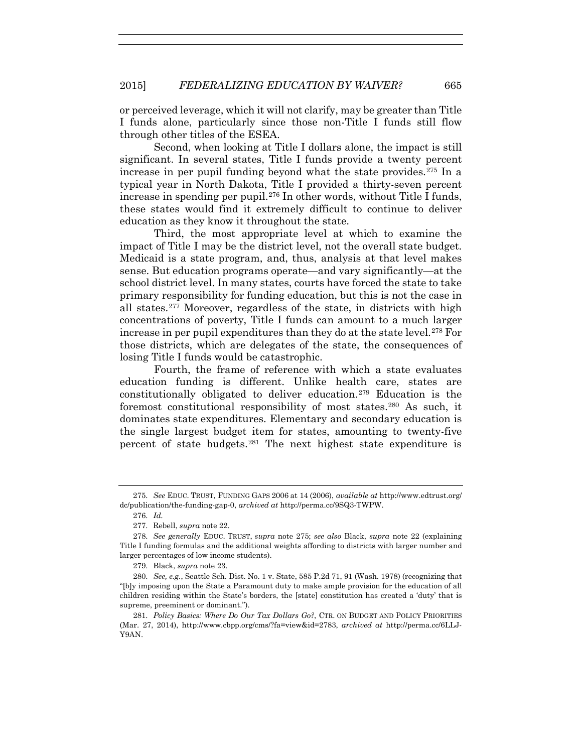or perceived leverage, which it will not clarify, may be greater than Title I funds alone, particularly since those non-Title I funds still flow through other titles of the ESEA.

Second, when looking at Title I dollars alone, the impact is still significant. In several states, Title I funds provide a twenty percent increase in per pupil funding beyond what the state provides.[275] In a typical year in North Dakota, Title I provided a thirty-seven percent increase in spending per pupil.[276] In other words, without Title I funds, these states would find it extremely difficult to continue to deliver education as they know it throughout the state.

Third, the most appropriate level at which to examine the impact of Title I may be the district level, not the overall state budget. Medicaid is a state program, and, thus, analysis at that level makes sense. But education programs operate—and vary significantly—at the school district level. In many states, courts have forced the state to take primary responsibility for funding education, but this is not the case in all states.[277] Moreover, regardless of the state, in districts with high concentrations of poverty, Title I funds can amount to a much larger increase in per pupil expenditures than they do at the state level.[278] For those districts, which are delegates of the state, the consequences of losing Title I funds would be catastrophic.

Fourth, the frame of reference with which a state evaluates education funding is different. Unlike health care, states are constitutionally obligated to deliver education.[279] Education is the foremost constitutional responsibility of most states.[280] As such, it dominates state expenditures. Elementary and secondary education is the single largest budget item for states, amounting to twenty-five percent of state budgets.[281] The next highest state expenditure is

---

275. *See* EDUC. TRUST, FUNDING GAPS 2006 at 14 (2006), *available at* http://www.edtrust.org/dc/publication/the-funding-gap-0, *archived at* http://perma.cc/9SQ3-TWPW.

276. *Id.*

277. Rebell, *supra* note 22.

278. *See generally* EDUC. TRUST, *supra* note 275; *see also* Black, *supra* note 22 (explaining Title I funding formulas and the additional weights affording to districts with larger number and larger percentages of low income students).

279. Black, *supra* note 23.

280. *See, e.g.*, Seattle Sch. Dist. No. 1 v. State, 585 P.2d 71, 91 (Wash. 1978) (recognizing that "[b]y imposing upon the State a Paramount duty to make ample provision for the education of all children residing within the State's borders, the [state] constitution has created a 'duty' that is supreme, preeminent or dominant.").

281. *Policy Basics: Where Do Our Tax Dollars Go?*, CTR. ON BUDGET AND POLICY PRIORITIES (Mar. 27, 2014), http://www.cbpp.org/cms/?fa=view&id=2783, *archived at* http://perma.cc/6LLJ-Y9AN.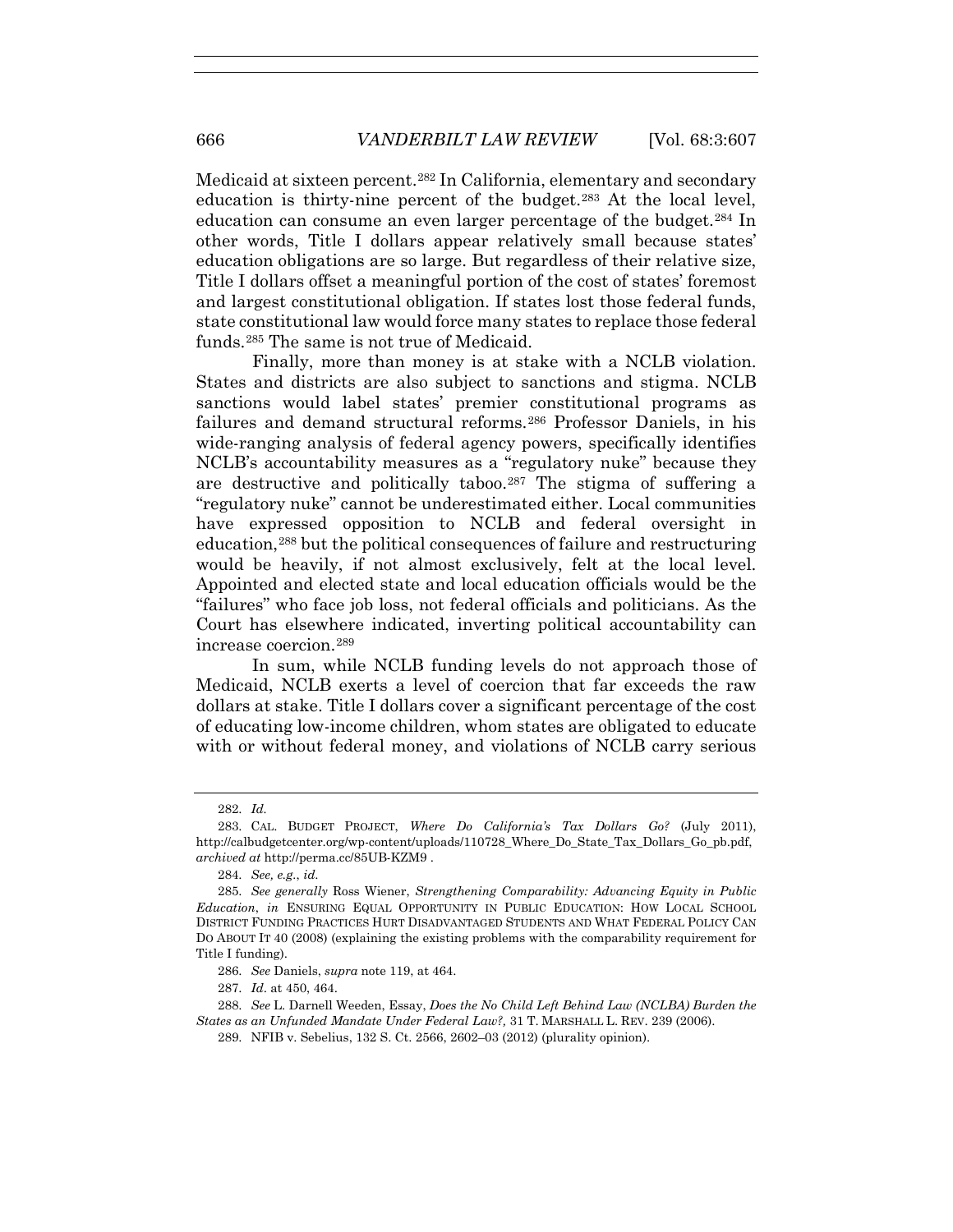Medicaid at sixteen percent.[282] In California, elementary and secondary education is thirty-nine percent of the budget.[283] At the local level, education can consume an even larger percentage of the budget.[284] In other words, Title I dollars appear relatively small because states' education obligations are so large. But regardless of their relative size, Title I dollars offset a meaningful portion of the cost of states' foremost and largest constitutional obligation. If states lost those federal funds, state constitutional law would force many states to replace those federal funds.[285] The same is not true of Medicaid.

Finally, more than money is at stake with a NCLB violation. States and districts are also subject to sanctions and stigma. NCLB sanctions would label states' premier constitutional programs as failures and demand structural reforms.[286] Professor Daniels, in his wide-ranging analysis of federal agency powers, specifically identifies NCLB's accountability measures as a "regulatory nuke" because they are destructive and politically taboo.[287] The stigma of suffering a "regulatory nuke" cannot be underestimated either. Local communities have expressed opposition to NCLB and federal oversight in education,[288] but the political consequences of failure and restructuring would be heavily, if not almost exclusively, felt at the local level. Appointed and elected state and local education officials would be the "failures" who face job loss, not federal officials and politicians. As the Court has elsewhere indicated, inverting political accountability can increase coercion.[289]

In sum, while NCLB funding levels do not approach those of Medicaid, NCLB exerts a level of coercion that far exceeds the raw dollars at stake. Title I dollars cover a significant percentage of the cost of educating low-income children, whom states are obligated to educate with or without federal money, and violations of NCLB carry serious

---

282. *Id.*

283. CAL. BUDGET PROJECT, *Where Do California's Tax Dollars Go?* (July 2011), http://calbudgetcenter.org/wp-content/uploads/110728_Where_Do_State_Tax_Dollars_Go_pb.pdf, *archived at* http://perma.cc/85UB-KZM9 .

284. *See, e.g.*, *id.*

285. *See generally* Ross Wiener, *Strengthening Comparability: Advancing Equity in Public Education*, *in* ENSURING EQUAL OPPORTUNITY IN PUBLIC EDUCATION: HOW LOCAL SCHOOL DISTRICT FUNDING PRACTICES HURT DISADVANTAGED STUDENTS AND WHAT FEDERAL POLICY CAN DO ABOUT IT 40 (2008) (explaining the existing problems with the comparability requirement for Title I funding).

286. *See* Daniels, *supra* note 119, at 464.

287. *Id*. at 450, 464.

288. *See* L. Darnell Weeden, Essay, *Does the No Child Left Behind Law (NCLBA) Burden the States as an Unfunded Mandate Under Federal Law?,* 31 T. MARSHALL L. REV. 239 (2006).

289. NFIB v. Sebelius, 132 S. Ct. 2566, 2602–03 (2012) (plurality opinion).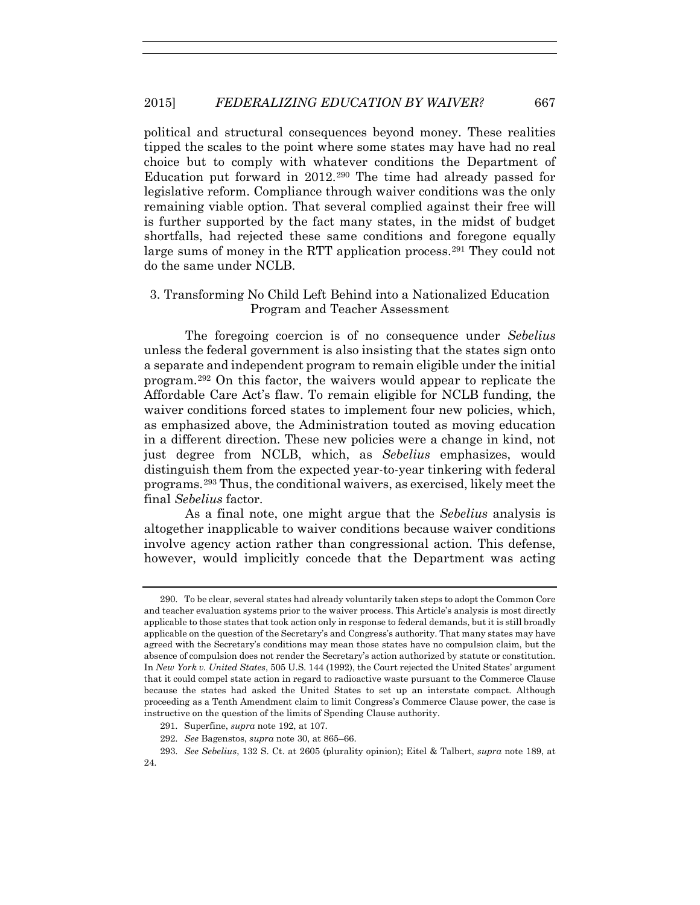political and structural consequences beyond money. These realities tipped the scales to the point where some states may have had no real choice but to comply with whatever conditions the Department of Education put forward in 2012.[290] The time had already passed for legislative reform. Compliance through waiver conditions was the only remaining viable option. That several complied against their free will is further supported by the fact many states, in the midst of budget shortfalls, had rejected these same conditions and foregone equally large sums of money in the RTT application process.[291] They could not do the same under NCLB.

### 3. Transforming No Child Left Behind into a Nationalized Education Program and Teacher Assessment

The foregoing coercion is of no consequence under *Sebelius* unless the federal government is also insisting that the states sign onto a separate and independent program to remain eligible under the initial program.[292] On this factor, the waivers would appear to replicate the Affordable Care Act's flaw. To remain eligible for NCLB funding, the waiver conditions forced states to implement four new policies, which, as emphasized above, the Administration touted as moving education in a different direction. These new policies were a change in kind, not just degree from NCLB, which, as *Sebelius* emphasizes, would distinguish them from the expected year-to-year tinkering with federal programs.[293] Thus, the conditional waivers, as exercised, likely meet the final *Sebelius* factor.

As a final note, one might argue that the *Sebelius* analysis is altogether inapplicable to waiver conditions because waiver conditions involve agency action rather than congressional action. This defense, however, would implicitly concede that the Department was acting

---

290. To be clear, several states had already voluntarily taken steps to adopt the Common Core and teacher evaluation systems prior to the waiver process. This Article's analysis is most directly applicable to those states that took action only in response to federal demands, but it is still broadly applicable on the question of the Secretary's and Congress's authority. That many states may have agreed with the Secretary's conditions may mean those states have no compulsion claim, but the absence of compulsion does not render the Secretary's action authorized by statute or constitution. In *New York v. United States*, 505 U.S. 144 (1992), the Court rejected the United States' argument that it could compel state action in regard to radioactive waste pursuant to the Commerce Clause because the states had asked the United States to set up an interstate compact. Although proceeding as a Tenth Amendment claim to limit Congress's Commerce Clause power, the case is instructive on the question of the limits of Spending Clause authority.

291. Superfine, *supra* note 192, at 107.

292. *See* Bagenstos, *supra* note 30, at 865–66.

293. *See Sebelius*, 132 S. Ct. at 2605 (plurality opinion); Eitel & Talbert, *supra* note 189, at 24.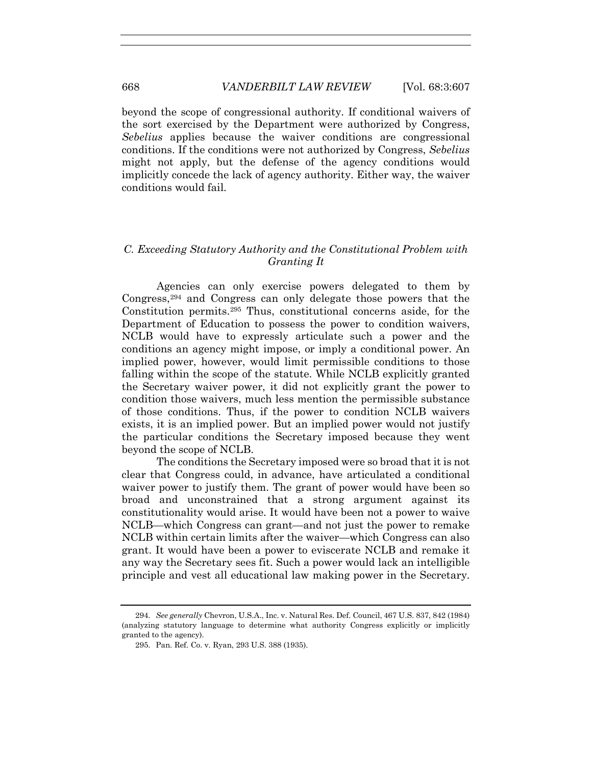beyond the scope of congressional authority. If conditional waivers of the sort exercised by the Department were authorized by Congress, *Sebelius* applies because the waiver conditions are congressional conditions. If the conditions were not authorized by Congress, *Sebelius* might not apply, but the defense of the agency conditions would implicitly concede the lack of agency authority. Either way, the waiver conditions would fail.

### *C. Exceeding Statutory Authority and the Constitutional Problem with Granting It*

Agencies can only exercise powers delegated to them by Congress,[294] and Congress can only delegate those powers that the Constitution permits.[295] Thus, constitutional concerns aside, for the Department of Education to possess the power to condition waivers, NCLB would have to expressly articulate such a power and the conditions an agency might impose, or imply a conditional power. An implied power, however, would limit permissible conditions to those falling within the scope of the statute. While NCLB explicitly granted the Secretary waiver power, it did not explicitly grant the power to condition those waivers, much less mention the permissible substance of those conditions. Thus, if the power to condition NCLB waivers exists, it is an implied power. But an implied power would not justify the particular conditions the Secretary imposed because they went beyond the scope of NCLB.

The conditions the Secretary imposed were so broad that it is not clear that Congress could, in advance, have articulated a conditional waiver power to justify them. The grant of power would have been so broad and unconstrained that a strong argument against its constitutionality would arise. It would have been not a power to waive NCLB—which Congress can grant—and not just the power to remake NCLB within certain limits after the waiver—which Congress can also grant. It would have been a power to eviscerate NCLB and remake it any way the Secretary sees fit. Such a power would lack an intelligible principle and vest all educational law making power in the Secretary.

---

294. *See generally* Chevron, U.S.A., Inc. v. Natural Res. Def. Council, 467 U.S. 837, 842 (1984) (analyzing statutory language to determine what authority Congress explicitly or implicitly granted to the agency).

295. Pan. Ref. Co. v. Ryan, 293 U.S. 388 (1935).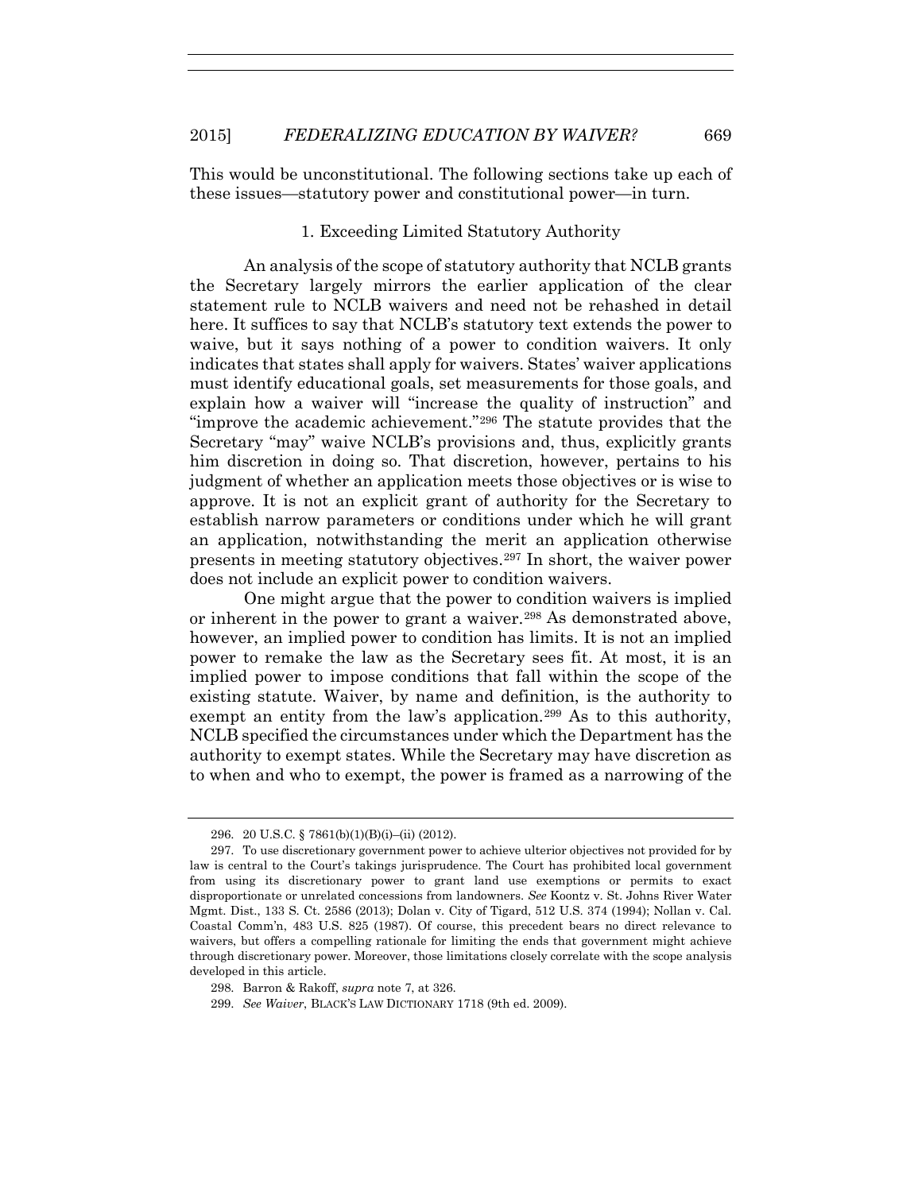This would be unconstitutional. The following sections take up each of these issues—statutory power and constitutional power—in turn.

### 1. Exceeding Limited Statutory Authority

An analysis of the scope of statutory authority that NCLB grants the Secretary largely mirrors the earlier application of the clear statement rule to NCLB waivers and need not be rehashed in detail here. It suffices to say that NCLB's statutory text extends the power to waive, but it says nothing of a power to condition waivers. It only indicates that states shall apply for waivers. States' waiver applications must identify educational goals, set measurements for those goals, and explain how a waiver will "increase the quality of instruction" and "improve the academic achievement."[296] The statute provides that the Secretary "may" waive NCLB's provisions and, thus, explicitly grants him discretion in doing so. That discretion, however, pertains to his judgment of whether an application meets those objectives or is wise to approve. It is not an explicit grant of authority for the Secretary to establish narrow parameters or conditions under which he will grant an application, notwithstanding the merit an application otherwise presents in meeting statutory objectives.[297] In short, the waiver power does not include an explicit power to condition waivers.

One might argue that the power to condition waivers is implied or inherent in the power to grant a waiver.[298] As demonstrated above, however, an implied power to condition has limits. It is not an implied power to remake the law as the Secretary sees fit. At most, it is an implied power to impose conditions that fall within the scope of the existing statute. Waiver, by name and definition, is the authority to exempt an entity from the law's application.[299] As to this authority, NCLB specified the circumstances under which the Department has the authority to exempt states. While the Secretary may have discretion as to when and who to exempt, the power is framed as a narrowing of the

---

296. 20 U.S.C. § 7861(b)(1)(B)(i)–(ii) (2012).

297. To use discretionary government power to achieve ulterior objectives not provided for by law is central to the Court's takings jurisprudence. The Court has prohibited local government from using its discretionary power to grant land use exemptions or permits to exact disproportionate or unrelated concessions from landowners. *See* Koontz v. St. Johns River Water Mgmt. Dist., 133 S. Ct. 2586 (2013); Dolan v. City of Tigard, 512 U.S. 374 (1994); Nollan v. Cal. Coastal Comm'n, 483 U.S. 825 (1987). Of course, this precedent bears no direct relevance to waivers, but offers a compelling rationale for limiting the ends that government might achieve through discretionary power. Moreover, those limitations closely correlate with the scope analysis developed in this article.

298. Barron & Rakoff, *supra* note 7, at 326.

299. *See Waiver*, BLACK'S LAW DICTIONARY 1718 (9th ed. 2009).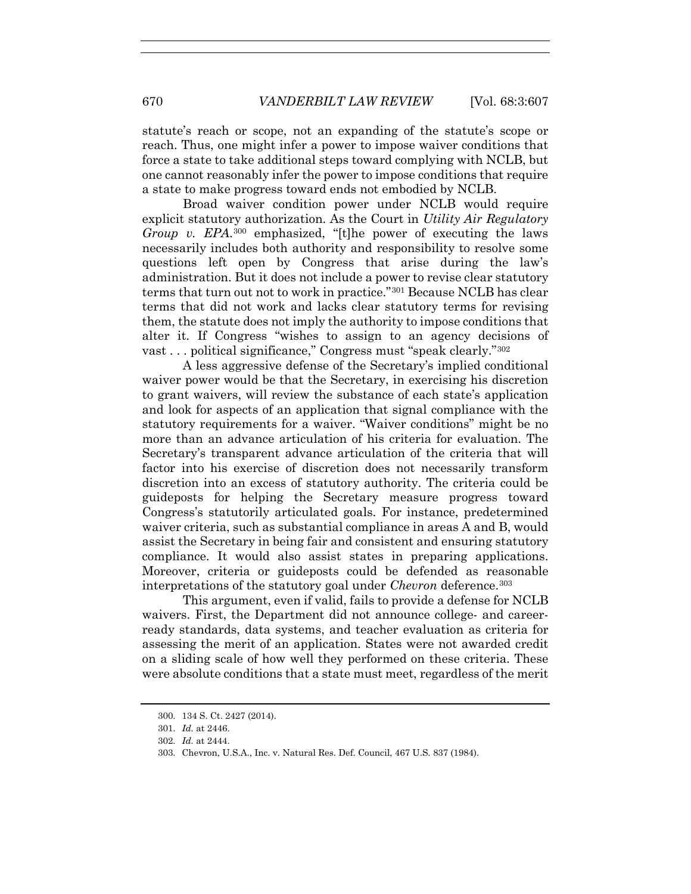statute's reach or scope, not an expanding of the statute's scope or reach. Thus, one might infer a power to impose waiver conditions that force a state to take additional steps toward complying with NCLB, but one cannot reasonably infer the power to impose conditions that require a state to make progress toward ends not embodied by NCLB.

Broad waiver condition power under NCLB would require explicit statutory authorization. As the Court in *Utility Air Regulatory Group v. EPA*.[300] emphasized, "[t]he power of executing the laws necessarily includes both authority and responsibility to resolve some questions left open by Congress that arise during the law's administration. But it does not include a power to revise clear statutory terms that turn out not to work in practice."[301] Because NCLB has clear terms that did not work and lacks clear statutory terms for revising them, the statute does not imply the authority to impose conditions that alter it. If Congress "wishes to assign to an agency decisions of vast . . . political significance," Congress must "speak clearly."[302]

A less aggressive defense of the Secretary's implied conditional waiver power would be that the Secretary, in exercising his discretion to grant waivers, will review the substance of each state's application and look for aspects of an application that signal compliance with the statutory requirements for a waiver. "Waiver conditions" might be no more than an advance articulation of his criteria for evaluation. The Secretary's transparent advance articulation of the criteria that will factor into his exercise of discretion does not necessarily transform discretion into an excess of statutory authority. The criteria could be guideposts for helping the Secretary measure progress toward Congress's statutorily articulated goals. For instance, predetermined waiver criteria, such as substantial compliance in areas A and B, would assist the Secretary in being fair and consistent and ensuring statutory compliance. It would also assist states in preparing applications. Moreover, criteria or guideposts could be defended as reasonable interpretations of the statutory goal under *Chevron* deference.[303]

This argument, even if valid, fails to provide a defense for NCLB waivers. First, the Department did not announce college- and career-ready standards, data systems, and teacher evaluation as criteria for assessing the merit of an application. States were not awarded credit on a sliding scale of how well they performed on these criteria. These were absolute conditions that a state must meet, regardless of the merit

300. 134 S. Ct. 2427 (2014).

301. *Id.* at 2446.

302. *Id.* at 2444.

303. Chevron, U.S.A., Inc. v. Natural Res. Def. Council, 467 U.S. 837 (1984).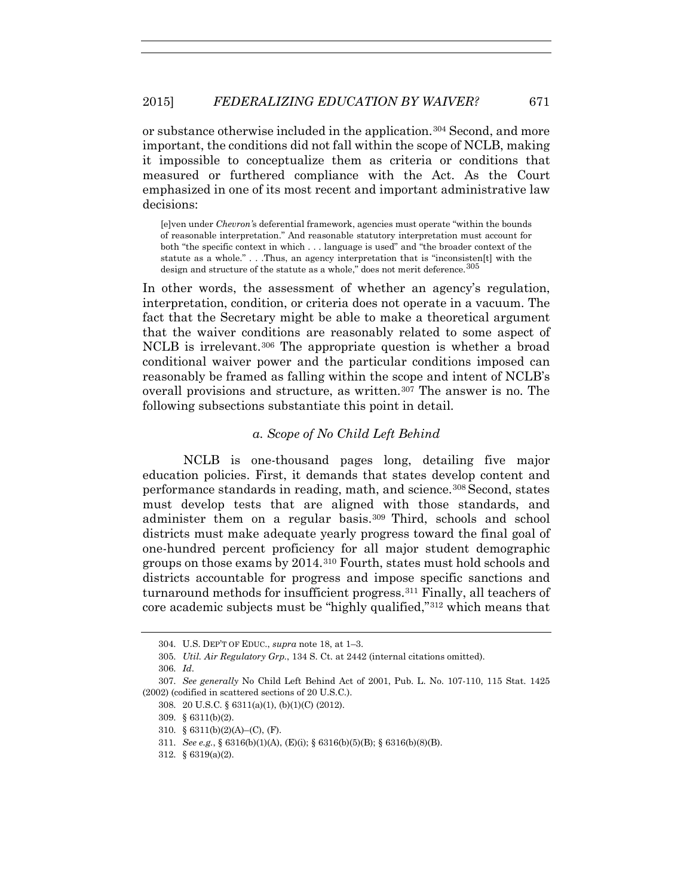or substance otherwise included in the application.[304] Second, and more important, the conditions did not fall within the scope of NCLB, making it impossible to conceptualize them as criteria or conditions that measured or furthered compliance with the Act. As the Court emphasized in one of its most recent and important administrative law decisions:

> [e]ven under *Chevron's* deferential framework, agencies must operate "within the bounds of reasonable interpretation." And reasonable statutory interpretation must account for both "the specific context in which . . . language is used" and "the broader context of the statute as a whole." . . .Thus, an agency interpretation that is "inconsisten[t] with the design and structure of the statute as a whole," does not merit deference.[305]

In other words, the assessment of whether an agency's regulation, interpretation, condition, or criteria does not operate in a vacuum. The fact that the Secretary might be able to make a theoretical argument that the waiver conditions are reasonably related to some aspect of NCLB is irrelevant.[306] The appropriate question is whether a broad conditional waiver power and the particular conditions imposed can reasonably be framed as falling within the scope and intent of NCLB's overall provisions and structure, as written.[307] The answer is no. The following subsections substantiate this point in detail.

### *a. Scope of No Child Left Behind*

NCLB is one-thousand pages long, detailing five major education policies. First, it demands that states develop content and performance standards in reading, math, and science.[308] Second, states must develop tests that are aligned with those standards, and administer them on a regular basis.[309] Third, schools and school districts must make adequate yearly progress toward the final goal of one-hundred percent proficiency for all major student demographic groups on those exams by 2014.[310] Fourth, states must hold schools and districts accountable for progress and impose specific sanctions and turnaround methods for insufficient progress.[311] Finally, all teachers of core academic subjects must be "highly qualified,"[312] which means that

---

304. U.S. DEP'T OF EDUC., *supra* note 18, at 1–3.

305. *Util. Air Regulatory Grp.*, 134 S. Ct. at 2442 (internal citations omitted).

306. *Id*.

307. *See generally* No Child Left Behind Act of 2001, Pub. L. No. 107-110, 115 Stat. 1425 (2002) (codified in scattered sections of 20 U.S.C.).

308. 20 U.S.C. § 6311(a)(1), (b)(1)(C) (2012).

309. § 6311(b)(2).

310. § 6311(b)(2)(A)–(C), (F).

311. *See e.g.*, § 6316(b)(1)(A), (E)(i); § 6316(b)(5)(B); § 6316(b)(8)(B).

312. § 6319(a)(2).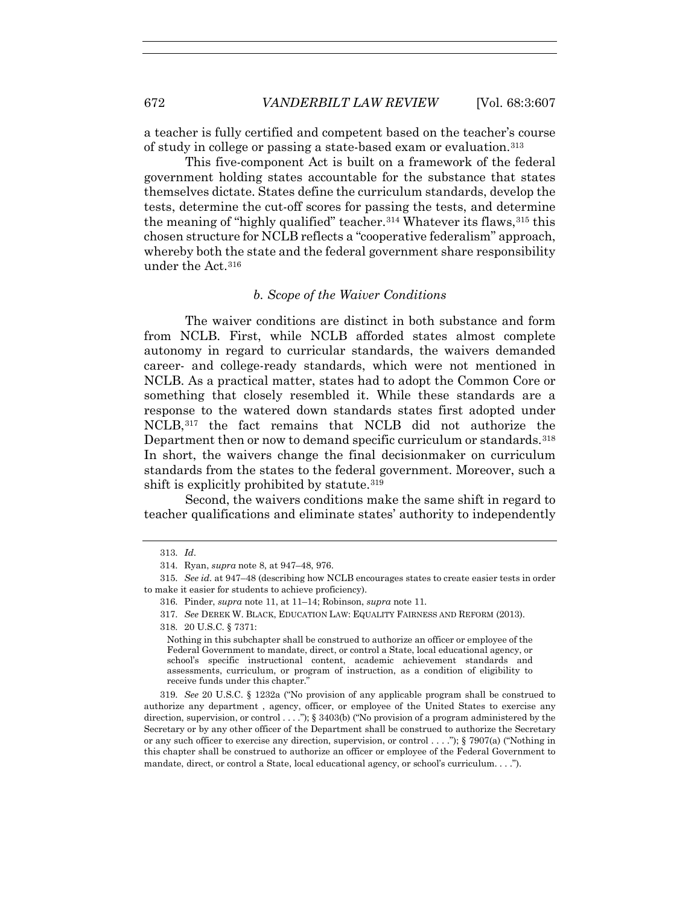a teacher is fully certified and competent based on the teacher's course of study in college or passing a state-based exam or evaluation.[313]

This five-component Act is built on a framework of the federal government holding states accountable for the substance that states themselves dictate. States define the curriculum standards, develop the tests, determine the cut-off scores for passing the tests, and determine the meaning of "highly qualified" teacher.[314] Whatever its flaws,[315] this chosen structure for NCLB reflects a "cooperative federalism" approach, whereby both the state and the federal government share responsibility under the Act.[316]

#### *b. Scope of the Waiver Conditions*

The waiver conditions are distinct in both substance and form from NCLB. First, while NCLB afforded states almost complete autonomy in regard to curricular standards, the waivers demanded career- and college-ready standards, which were not mentioned in NCLB. As a practical matter, states had to adopt the Common Core or something that closely resembled it. While these standards are a response to the watered down standards states first adopted under NCLB,[317] the fact remains that NCLB did not authorize the Department then or now to demand specific curriculum or standards.[318] In short, the waivers change the final decisionmaker on curriculum standards from the states to the federal government. Moreover, such a shift is explicitly prohibited by statute.[319]

Second, the waivers conditions make the same shift in regard to teacher qualifications and eliminate states' authority to independently

---

313. *Id*.

314. Ryan, *supra* note 8, at 947–48, 976.

315. *See id*. at 947–48 (describing how NCLB encourages states to create easier tests in order to make it easier for students to achieve proficiency).

316. Pinder, *supra* note 11, at 11–14; Robinson, *supra* note 11.

317. *See* DEREK W. BLACK, EDUCATION LAW: EQUALITY FAIRNESS AND REFORM (2013).

318. 20 U.S.C. § 7371:

> Nothing in this subchapter shall be construed to authorize an officer or employee of the Federal Government to mandate, direct, or control a State, local educational agency, or school's specific instructional content, academic achievement standards and assessments, curriculum, or program of instruction, as a condition of eligibility to receive funds under this chapter."

319. *See* 20 U.S.C. § 1232a ("No provision of any applicable program shall be construed to authorize any department , agency, officer, or employee of the United States to exercise any direction, supervision, or control . . . ."); § 3403(b) ("No provision of a program administered by the Secretary or by any other officer of the Department shall be construed to authorize the Secretary or any such officer to exercise any direction, supervision, or control . . . ."); § 7907(a) ("Nothing in this chapter shall be construed to authorize an officer or employee of the Federal Government to mandate, direct, or control a State, local educational agency, or school's curriculum. . . .").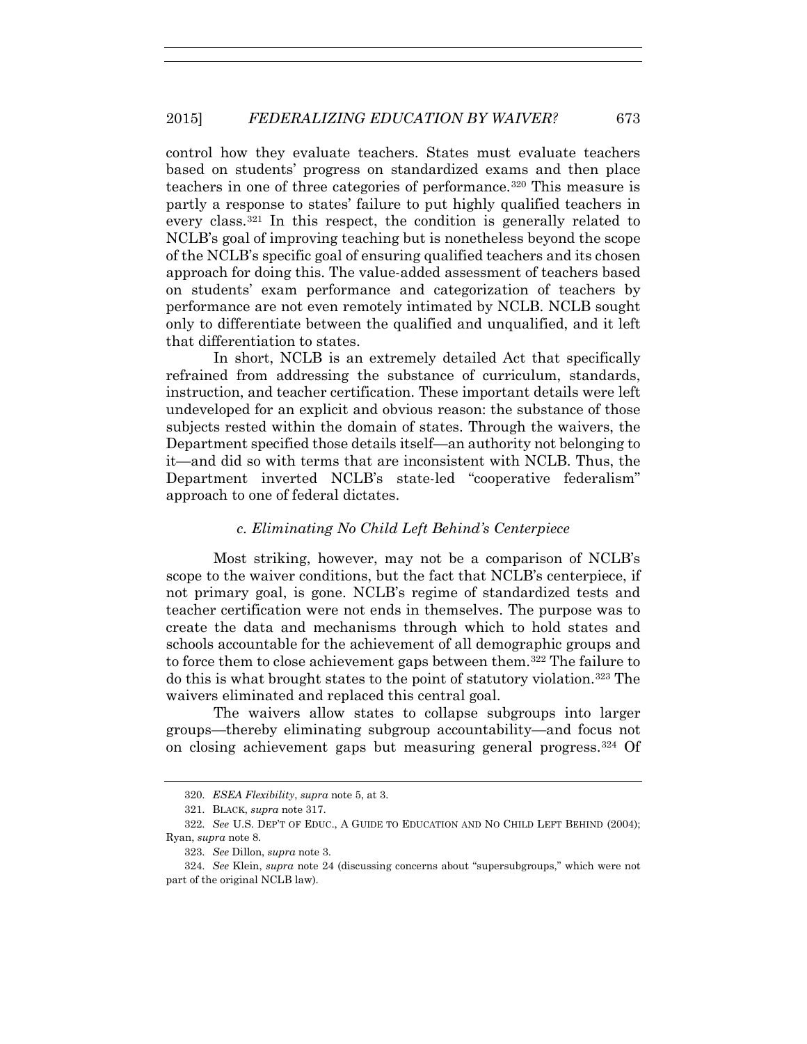control how they evaluate teachers. States must evaluate teachers based on students' progress on standardized exams and then place teachers in one of three categories of performance.[320] This measure is partly a response to states' failure to put highly qualified teachers in every class.[321] In this respect, the condition is generally related to NCLB's goal of improving teaching but is nonetheless beyond the scope of the NCLB's specific goal of ensuring qualified teachers and its chosen approach for doing this. The value-added assessment of teachers based on students' exam performance and categorization of teachers by performance are not even remotely intimated by NCLB. NCLB sought only to differentiate between the qualified and unqualified, and it left that differentiation to states.

In short, NCLB is an extremely detailed Act that specifically refrained from addressing the substance of curriculum, standards, instruction, and teacher certification. These important details were left undeveloped for an explicit and obvious reason: the substance of those subjects rested within the domain of states. Through the waivers, the Department specified those details itself—an authority not belonging to it—and did so with terms that are inconsistent with NCLB. Thus, the Department inverted NCLB's state-led "cooperative federalism" approach to one of federal dictates.

#### *c. Eliminating No Child Left Behind's Centerpiece*

Most striking, however, may not be a comparison of NCLB's scope to the waiver conditions, but the fact that NCLB's centerpiece, if not primary goal, is gone. NCLB's regime of standardized tests and teacher certification were not ends in themselves. The purpose was to create the data and mechanisms through which to hold states and schools accountable for the achievement of all demographic groups and to force them to close achievement gaps between them.[322] The failure to do this is what brought states to the point of statutory violation.[323] The waivers eliminated and replaced this central goal.

The waivers allow states to collapse subgroups into larger groups—thereby eliminating subgroup accountability—and focus not on closing achievement gaps but measuring general progress.[324] Of

---

320. *ESEA Flexibility*, *supra* note 5, at 3.

321. BLACK, *supra* note 317.

322. *See* U.S. DEP'T OF EDUC., A GUIDE TO EDUCATION AND NO CHILD LEFT BEHIND (2004); Ryan, *supra* note 8.

323. *See* Dillon, *supra* note 3.

324. *See* Klein, *supra* note 24 (discussing concerns about "supersubgroups," which were not part of the original NCLB law).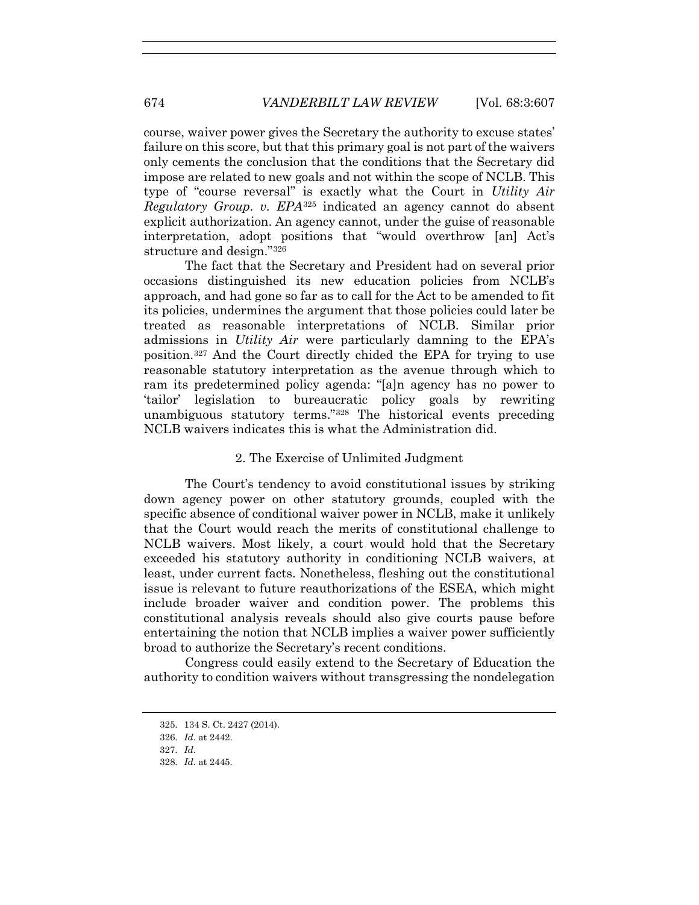course, waiver power gives the Secretary the authority to excuse states' failure on this score, but that this primary goal is not part of the waivers only cements the conclusion that the conditions that the Secretary did impose are related to new goals and not within the scope of NCLB. This type of "course reversal" is exactly what the Court in *Utility Air Regulatory Group. v. EPA*[325] indicated an agency cannot do absent explicit authorization. An agency cannot, under the guise of reasonable interpretation, adopt positions that "would overthrow [an] Act's structure and design."[326]

The fact that the Secretary and President had on several prior occasions distinguished its new education policies from NCLB's approach, and had gone so far as to call for the Act to be amended to fit its policies, undermines the argument that those policies could later be treated as reasonable interpretations of NCLB. Similar prior admissions in *Utility Air* were particularly damning to the EPA's position.[327] And the Court directly chided the EPA for trying to use reasonable statutory interpretation as the avenue through which to ram its predetermined policy agenda: "[a]n agency has no power to 'tailor' legislation to bureaucratic policy goals by rewriting unambiguous statutory terms."[328] The historical events preceding NCLB waivers indicates this is what the Administration did.

### 2. The Exercise of Unlimited Judgment

The Court's tendency to avoid constitutional issues by striking down agency power on other statutory grounds, coupled with the specific absence of conditional waiver power in NCLB, make it unlikely that the Court would reach the merits of constitutional challenge to NCLB waivers. Most likely, a court would hold that the Secretary exceeded his statutory authority in conditioning NCLB waivers, at least, under current facts. Nonetheless, fleshing out the constitutional issue is relevant to future reauthorizations of the ESEA, which might include broader waiver and condition power. The problems this constitutional analysis reveals should also give courts pause before entertaining the notion that NCLB implies a waiver power sufficiently broad to authorize the Secretary's recent conditions.

Congress could easily extend to the Secretary of Education the authority to condition waivers without transgressing the nondelegation

325. 134 S. Ct. 2427 (2014).

326. *Id*. at 2442.

327. *Id*.

328. *Id*. at 2445.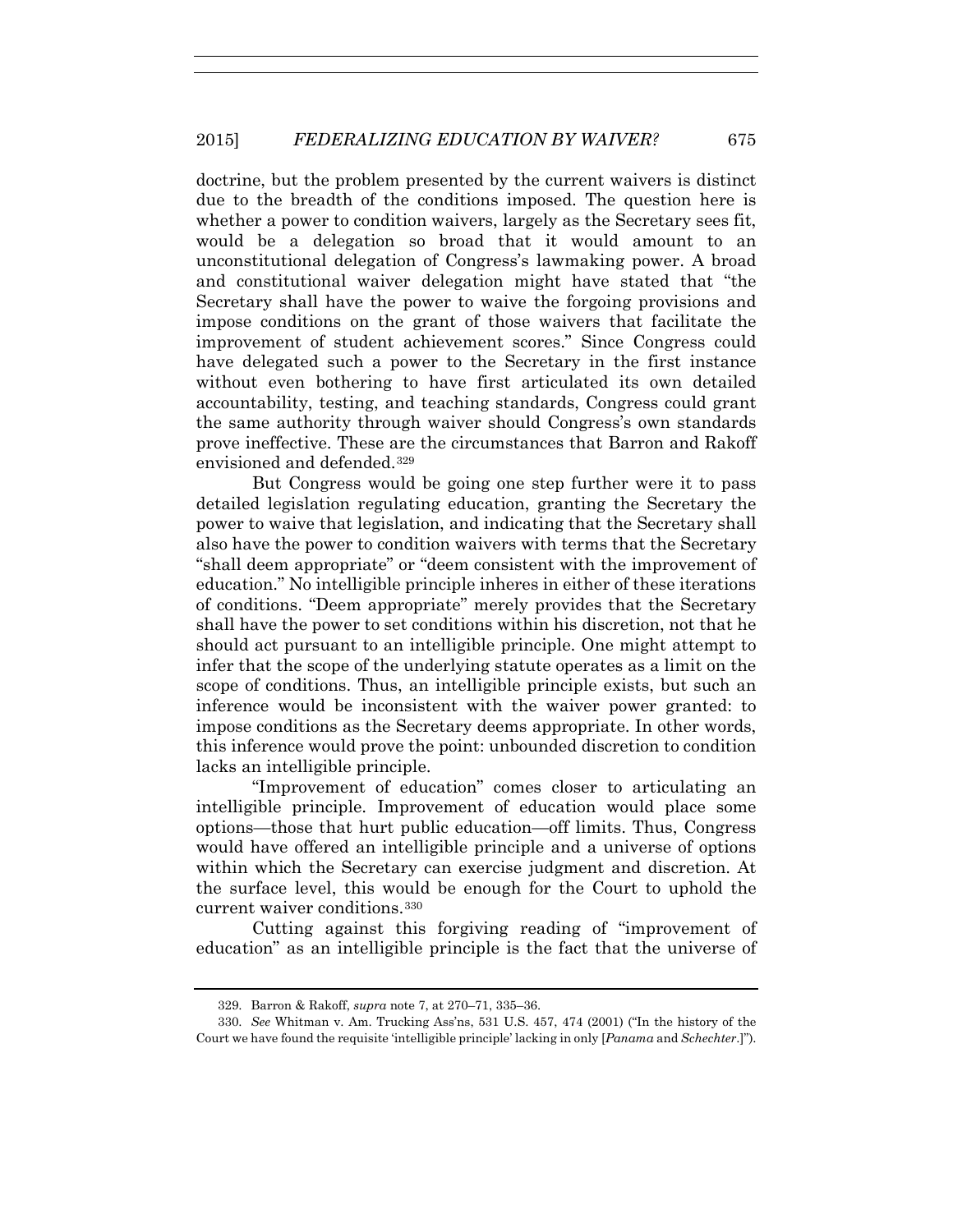doctrine, but the problem presented by the current waivers is distinct due to the breadth of the conditions imposed. The question here is whether a power to condition waivers, largely as the Secretary sees fit, would be a delegation so broad that it would amount to an unconstitutional delegation of Congress's lawmaking power. A broad and constitutional waiver delegation might have stated that "the Secretary shall have the power to waive the forgoing provisions and impose conditions on the grant of those waivers that facilitate the improvement of student achievement scores." Since Congress could have delegated such a power to the Secretary in the first instance without even bothering to have first articulated its own detailed accountability, testing, and teaching standards, Congress could grant the same authority through waiver should Congress's own standards prove ineffective. These are the circumstances that Barron and Rakoff envisioned and defended.[329]

But Congress would be going one step further were it to pass detailed legislation regulating education, granting the Secretary the power to waive that legislation, and indicating that the Secretary shall also have the power to condition waivers with terms that the Secretary "shall deem appropriate" or "deem consistent with the improvement of education." No intelligible principle inheres in either of these iterations of conditions. "Deem appropriate" merely provides that the Secretary shall have the power to set conditions within his discretion, not that he should act pursuant to an intelligible principle. One might attempt to infer that the scope of the underlying statute operates as a limit on the scope of conditions. Thus, an intelligible principle exists, but such an inference would be inconsistent with the waiver power granted: to impose conditions as the Secretary deems appropriate. In other words, this inference would prove the point: unbounded discretion to condition lacks an intelligible principle.

"Improvement of education" comes closer to articulating an intelligible principle. Improvement of education would place some options—those that hurt public education—off limits. Thus, Congress would have offered an intelligible principle and a universe of options within which the Secretary can exercise judgment and discretion. At the surface level, this would be enough for the Court to uphold the current waiver conditions.[330]

Cutting against this forgiving reading of "improvement of education" as an intelligible principle is the fact that the universe of

---

329. Barron & Rakoff, *supra* note 7, at 270–71, 335–36.

330. *See* Whitman v. Am. Trucking Ass'ns, 531 U.S. 457, 474 (2001) ("In the history of the Court we have found the requisite 'intelligible principle' lacking in only [*Panama* and *Schechter*.]").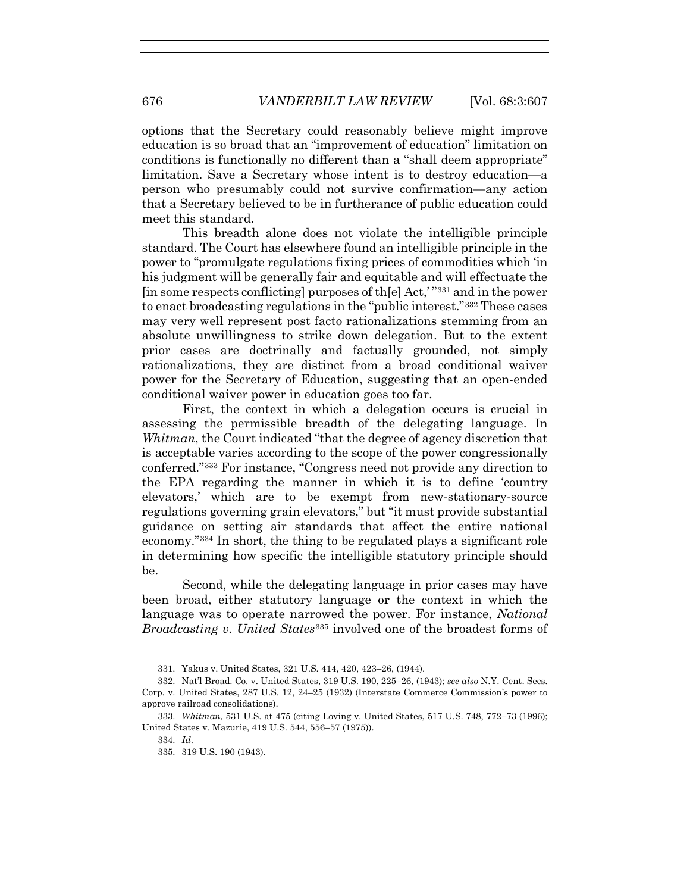options that the Secretary could reasonably believe might improve education is so broad that an "improvement of education" limitation on conditions is functionally no different than a "shall deem appropriate" limitation. Save a Secretary whose intent is to destroy education—a person who presumably could not survive confirmation—any action that a Secretary believed to be in furtherance of public education could meet this standard.

This breadth alone does not violate the intelligible principle standard. The Court has elsewhere found an intelligible principle in the power to "promulgate regulations fixing prices of commodities which 'in his judgment will be generally fair and equitable and will effectuate the [in some respects conflicting] purposes of th[e] Act,' "[331] and in the power to enact broadcasting regulations in the "public interest."[332] These cases may very well represent post facto rationalizations stemming from an absolute unwillingness to strike down delegation. But to the extent prior cases are doctrinally and factually grounded, not simply rationalizations, they are distinct from a broad conditional waiver power for the Secretary of Education, suggesting that an open-ended conditional waiver power in education goes too far.

First, the context in which a delegation occurs is crucial in assessing the permissible breadth of the delegating language. In *Whitman*, the Court indicated "that the degree of agency discretion that is acceptable varies according to the scope of the power congressionally conferred."[333] For instance, "Congress need not provide any direction to the EPA regarding the manner in which it is to define 'country elevators,' which are to be exempt from new-stationary-source regulations governing grain elevators," but "it must provide substantial guidance on setting air standards that affect the entire national economy."[334] In short, the thing to be regulated plays a significant role in determining how specific the intelligible statutory principle should be.

Second, while the delegating language in prior cases may have been broad, either statutory language or the context in which the language was to operate narrowed the power. For instance, *National Broadcasting v. United States*[335] involved one of the broadest forms of

---

331. Yakus v. United States, 321 U.S. 414, 420, 423–26, (1944).

332. Nat'l Broad. Co. v. United States, 319 U.S. 190, 225–26, (1943); *see also* N.Y. Cent. Secs. Corp. v. United States, 287 U.S. 12, 24–25 (1932) (Interstate Commerce Commission's power to approve railroad consolidations).

333. *Whitman*, 531 U.S. at 475 (citing Loving v. United States, 517 U.S. 748, 772–73 (1996); United States v. Mazurie, 419 U.S. 544, 556–57 (1975)).

334. *Id*.

335. 319 U.S. 190 (1943).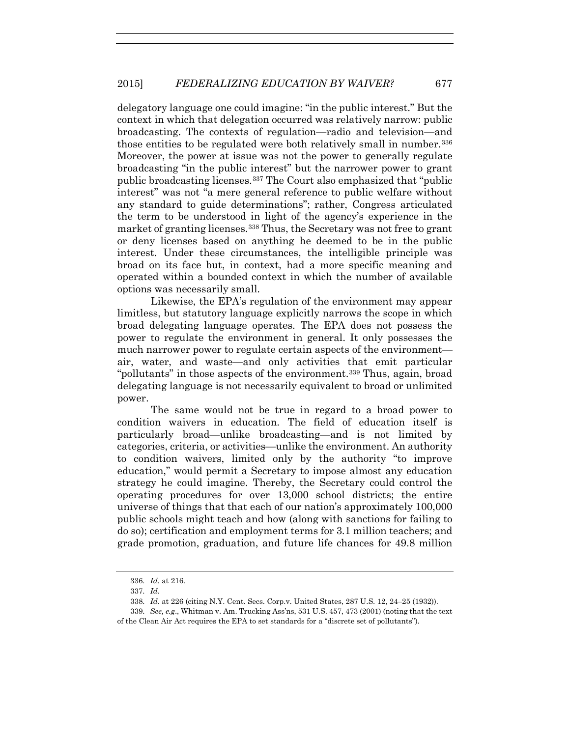delegatory language one could imagine: "in the public interest." But the context in which that delegation occurred was relatively narrow: public broadcasting. The contexts of regulation—radio and television—and those entities to be regulated were both relatively small in number.[336] Moreover, the power at issue was not the power to generally regulate broadcasting "in the public interest" but the narrower power to grant public broadcasting licenses.[337] The Court also emphasized that "public interest" was not "a mere general reference to public welfare without any standard to guide determinations"; rather, Congress articulated the term to be understood in light of the agency's experience in the market of granting licenses.[338] Thus, the Secretary was not free to grant or deny licenses based on anything he deemed to be in the public interest. Under these circumstances, the intelligible principle was broad on its face but, in context, had a more specific meaning and operated within a bounded context in which the number of available options was necessarily small.

Likewise, the EPA's regulation of the environment may appear limitless, but statutory language explicitly narrows the scope in which broad delegating language operates. The EPA does not possess the power to regulate the environment in general. It only possesses the much narrower power to regulate certain aspects of the environment—air, water, and waste—and only activities that emit particular "pollutants" in those aspects of the environment.[339] Thus, again, broad delegating language is not necessarily equivalent to broad or unlimited power.

The same would not be true in regard to a broad power to condition waivers in education. The field of education itself is particularly broad—unlike broadcasting—and is not limited by categories, criteria, or activities—unlike the environment. An authority to condition waivers, limited only by the authority "to improve education," would permit a Secretary to impose almost any education strategy he could imagine. Thereby, the Secretary could control the operating procedures for over 13,000 school districts; the entire universe of things that that each of our nation's approximately 100,000 public schools might teach and how (along with sanctions for failing to do so); certification and employment terms for 3.1 million teachers; and grade promotion, graduation, and future life chances for 49.8 million

---

336. *Id.* at 216.

337. *Id.*

338. *Id.* at 226 (citing N.Y. Cent. Secs. Corp.v. United States, 287 U.S. 12, 24–25 (1932)).

339. *See, e.g.*, Whitman v. Am. Trucking Ass'ns, 531 U.S. 457, 473 (2001) (noting that the text of the Clean Air Act requires the EPA to set standards for a "discrete set of pollutants").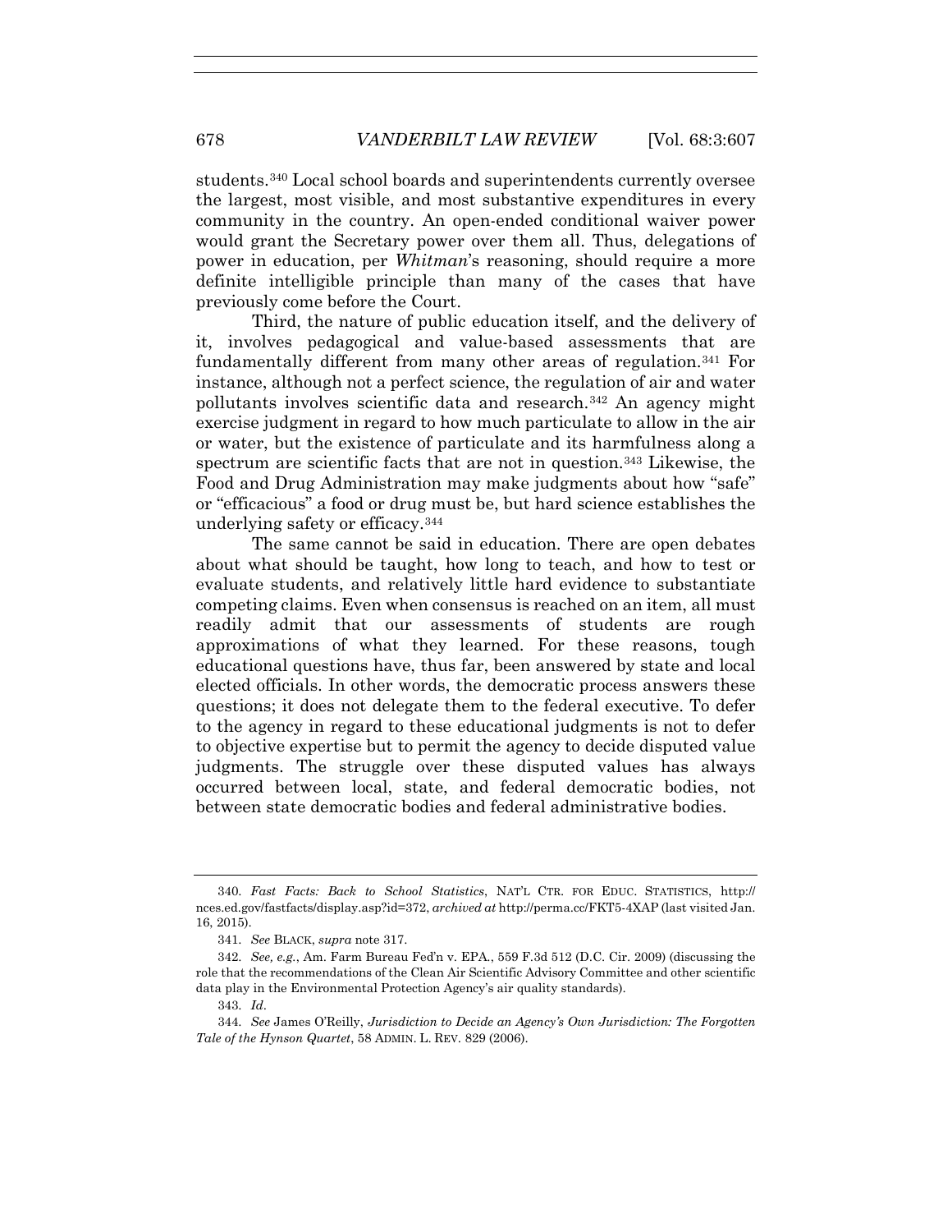students.[340] Local school boards and superintendents currently oversee the largest, most visible, and most substantive expenditures in every community in the country. An open-ended conditional waiver power would grant the Secretary power over them all. Thus, delegations of power in education, per *Whitman*'s reasoning, should require a more definite intelligible principle than many of the cases that have previously come before the Court.

Third, the nature of public education itself, and the delivery of it, involves pedagogical and value-based assessments that are fundamentally different from many other areas of regulation.[341] For instance, although not a perfect science, the regulation of air and water pollutants involves scientific data and research.[342] An agency might exercise judgment in regard to how much particulate to allow in the air or water, but the existence of particulate and its harmfulness along a spectrum are scientific facts that are not in question.[343] Likewise, the Food and Drug Administration may make judgments about how "safe" or "efficacious" a food or drug must be, but hard science establishes the underlying safety or efficacy.[344]

The same cannot be said in education. There are open debates about what should be taught, how long to teach, and how to test or evaluate students, and relatively little hard evidence to substantiate competing claims. Even when consensus is reached on an item, all must readily admit that our assessments of students are rough approximations of what they learned. For these reasons, tough educational questions have, thus far, been answered by state and local elected officials. In other words, the democratic process answers these questions; it does not delegate them to the federal executive. To defer to the agency in regard to these educational judgments is not to defer to objective expertise but to permit the agency to decide disputed value judgments. The struggle over these disputed values has always occurred between local, state, and federal democratic bodies, not between state democratic bodies and federal administrative bodies.

---

340. *Fast Facts: Back to School Statistics*, NAT'L CTR. FOR EDUC. STATISTICS, http://nces.ed.gov/fastfacts/display.asp?id=372, *archived at* http://perma.cc/FKT5-4XAP (last visited Jan. 16, 2015).

341. *See* BLACK, *supra* note 317.

342. *See, e.g.*, Am. Farm Bureau Fed'n v. EPA., 559 F.3d 512 (D.C. Cir. 2009) (discussing the role that the recommendations of the Clean Air Scientific Advisory Committee and other scientific data play in the Environmental Protection Agency's air quality standards).

343. *Id.*

344. *See* James O'Reilly, *Jurisdiction to Decide an Agency's Own Jurisdiction: The Forgotten Tale of the Hynson Quartet*, 58 ADMIN. L. REV. 829 (2006).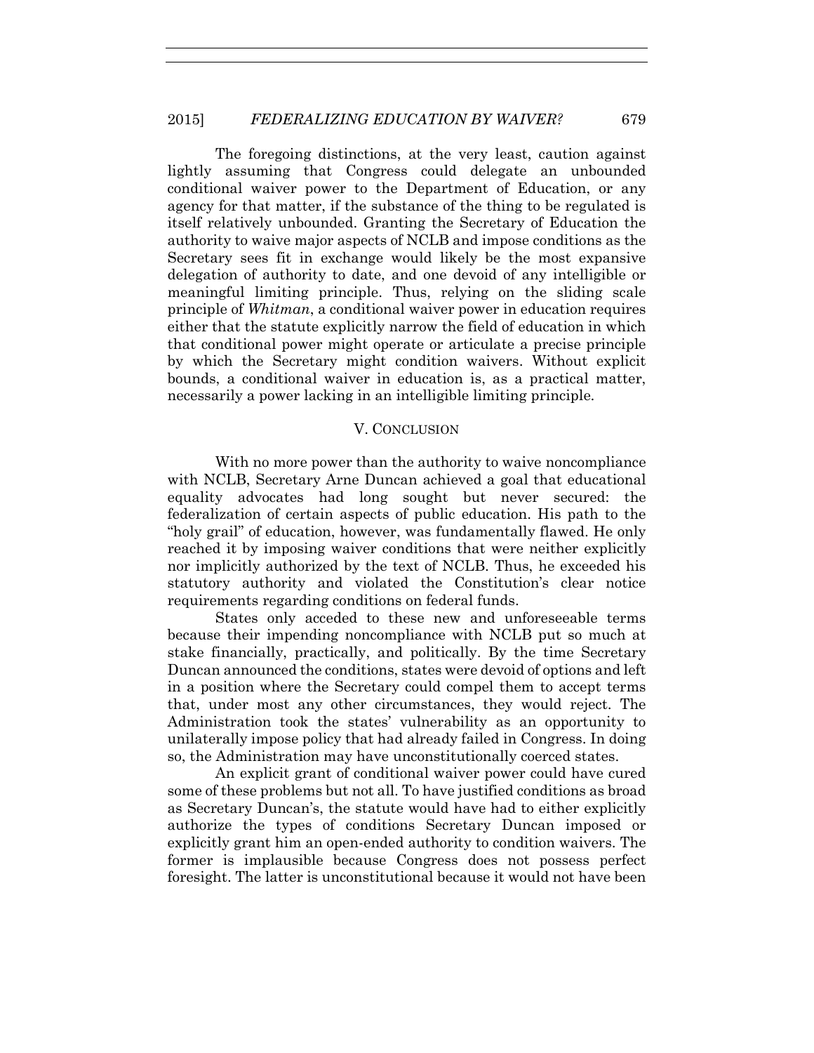The foregoing distinctions, at the very least, caution against lightly assuming that Congress could delegate an unbounded conditional waiver power to the Department of Education, or any agency for that matter, if the substance of the thing to be regulated is itself relatively unbounded. Granting the Secretary of Education the authority to waive major aspects of NCLB and impose conditions as the Secretary sees fit in exchange would likely be the most expansive delegation of authority to date, and one devoid of any intelligible or meaningful limiting principle. Thus, relying on the sliding scale principle of *Whitman*, a conditional waiver power in education requires either that the statute explicitly narrow the field of education in which that conditional power might operate or articulate a precise principle by which the Secretary might condition waivers. Without explicit bounds, a conditional waiver in education is, as a practical matter, necessarily a power lacking in an intelligible limiting principle.

## V. CONCLUSION

With no more power than the authority to waive noncompliance with NCLB, Secretary Arne Duncan achieved a goal that educational equality advocates had long sought but never secured: the federalization of certain aspects of public education. His path to the "holy grail" of education, however, was fundamentally flawed. He only reached it by imposing waiver conditions that were neither explicitly nor implicitly authorized by the text of NCLB. Thus, he exceeded his statutory authority and violated the Constitution's clear notice requirements regarding conditions on federal funds.

States only acceded to these new and unforeseeable terms because their impending noncompliance with NCLB put so much at stake financially, practically, and politically. By the time Secretary Duncan announced the conditions, states were devoid of options and left in a position where the Secretary could compel them to accept terms that, under most any other circumstances, they would reject. The Administration took the states' vulnerability as an opportunity to unilaterally impose policy that had already failed in Congress. In doing so, the Administration may have unconstitutionally coerced states.

An explicit grant of conditional waiver power could have cured some of these problems but not all. To have justified conditions as broad as Secretary Duncan's, the statute would have had to either explicitly authorize the types of conditions Secretary Duncan imposed or explicitly grant him an open-ended authority to condition waivers. The former is implausible because Congress does not possess perfect foresight. The latter is unconstitutional because it would not have been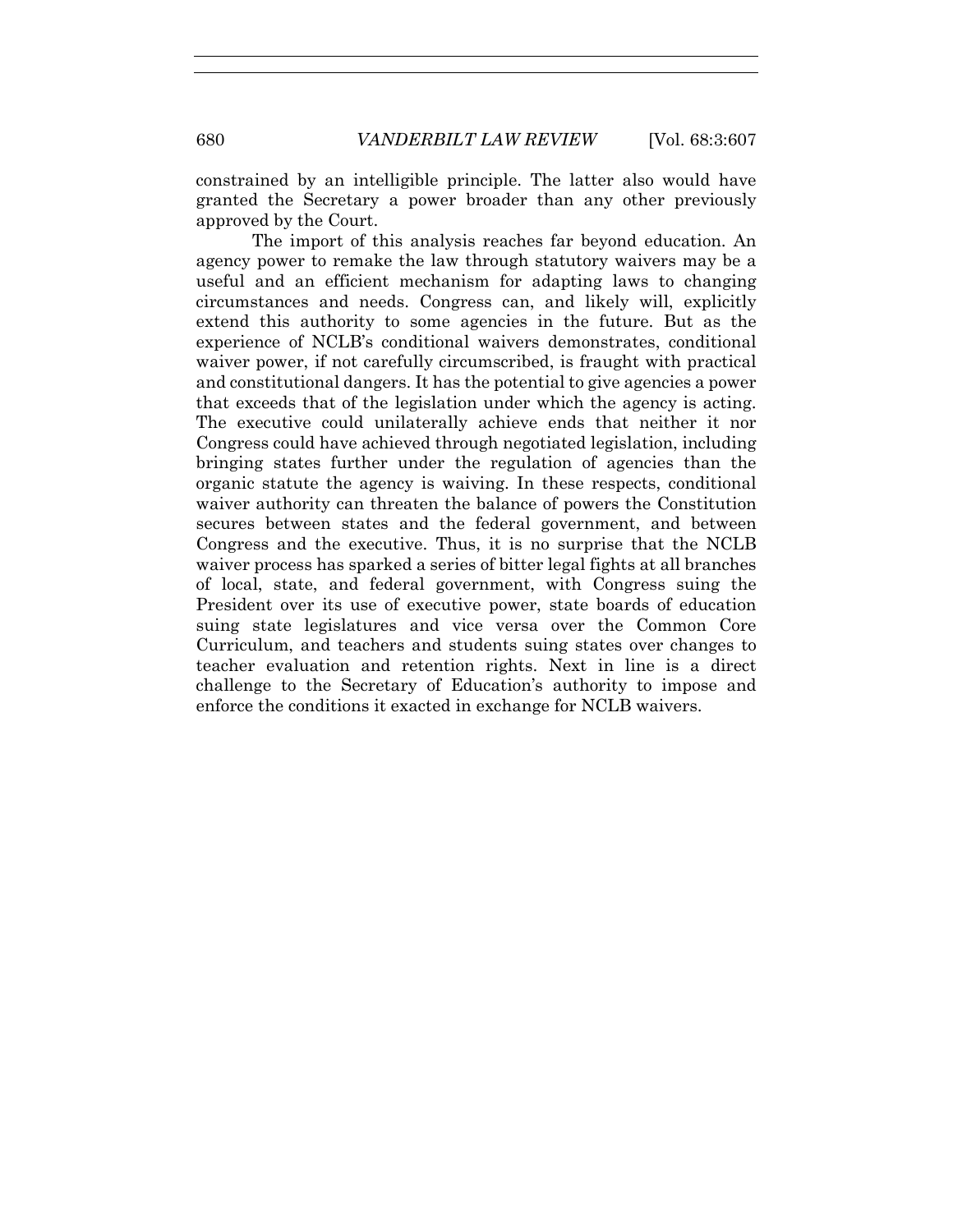constrained by an intelligible principle. The latter also would have granted the Secretary a power broader than any other previously approved by the Court.

The import of this analysis reaches far beyond education. An agency power to remake the law through statutory waivers may be a useful and an efficient mechanism for adapting laws to changing circumstances and needs. Congress can, and likely will, explicitly extend this authority to some agencies in the future. But as the experience of NCLB's conditional waivers demonstrates, conditional waiver power, if not carefully circumscribed, is fraught with practical and constitutional dangers. It has the potential to give agencies a power that exceeds that of the legislation under which the agency is acting. The executive could unilaterally achieve ends that neither it nor Congress could have achieved through negotiated legislation, including bringing states further under the regulation of agencies than the organic statute the agency is waiving. In these respects, conditional waiver authority can threaten the balance of powers the Constitution secures between states and the federal government, and between Congress and the executive. Thus, it is no surprise that the NCLB waiver process has sparked a series of bitter legal fights at all branches of local, state, and federal government, with Congress suing the President over its use of executive power, state boards of education suing state legislatures and vice versa over the Common Core Curriculum, and teachers and students suing states over changes to teacher evaluation and retention rights. Next in line is a direct challenge to the Secretary of Education's authority to impose and enforce the conditions it exacted in exchange for NCLB waivers.